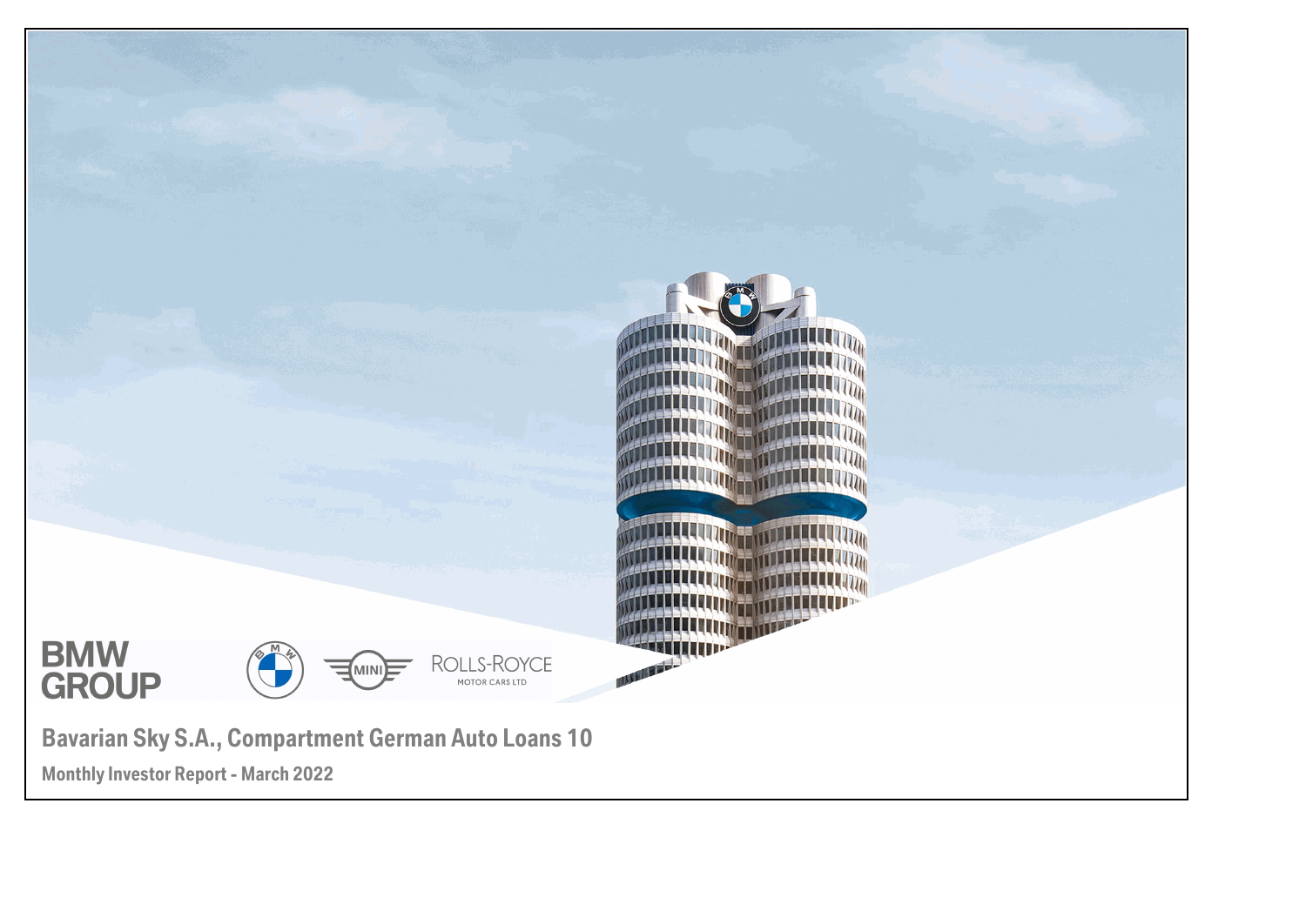BMW GROUP

# Bavarian Sky S.A., Compartment German Auto Loans 10

## Monthly Investor Report - March 2022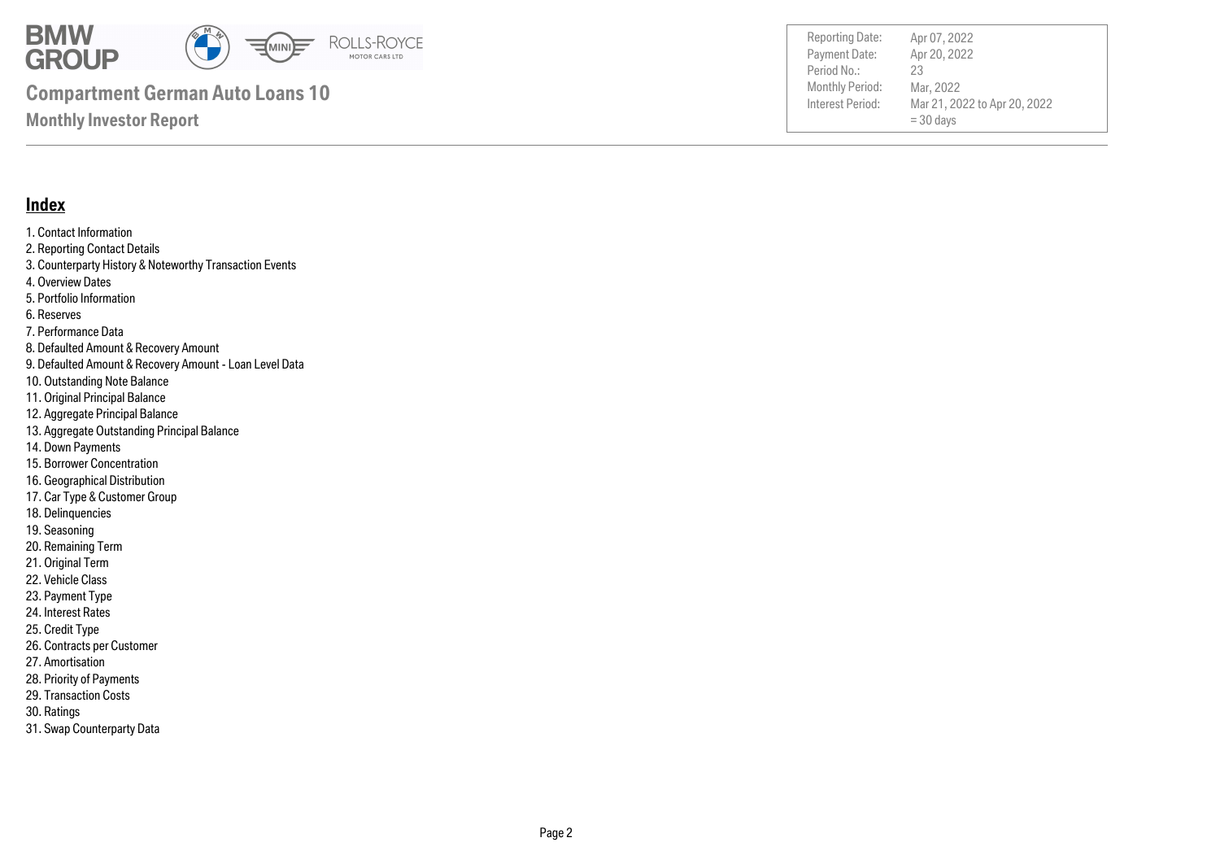# Compartment German Auto Loans 10

## Monthly Investor Report

| | |
|---|---|
| Reporting Date: | Apr 07, 2022 |
| Payment Date: | Apr 20, 2022 |
| Period No.: | 23 |
| Monthly Period: | Mar, 2022 |
| Interest Period: | Mar 21, 2022 to Apr 20, 2022 = 30 days |

## Index

1. Contact Information
2. Reporting Contact Details
3. Counterparty History & Noteworthy Transaction Events
4. Overview Dates
5. Portfolio Information
6. Reserves
7. Performance Data
8. Defaulted Amount & Recovery Amount
9. Defaulted Amount & Recovery Amount - Loan Level Data
10. Outstanding Note Balance
11. Original Principal Balance
12. Aggregate Principal Balance
13. Aggregate Outstanding Principal Balance
14. Down Payments
15. Borrower Concentration
16. Geographical Distribution
17. Car Type & Customer Group
18. Delinquencies
19. Seasoning
20. Remaining Term
21. Original Term
22. Vehicle Class
23. Payment Type
24. Interest Rates
25. Credit Type
26. Contracts per Customer
27. Amortisation
28. Priority of Payments
29. Transaction Costs
30. Ratings
31. Swap Counterparty Data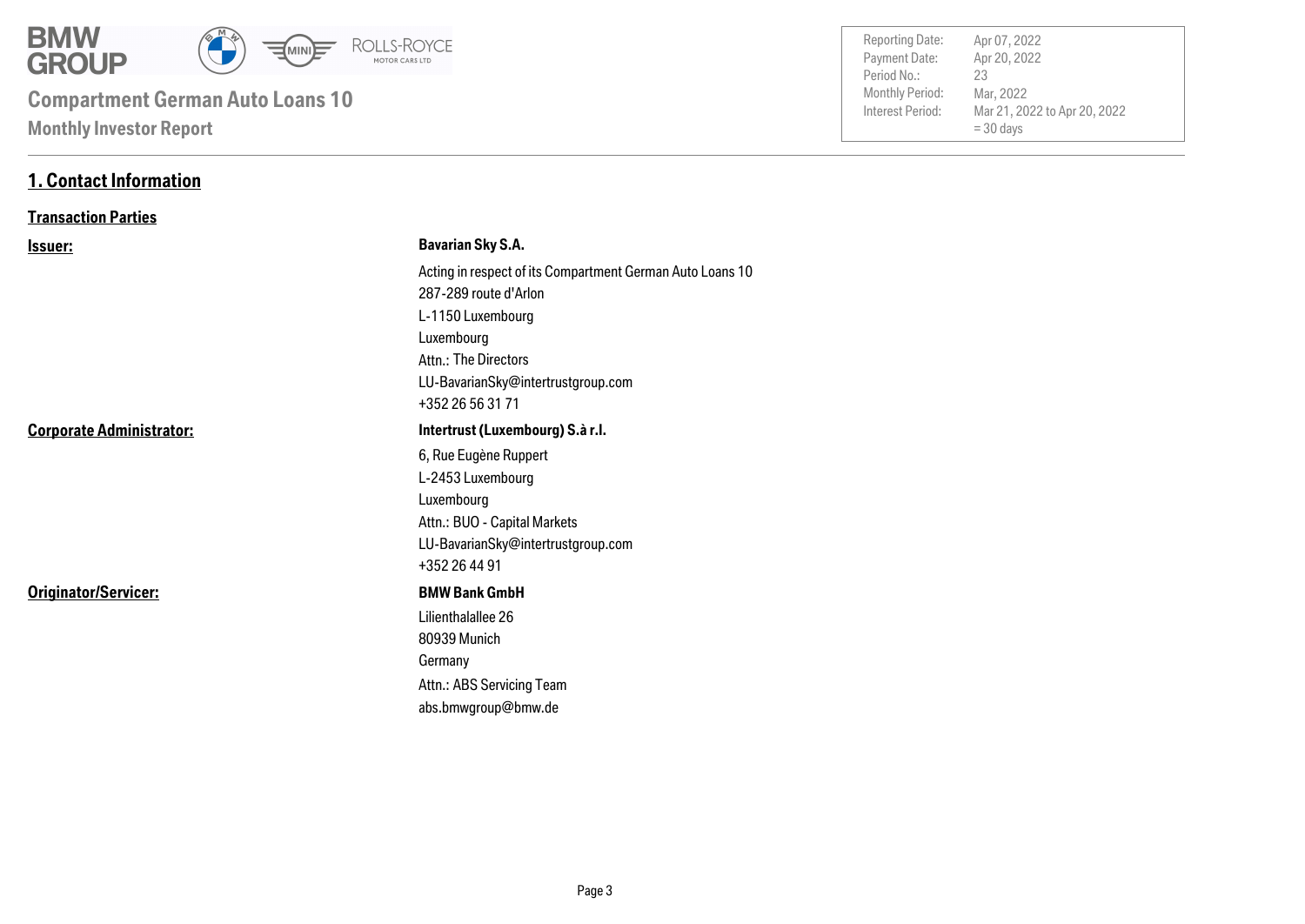# Compartment German Auto Loans 10

## Monthly Investor Report

| | |
|---|---|
| Reporting Date: | Apr 07, 2022 |
| Payment Date: | Apr 20, 2022 |
| Period No.: | 23 |
| Monthly Period: | Mar, 2022 |
| Interest Period: | Mar 21, 2022 to Apr 20, 2022 = 30 days |

## 1. Contact Information

### Transaction Parties

**Issuer:**

**Bavarian Sky S.A.**
Acting in respect of its Compartment German Auto Loans 10
287-289 route d'Arlon
L-1150 Luxembourg
Luxembourg
Attn.: The Directors
LU-BavarianSky@intertrustgroup.com
+352 26 56 31 71

**Corporate Administrator:**

**Intertrust (Luxembourg) S.à r.l.**
6, Rue Eugène Ruppert
L-2453 Luxembourg
Luxembourg
Attn.: BUO - Capital Markets
LU-BavarianSky@intertrustgroup.com
+352 26 44 91

**Originator/Servicer:**

**BMW Bank GmbH**
Lilienthalallee 26
80939 Munich
Germany
Attn.: ABS Servicing Team
abs.bmwgroup@bmw.de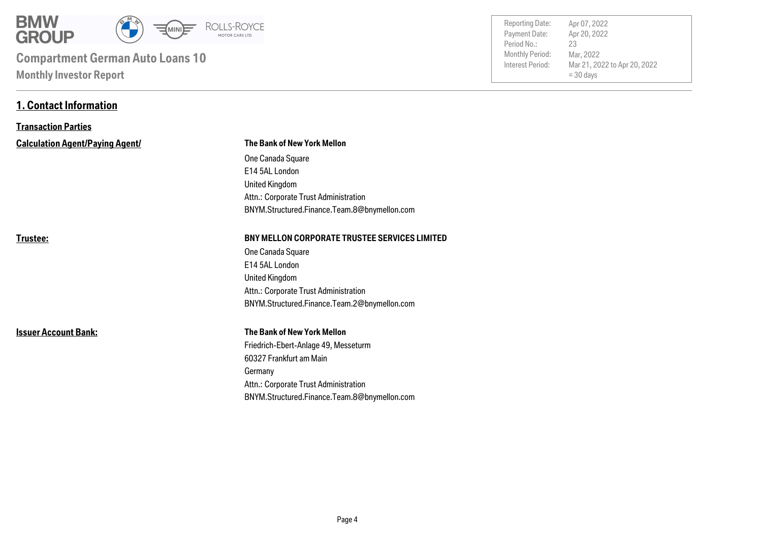# Compartment German Auto Loans 10

## Monthly Investor Report

| | |
|---|---|
| Reporting Date: | Apr 07, 2022 |
| Payment Date: | Apr 20, 2022 |
| Period No.: | 23 |
| Monthly Period: | Mar, 2022 |
| Interest Period: | Mar 21, 2022 to Apr 20, 2022 = 30 days |

## 1. Contact Information

### Transaction Parties

**Calculation Agent/Paying Agent/**

**The Bank of New York Mellon**
One Canada Square
E14 5AL London
United Kingdom
Attn.: Corporate Trust Administration
BNYM.Structured.Finance.Team.8@bnymellon.com

**Trustee:**

**BNY MELLON CORPORATE TRUSTEE SERVICES LIMITED**
One Canada Square
E14 5AL London
United Kingdom
Attn.: Corporate Trust Administration
BNYM.Structured.Finance.Team.2@bnymellon.com

**Issuer Account Bank:**

**The Bank of New York Mellon**
Friedrich-Ebert-Anlage 49, Messeturm
60327 Frankfurt am Main
Germany
Attn.: Corporate Trust Administration
BNYM.Structured.Finance.Team.8@bnymellon.com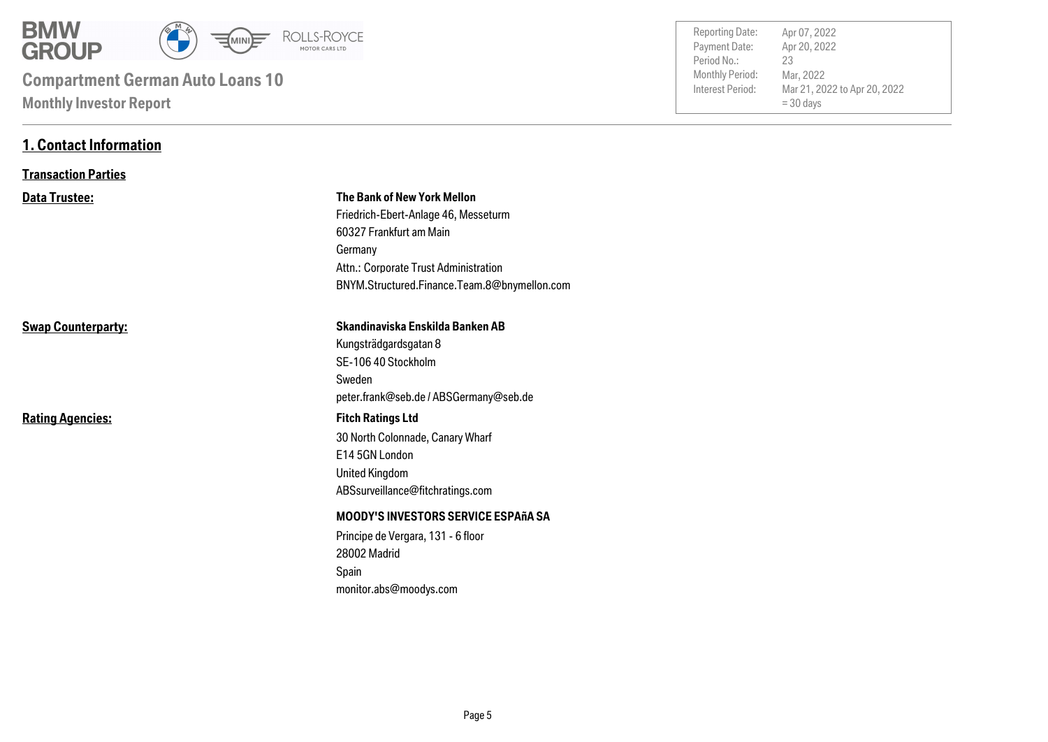# Compartment German Auto Loans 10

**Monthly Investor Report**

| | |
|---|---|
| Reporting Date: | Apr 07, 2022 |
| Payment Date: | Apr 20, 2022 |
| Period No.: | 23 |
| Monthly Period: | Mar, 2022 |
| Interest Period: | Mar 21, 2022 to Apr 20, 2022 = 30 days |

## 1. Contact Information

### Transaction Parties

**Data Trustee:**

**The Bank of New York Mellon**
Friedrich-Ebert-Anlage 46, Messeturm
60327 Frankfurt am Main
Germany
Attn.: Corporate Trust Administration
BNYM.Structured.Finance.Team.8@bnymellon.com

**Swap Counterparty:**

**Skandinaviska Enskilda Banken AB**
Kungsträdgardsgatan 8
SE-106 40 Stockholm
Sweden
peter.frank@seb.de / ABSGermany@seb.de

**Rating Agencies:**

**Fitch Ratings Ltd**
30 North Colonnade, Canary Wharf
E14 5GN London
United Kingdom
ABSsurveillance@fitchratings.com

**MOODY'S INVESTORS SERVICE ESPAñA SA**
Principe de Vergara, 131 - 6 floor
28002 Madrid
Spain
monitor.abs@moodys.com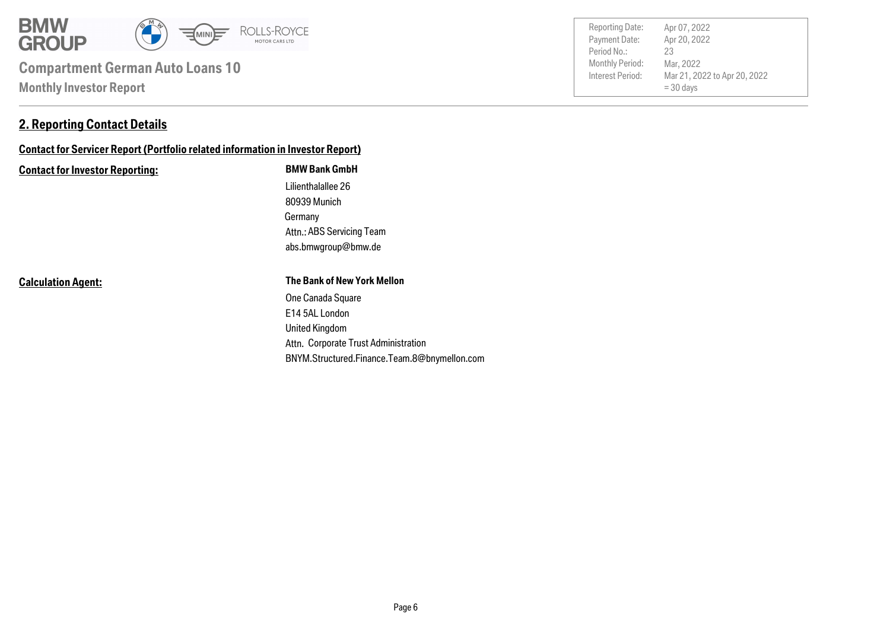## 2. Reporting Contact Details

**Contact for Servicer Report (Portfolio related information in Investor Report)**

| | |
|---|---|
| **Contact for Investor Reporting:** | **BMW Bank GmbH** |
| | Lilienthalallee 26 |
| | 80939 Munich |
| | Germany |
| | Attn.: ABS Servicing Team |
| | abs.bmwgroup@bmw.de |
| | |
| **Calculation Agent:** | **The Bank of New York Mellon** |
| | One Canada Square |
| | E14 5AL London |
| | United Kingdom |
| | Attn. Corporate Trust Administration |
| | BNYM.Structured.Finance.Team.8@bnymellon.com |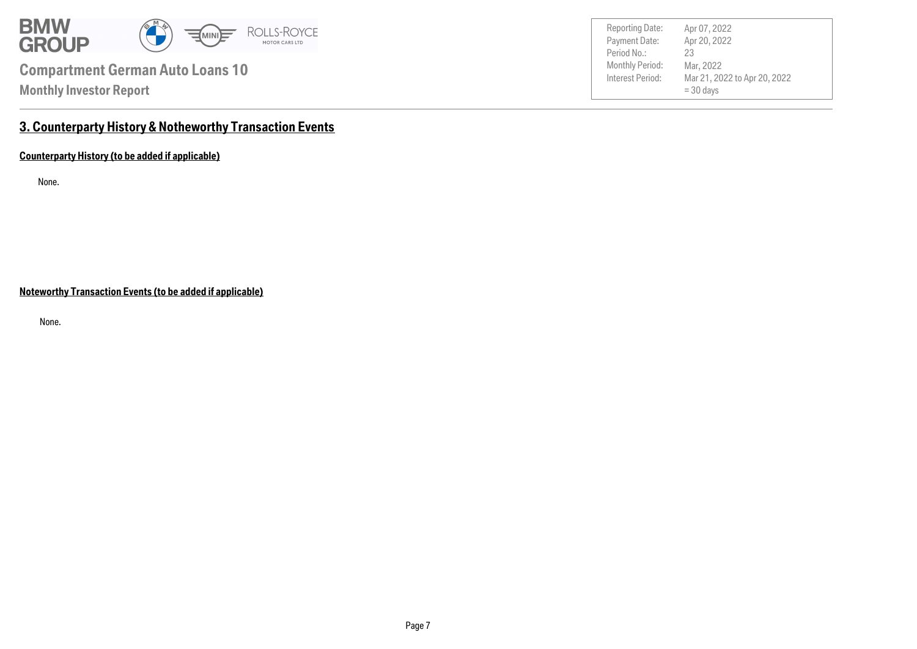## 3. Counterparty History & Notheworthy Transaction Events

**Counterparty History (to be added if applicable)**

None.

**Noteworthy Transaction Events (to be added if applicable)**

None.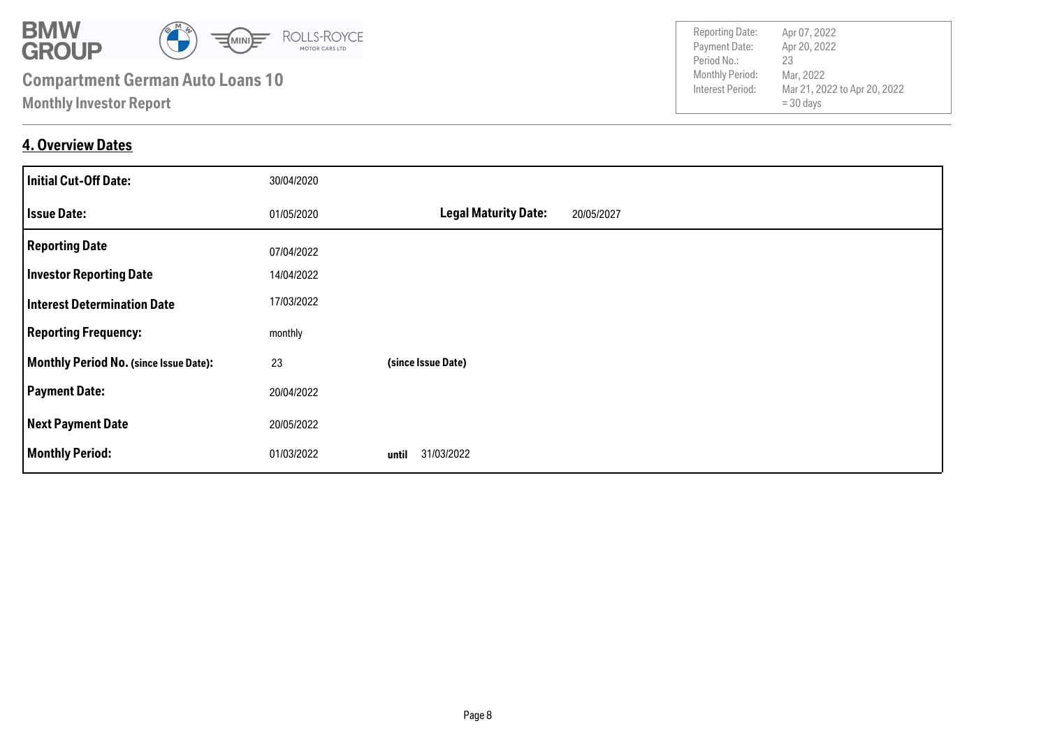## 4. Overview Dates

| | | | |
|---|---|---|---|
| **Initial Cut-Off Date:** | 30/04/2020 | | |
| **Issue Date:** | 01/05/2020 | **Legal Maturity Date:** | 20/05/2027 |
| **Reporting Date** | 07/04/2022 | | |
| **Investor Reporting Date** | 14/04/2022 | | |
| **Interest Determination Date** | 17/03/2022 | | |
| **Reporting Frequency:** | monthly | | |
| **Monthly Period No. (since Issue Date):** | 23 | **(since Issue Date)** | |
| **Payment Date:** | 20/04/2022 | | |
| **Next Payment Date** | 20/05/2022 | | |
| **Monthly Period:** | 01/03/2022 | **until** 31/03/2022 | |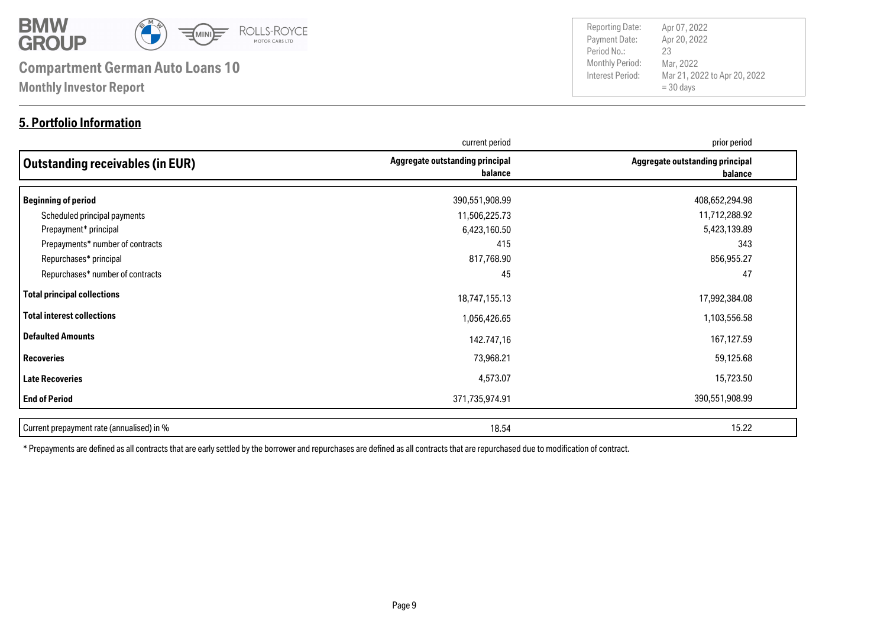# Compartment German Auto Loans 10

**Monthly Investor Report**

| | |
|---|---|
| Reporting Date: | Apr 07, 2022 |
| Payment Date: | Apr 20, 2022 |
| Period No.: | 23 |
| Monthly Period: | Mar, 2022 |
| Interest Period: | Mar 21, 2022 to Apr 20, 2022 = 30 days |

## 5. Portfolio Information

| | current period | prior period |
|---|---|---|
| **Outstanding receivables (in EUR)** | **Aggregate outstanding principal balance** | **Aggregate outstanding principal balance** |
| **Beginning of period** | 390,551,908.99 | 408,652,294.98 |
| Scheduled principal payments | 11,506,225.73 | 11,712,288.92 |
| Prepayment* principal | 6,423,160.50 | 5,423,139.89 |
| Prepayments* number of contracts | 415 | 343 |
| Repurchases* principal | 817,768.90 | 856,955.27 |
| Repurchases* number of contracts | 45 | 47 |
| **Total principal collections** | 18,747,155.13 | 17,992,384.08 |
| **Total interest collections** | 1,056,426.65 | 1,103,556.58 |
| **Defaulted Amounts** | 142.747,16 | 167,127.59 |
| **Recoveries** | 73,968.21 | 59,125.68 |
| **Late Recoveries** | 4,573.07 | 15,723.50 |
| **End of Period** | 371,735,974.91 | 390,551,908.99 |
| Current prepayment rate (annualised) in % | 18.54 | 15.22 |

* Prepayments are defined as all contracts that are early settled by the borrower and repurchases are defined as all contracts that are repurchased due to modification of contract.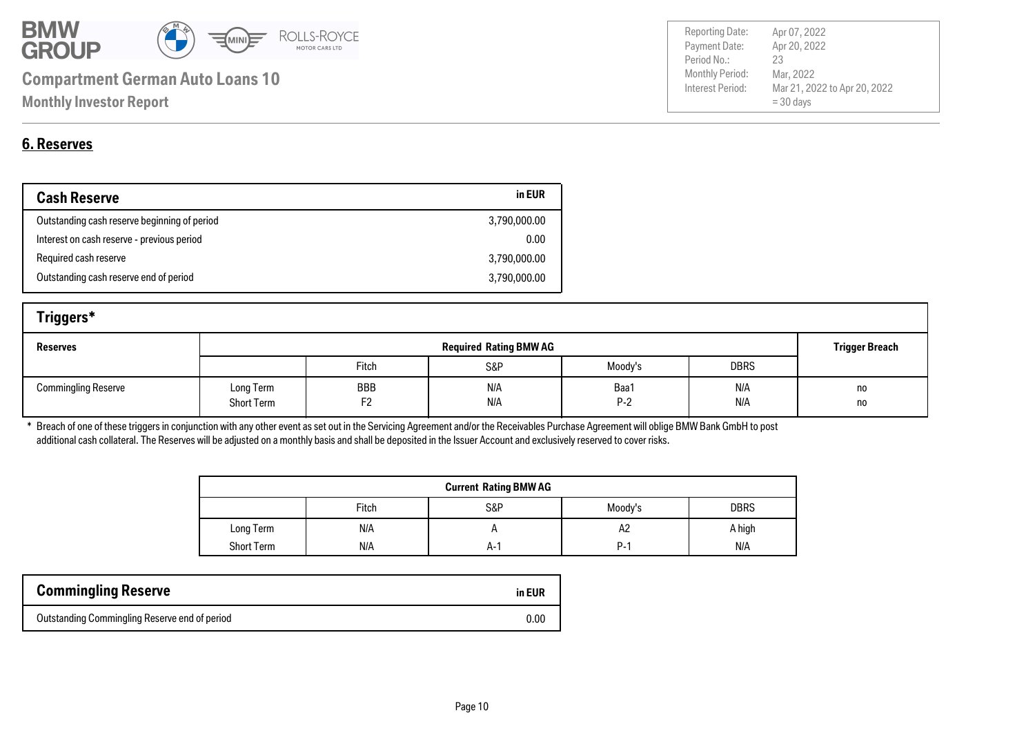## 6. Reserves

| Cash Reserve | in EUR |
|---|---|
| Outstanding cash reserve beginning of period | 3,790,000.00 |
| Interest on cash reserve - previous period | 0.00 |
| Required cash reserve | 3,790,000.00 |
| Outstanding cash reserve end of period | 3,790,000.00 |

### Triggers*

| Reserves | Required Rating BMW AG | | | | | Trigger Breach |
|---|---|---|---|---|---|---|
| | | Fitch | S&P | Moody's | DBRS | |
| Commingling Reserve | Long Term | BBB | N/A | Baa1 | N/A | no |
| | Short Term | F2 | N/A | P-2 | N/A | no |

\* Breach of one of these triggers in conjunction with any other event as set out in the Servicing Agreement and/or the Receivables Purchase Agreement will oblige BMW Bank GmbH to post additional cash collateral. The Reserves will be adjusted on a monthly basis and shall be deposited in the Issuer Account and exclusively reserved to cover risks.

| Current Rating BMW AG | | | | |
|---|---|---|---|---|
| | Fitch | S&P | Moody's | DBRS |
| Long Term | N/A | A | A2 | A high |
| Short Term | N/A | A-1 | P-1 | N/A |

| Commingling Reserve | in EUR |
|---|---|
| Outstanding Commingling Reserve end of period | 0.00 |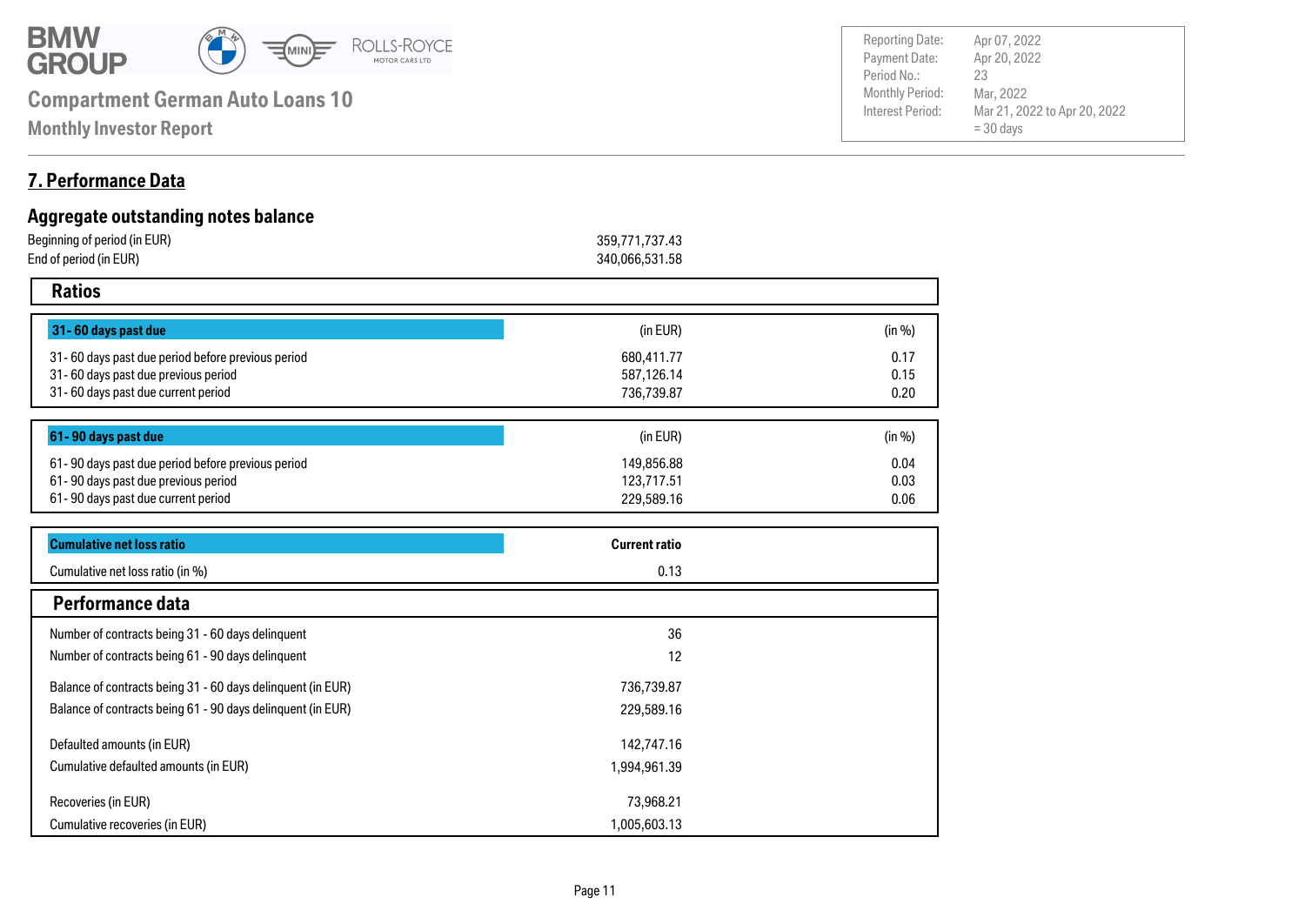## 7. Performance Data

### Aggregate outstanding notes balance

| | |
|---|---|
| Beginning of period (in EUR) | 359,771,737.43 |
| End of period (in EUR) | 340,066,531.58 |

### Ratios

| 31- 60 days past due | (in EUR) | (in %) |
|---|---|---|
| 31- 60 days past due period before previous period | 680,411.77 | 0.17 |
| 31- 60 days past due previous period | 587,126.14 | 0.15 |
| 31- 60 days past due current period | 736,739.87 | 0.20 |

| 61- 90 days past due | (in EUR) | (in %) |
|---|---|---|
| 61- 90 days past due period before previous period | 149,856.88 | 0.04 |
| 61- 90 days past due previous period | 123,717.51 | 0.03 |
| 61- 90 days past due current period | 229,589.16 | 0.06 |

| Cumulative net loss ratio | Current ratio |
|---|---|
| Cumulative net loss ratio (in %) | 0.13 |

### Performance data

| | |
|---|---|
| Number of contracts being 31 - 60 days delinquent | 36 |
| Number of contracts being 61 - 90 days delinquent | 12 |
| Balance of contracts being 31 - 60 days delinquent (in EUR) | 736,739.87 |
| Balance of contracts being 61 - 90 days delinquent (in EUR) | 229,589.16 |
| Defaulted amounts (in EUR) | 142,747.16 |
| Cumulative defaulted amounts (in EUR) | 1,994,961.39 |
| Recoveries (in EUR) | 73,968.21 |
| Cumulative recoveries (in EUR) | 1,005,603.13 |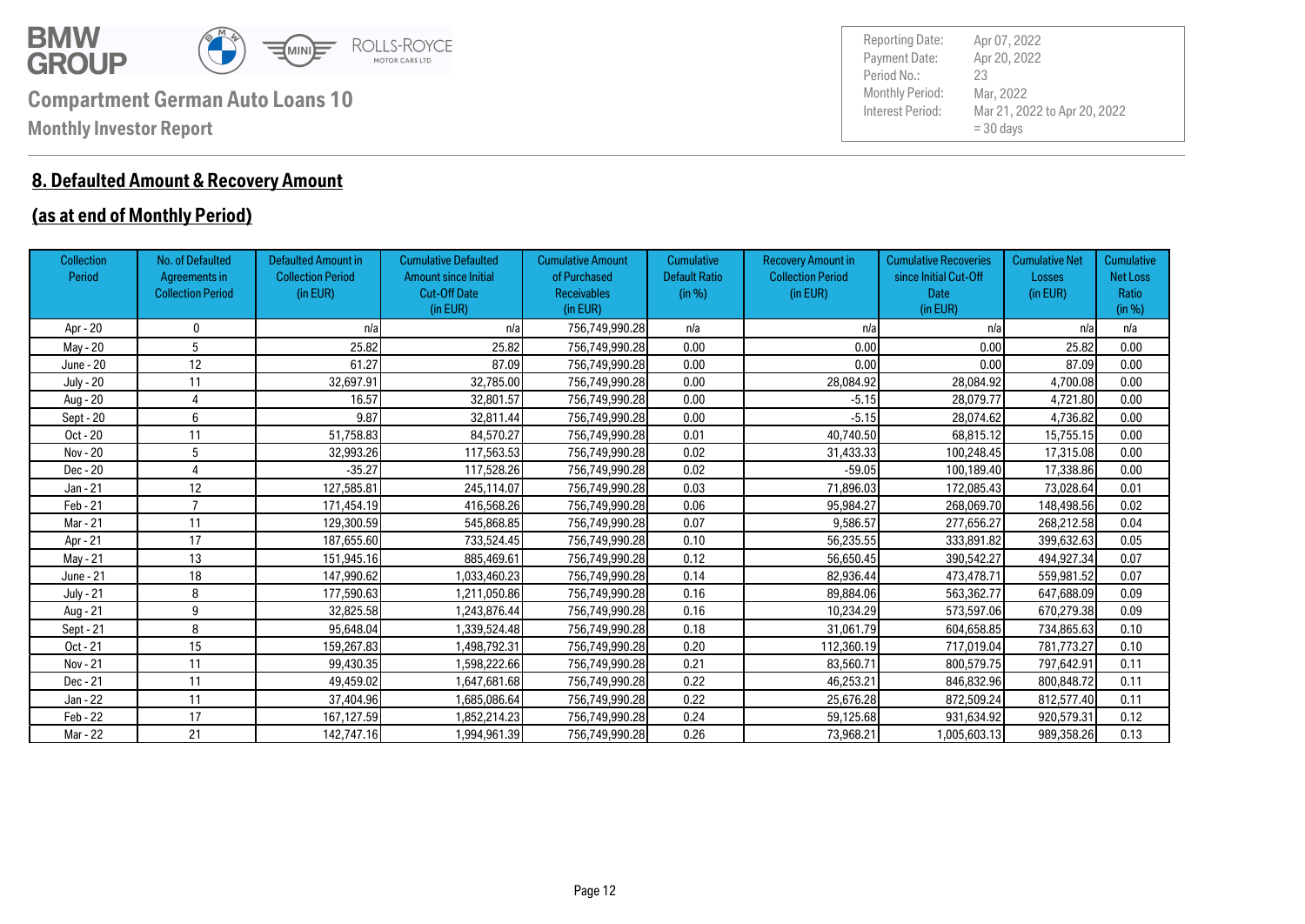## 8. Defaulted Amount & Recovery Amount

## (as at end of Monthly Period)

| Collection Period | No. of Defaulted Agreements in Collection Period | Defaulted Amount in Collection Period (in EUR) | Cumulative Defaulted Amount since Initial Cut-Off Date (in EUR) | Cumulative Amount of Purchased Receivables (in EUR) | Cumulative Default Ratio (in %) | Recovery Amount in Collection Period (in EUR) | Cumulative Recoveries since Initial Cut-Off Date (in EUR) | Cumulative Net Losses (in EUR) | Cumulative Net Loss Ratio (in %) |
|---|---|---|---|---|---|---|---|---|---|
| Apr - 20 | 0 | n/a | n/a | 756,749,990.28 | n/a | n/a | n/a | n/a | n/a |
| May - 20 | 5 | 25.82 | 25.82 | 756,749,990.28 | 0.00 | 0.00 | 0.00 | 25.82 | 0.00 |
| June - 20 | 12 | 61.27 | 87.09 | 756,749,990.28 | 0.00 | 0.00 | 0.00 | 87.09 | 0.00 |
| July - 20 | 11 | 32,697.91 | 32,785.00 | 756,749,990.28 | 0.00 | 28,084.92 | 28,084.92 | 4,700.08 | 0.00 |
| Aug - 20 | 4 | 16.57 | 32,801.57 | 756,749,990.28 | 0.00 | -5.15 | 28,079.77 | 4,721.80 | 0.00 |
| Sept - 20 | 6 | 9.87 | 32,811.44 | 756,749,990.28 | 0.00 | -5.15 | 28,074.62 | 4,736.82 | 0.00 |
| Oct - 20 | 11 | 51,758.83 | 84,570.27 | 756,749,990.28 | 0.01 | 40,740.50 | 68,815.12 | 15,755.15 | 0.00 |
| Nov - 20 | 5 | 32,993.26 | 117,563.53 | 756,749,990.28 | 0.02 | 31,433.33 | 100,248.45 | 17,315.08 | 0.00 |
| Dec - 20 | 4 | -35.27 | 117,528.26 | 756,749,990.28 | 0.02 | -59.05 | 100,189.40 | 17,338.86 | 0.00 |
| Jan - 21 | 12 | 127,585.81 | 245,114.07 | 756,749,990.28 | 0.03 | 71,896.03 | 172,085.43 | 73,028.64 | 0.01 |
| Feb - 21 | 7 | 171,454.19 | 416,568.26 | 756,749,990.28 | 0.06 | 95,984.27 | 268,069.70 | 148,498.56 | 0.02 |
| Mar - 21 | 11 | 129,300.59 | 545,868.85 | 756,749,990.28 | 0.07 | 9,586.57 | 277,656.27 | 268,212.58 | 0.04 |
| Apr - 21 | 17 | 187,655.60 | 733,524.45 | 756,749,990.28 | 0.10 | 56,235.55 | 333,891.82 | 399,632.63 | 0.05 |
| May - 21 | 13 | 151,945.16 | 885,469.61 | 756,749,990.28 | 0.12 | 56,650.45 | 390,542.27 | 494,927.34 | 0.07 |
| June - 21 | 18 | 147,990.62 | 1,033,460.23 | 756,749,990.28 | 0.14 | 82,936.44 | 473,478.71 | 559,981.52 | 0.07 |
| July - 21 | 8 | 177,590.63 | 1,211,050.86 | 756,749,990.28 | 0.16 | 89,884.06 | 563,362.77 | 647,688.09 | 0.09 |
| Aug - 21 | 9 | 32,825.58 | 1,243,876.44 | 756,749,990.28 | 0.16 | 10,234.29 | 573,597.06 | 670,279.38 | 0.09 |
| Sept - 21 | 8 | 95,648.04 | 1,339,524.48 | 756,749,990.28 | 0.18 | 31,061.79 | 604,658.85 | 734,865.63 | 0.10 |
| Oct - 21 | 15 | 159,267.83 | 1,498,792.31 | 756,749,990.28 | 0.20 | 112,360.19 | 717,019.04 | 781,773.27 | 0.10 |
| Nov - 21 | 11 | 99,430.35 | 1,598,222.66 | 756,749,990.28 | 0.21 | 83,560.71 | 800,579.75 | 797,642.91 | 0.11 |
| Dec - 21 | 11 | 49,459.02 | 1,647,681.68 | 756,749,990.28 | 0.22 | 46,253.21 | 846,832.96 | 800,848.72 | 0.11 |
| Jan - 22 | 11 | 37,404.96 | 1,685,086.64 | 756,749,990.28 | 0.22 | 25,676.28 | 872,509.24 | 812,577.40 | 0.11 |
| Feb - 22 | 17 | 167,127.59 | 1,852,214.23 | 756,749,990.28 | 0.24 | 59,125.68 | 931,634.92 | 920,579.31 | 0.12 |
| Mar - 22 | 21 | 142,747.16 | 1,994,961.39 | 756,749,990.28 | 0.26 | 73,968.21 | 1,005,603.13 | 989,358.26 | 0.13 |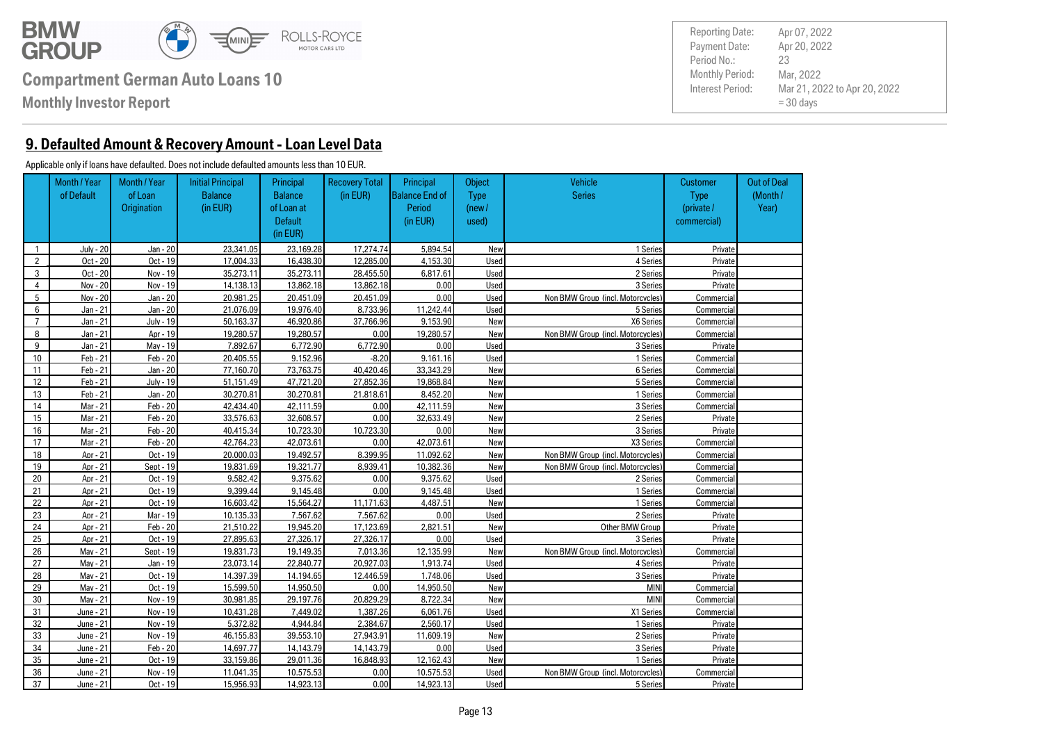**Compartment German Auto Loans 10**

**Monthly Investor Report**

| | |
|---|---|
| Reporting Date: | Apr 07, 2022 |
| Payment Date: | Apr 20, 2022 |
| Period No.: | 23 |
| Monthly Period: | Mar, 2022 |
| Interest Period: | Mar 21, 2022 to Apr 20, 2022 = 30 days |

## 9. Defaulted Amount & Recovery Amount - Loan Level Data

Applicable only if loans have defaulted. Does not include defaulted amounts less than 10 EUR.

| | Month / Year of Default | Month / Year of Loan Origination | Initial Principal Balance (in EUR) | Principal Balance of Loan at Default (in EUR) | Recovery Total (in EUR) | Principal Balance End of Period (in EUR) | Object Type (new / used) | Vehicle Series | Customer Type (private / commercial) | Out of Deal (Month / Year) |
|---|---|---|---|---|---|---|---|---|---|---|
| 1 | July - 20 | Jan - 20 | 23,341.05 | 23,169.28 | 17,274.74 | 5,894.54 | New | 1 Series | Private | |
| 2 | Oct - 20 | Oct - 19 | 17,004.33 | 16,438.30 | 12,285.00 | 4,153.30 | Used | 4 Series | Private | |
| 3 | Oct - 20 | Nov - 19 | 35,273.11 | 35,273.11 | 28,455.50 | 6,817.61 | Used | 2 Series | Private | |
| 4 | Nov - 20 | Nov - 19 | 14,138.13 | 13,862.18 | 13,862.18 | 0.00 | Used | 3 Series | Private | |
| 5 | Nov - 20 | Jan - 20 | 20,981.25 | 20,451.09 | 20,451.09 | 0.00 | Used | Non BMW Group (incl. Motorcycles) | Commercial | |
| 6 | Jan - 21 | Jan - 20 | 21,076.09 | 19,976.40 | 8,733.96 | 11,242.44 | Used | 5 Series | Commercial | |
| 7 | Jan - 21 | July - 19 | 50,163.37 | 46,920.86 | 37,766.96 | 9,153.90 | New | X6 Series | Commercial | |
| 8 | Jan - 21 | Apr - 19 | 19,280.57 | 19,280.57 | 0.00 | 19,280.57 | New | Non BMW Group (incl. Motorcycles) | Commercial | |
| 9 | Jan - 21 | May - 19 | 7,892.67 | 6,772.90 | 6,772.90 | 0.00 | Used | 3 Series | Private | |
| 10 | Feb - 21 | Feb - 20 | 20,405.55 | 9,152.96 | -8.20 | 9,161.16 | Used | 1 Series | Commercial | |
| 11 | Feb - 21 | Jan - 20 | 77,160.70 | 73,763.75 | 40,420.46 | 33,343.29 | New | 6 Series | Commercial | |
| 12 | Feb - 21 | July - 19 | 51,151.49 | 47,721.20 | 27,852.36 | 19,868.84 | New | 5 Series | Commercial | |
| 13 | Feb - 21 | Jan - 20 | 30,270.81 | 30,270.81 | 21,818.61 | 8,452.20 | New | 1 Series | Commercial | |
| 14 | Mar - 21 | Feb - 20 | 42,434.40 | 42,111.59 | 0.00 | 42,111.59 | New | 3 Series | Commercial | |
| 15 | Mar - 21 | Feb - 20 | 33,576.63 | 32,608.57 | 0.00 | 32,633.49 | New | 2 Series | Private | |
| 16 | Mar - 21 | Feb - 20 | 40,415.34 | 10,723.30 | 10,723.30 | 0.00 | New | 3 Series | Private | |
| 17 | Mar - 21 | Feb - 20 | 42,764.23 | 42,073.61 | 0.00 | 42,073.61 | New | X3 Series | Commercial | |
| 18 | Apr - 21 | Oct - 19 | 20,000.03 | 19,492.57 | 8,399.95 | 11,092.62 | New | Non BMW Group (incl. Motorcycles) | Commercial | |
| 19 | Apr - 21 | Sept - 19 | 19,831.69 | 19,321.77 | 8,939.41 | 10,382.36 | New | Non BMW Group (incl. Motorcycles) | Commercial | |
| 20 | Apr - 21 | Oct - 19 | 9,582.42 | 9,375.62 | 0.00 | 9,375.62 | Used | 2 Series | Commercial | |
| 21 | Apr - 21 | Oct - 19 | 9,399.44 | 9,145.48 | 0.00 | 9,145.48 | Used | 1 Series | Commercial | |
| 22 | Apr - 21 | Oct - 19 | 16,603.42 | 15,564.27 | 11,171.63 | 4,487.51 | New | 1 Series | Commercial | |
| 23 | Apr - 21 | Mar - 19 | 10,135.33 | 7,567.62 | 7,567.62 | 0.00 | Used | 2 Series | Private | |
| 24 | Apr - 21 | Feb - 20 | 21,510.22 | 19,945.20 | 17,123.69 | 2,821.51 | New | Other BMW Group | Private | |
| 25 | Apr - 21 | Oct - 19 | 27,895.63 | 27,326.17 | 27,326.17 | 0.00 | Used | 3 Series | Private | |
| 26 | May - 21 | Sept - 19 | 19,831.73 | 19,149.35 | 7,013.36 | 12,135.99 | New | Non BMW Group (incl. Motorcycles) | Commercial | |
| 27 | May - 21 | Jan - 19 | 23,073.14 | 22,840.77 | 20,927.03 | 1,913.74 | Used | 4 Series | Private | |
| 28 | May - 21 | Oct - 19 | 14,397.39 | 14,194.65 | 12,446.59 | 1,748.06 | Used | 3 Series | Private | |
| 29 | May - 21 | Oct - 19 | 15,599.50 | 14,950.50 | 0.00 | 14,950.50 | New | MINI | Commercial | |
| 30 | May - 21 | Nov - 19 | 30,981.85 | 29,197.76 | 20,829.29 | 8,722.34 | New | MINI | Commercial | |
| 31 | June - 21 | Nov - 19 | 10,431.28 | 7,449.02 | 1,387.26 | 6,061.76 | Used | X1 Series | Commercial | |
| 32 | June - 21 | Nov - 19 | 5,372.82 | 4,944.84 | 2,384.67 | 2,560.17 | Used | 1 Series | Private | |
| 33 | June - 21 | Nov - 19 | 46,155.83 | 39,553.10 | 27,943.91 | 11,609.19 | New | 2 Series | Private | |
| 34 | June - 21 | Feb - 20 | 14,697.77 | 14,143.79 | 14,143.79 | 0.00 | Used | 3 Series | Private | |
| 35 | June - 21 | Oct - 19 | 33,159.86 | 29,011.36 | 16,848.93 | 12,162.43 | New | 1 Series | Private | |
| 36 | June - 21 | Nov - 19 | 11,041.35 | 10,575.53 | 0.00 | 10,575.53 | Used | Non BMW Group (incl. Motorcycles) | Commercial | |
| 37 | June - 21 | Oct - 19 | 15,956.93 | 14,923.13 | 0.00 | 14,923.13 | Used | 5 Series | Private | |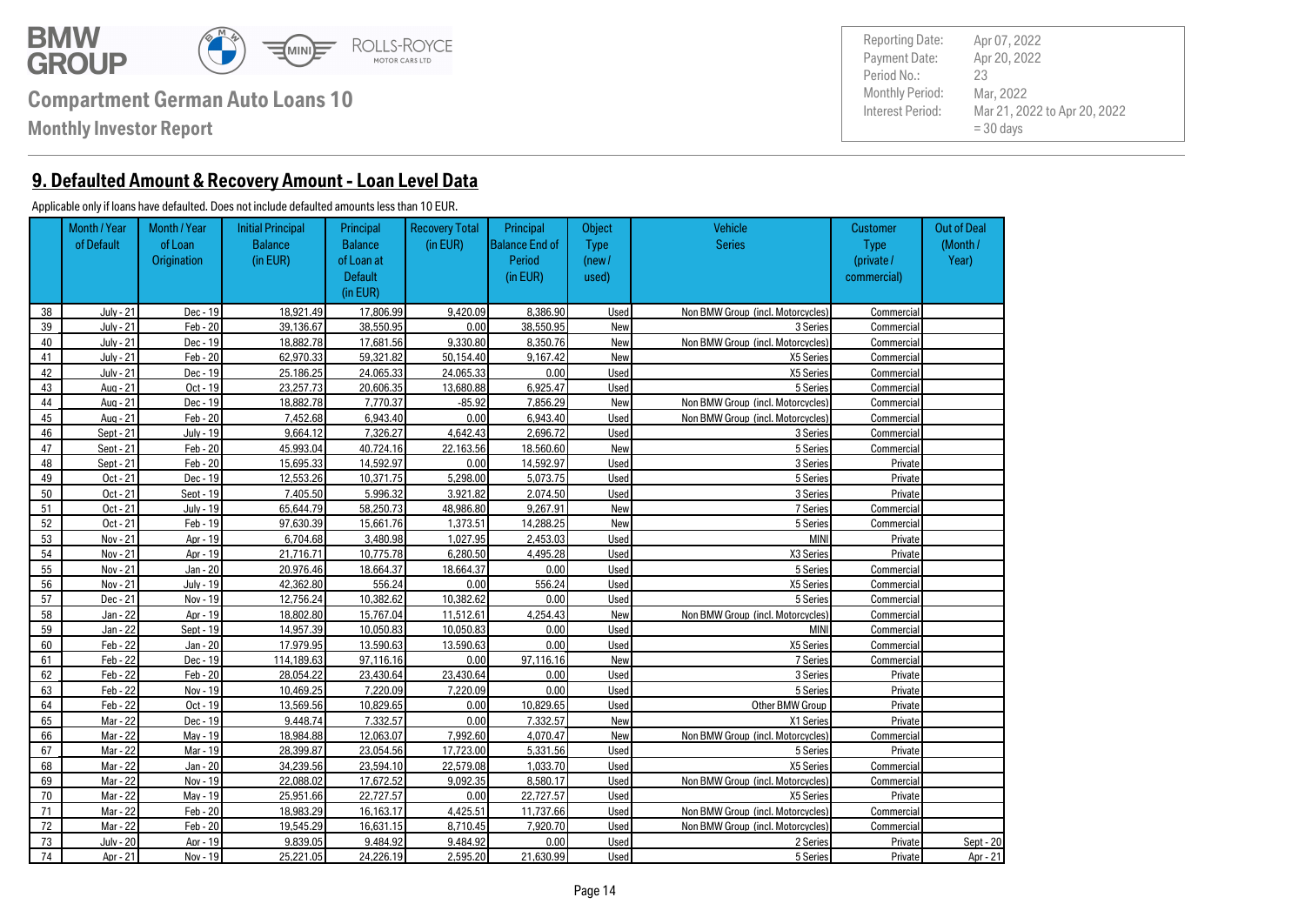**Compartment German Auto Loans 10**

**Monthly Investor Report**

| | |
|---|---|
| Reporting Date: | Apr 07, 2022 |
| Payment Date: | Apr 20, 2022 |
| Period No.: | 23 |
| Monthly Period: | Mar, 2022 |
| Interest Period: | Mar 21, 2022 to Apr 20, 2022 = 30 days |

## 9. Defaulted Amount & Recovery Amount - Loan Level Data

Applicable only if loans have defaulted. Does not include defaulted amounts less than 10 EUR.

| | Month / Year of Default | Month / Year of Loan Origination | Initial Principal Balance (in EUR) | Principal Balance of Loan at Default (in EUR) | Recovery Total (in EUR) | Principal Balance End of Period (in EUR) | Object Type (new / used) | Vehicle Series | Customer Type (private / commercial) | Out of Deal (Month / Year) |
|---|---|---|---|---|---|---|---|---|---|---|
| 38 | July - 21 | Dec - 19 | 18,921.49 | 17,806.99 | 9,420.09 | 8,386.90 | Used | Non BMW Group (incl. Motorcycles) | Commercial | |
| 39 | July - 21 | Feb - 20 | 39,136.67 | 38,550.95 | 0.00 | 38,550.95 | New | 3 Series | Commercial | |
| 40 | July - 21 | Dec - 19 | 18,882.78 | 17,681.56 | 9,330.80 | 8,350.76 | New | Non BMW Group (incl. Motorcycles) | Commercial | |
| 41 | July - 21 | Feb - 20 | 62,970.33 | 59,321.82 | 50,154.40 | 9,167.42 | New | X5 Series | Commercial | |
| 42 | July - 21 | Dec - 19 | 25,186.25 | 24,065.33 | 24,065.33 | 0.00 | Used | X5 Series | Commercial | |
| 43 | Aug - 21 | Oct - 19 | 23,257.73 | 20,606.35 | 13,680.88 | 6,925.47 | Used | 5 Series | Commercial | |
| 44 | Aug - 21 | Dec - 19 | 18,882.78 | 7,770.37 | -85.92 | 7,856.29 | New | Non BMW Group (incl. Motorcycles) | Commercial | |
| 45 | Aug - 21 | Feb - 20 | 7,452.68 | 6,943.40 | 0.00 | 6,943.40 | Used | Non BMW Group (incl. Motorcycles) | Commercial | |
| 46 | Sept - 21 | July - 19 | 9,664.12 | 7,326.27 | 4,642.43 | 2,696.72 | Used | 3 Series | Commercial | |
| 47 | Sept - 21 | Feb - 20 | 45,993.04 | 40,724.16 | 22,163.56 | 18,560.60 | New | 5 Series | Commercial | |
| 48 | Sept - 21 | Feb - 20 | 15,695.33 | 14,592.97 | 0.00 | 14,592.97 | Used | 3 Series | Private | |
| 49 | Oct - 21 | Dec - 19 | 12,553.26 | 10,371.75 | 5,298.00 | 5,073.75 | Used | 5 Series | Private | |
| 50 | Oct - 21 | Sept - 19 | 7,405.50 | 5,996.32 | 3,921.82 | 2,074.50 | Used | 3 Series | Private | |
| 51 | Oct - 21 | July - 19 | 65,644.79 | 58,250.73 | 48,986.80 | 9,267.91 | New | 7 Series | Commercial | |
| 52 | Oct - 21 | Feb - 19 | 97,630.39 | 15,661.76 | 1,373.51 | 14,288.25 | New | 5 Series | Commercial | |
| 53 | Nov - 21 | Apr - 19 | 6,704.68 | 3,480.98 | 1,027.95 | 2,453.03 | Used | MINI | Private | |
| 54 | Nov - 21 | Apr - 19 | 21,716.71 | 10,775.78 | 6,280.50 | 4,495.28 | Used | X3 Series | Private | |
| 55 | Nov - 21 | Jan - 20 | 20,976.46 | 18,664.37 | 18,664.37 | 0.00 | Used | 5 Series | Commercial | |
| 56 | Nov - 21 | July - 19 | 42,362.80 | 556.24 | 0.00 | 556.24 | Used | X5 Series | Commercial | |
| 57 | Dec - 21 | Nov - 19 | 12,756.24 | 10,382.62 | 10,382.62 | 0.00 | Used | 5 Series | Commercial | |
| 58 | Jan - 22 | Apr - 19 | 18,802.80 | 15,767.04 | 11,512.61 | 4,254.43 | New | Non BMW Group (incl. Motorcycles) | Commercial | |
| 59 | Jan - 22 | Sept - 19 | 14,957.39 | 10,050.83 | 10,050.83 | 0.00 | Used | MINI | Commercial | |
| 60 | Feb - 22 | Jan - 20 | 17,979.95 | 13,590.63 | 13,590.63 | 0.00 | Used | X5 Series | Commercial | |
| 61 | Feb - 22 | Dec - 19 | 114,189.63 | 97,116.16 | 0.00 | 97,116.16 | New | 7 Series | Commercial | |
| 62 | Feb - 22 | Feb - 20 | 28,054.22 | 23,430.64 | 23,430.64 | 0.00 | Used | 3 Series | Private | |
| 63 | Feb - 22 | Nov - 19 | 10,469.25 | 7,220.09 | 7,220.09 | 0.00 | Used | 5 Series | Private | |
| 64 | Feb - 22 | Oct - 19 | 13,569.56 | 10,829.65 | 0.00 | 10,829.65 | Used | Other BMW Group | Private | |
| 65 | Mar - 22 | Dec - 19 | 9,448.74 | 7,332.57 | 0.00 | 7,332.57 | New | X1 Series | Private | |
| 66 | Mar - 22 | May - 19 | 18,984.88 | 12,063.07 | 7,992.60 | 4,070.47 | New | Non BMW Group (incl. Motorcycles) | Commercial | |
| 67 | Mar - 22 | Mar - 19 | 28,399.87 | 23,054.56 | 17,723.00 | 5,331.56 | Used | 5 Series | Private | |
| 68 | Mar - 22 | Jan - 20 | 34,239.56 | 23,594.10 | 22,579.08 | 1,033.70 | Used | X5 Series | Commercial | |
| 69 | Mar - 22 | Nov - 19 | 22,088.02 | 17,672.52 | 9,092.35 | 8,580.17 | Used | Non BMW Group (incl. Motorcycles) | Commercial | |
| 70 | Mar - 22 | May - 19 | 25,951.66 | 22,727.57 | 0.00 | 22,727.57 | Used | X5 Series | Private | |
| 71 | Mar - 22 | Feb - 20 | 18,983.29 | 16,163.17 | 4,425.51 | 11,737.66 | Used | Non BMW Group (incl. Motorcycles) | Commercial | |
| 72 | Mar - 22 | Feb - 20 | 19,545.29 | 16,631.15 | 8,710.45 | 7,920.70 | Used | Non BMW Group (incl. Motorcycles) | Commercial | |
| 73 | July - 20 | Apr - 19 | 9,839.05 | 9,484.92 | 9,484.92 | 0.00 | Used | 2 Series | Private | Sept - 20 |
| 74 | Apr - 21 | Nov - 19 | 25,221.05 | 24,226.19 | 2,595.20 | 21,630.99 | Used | 5 Series | Private | Apr - 21 |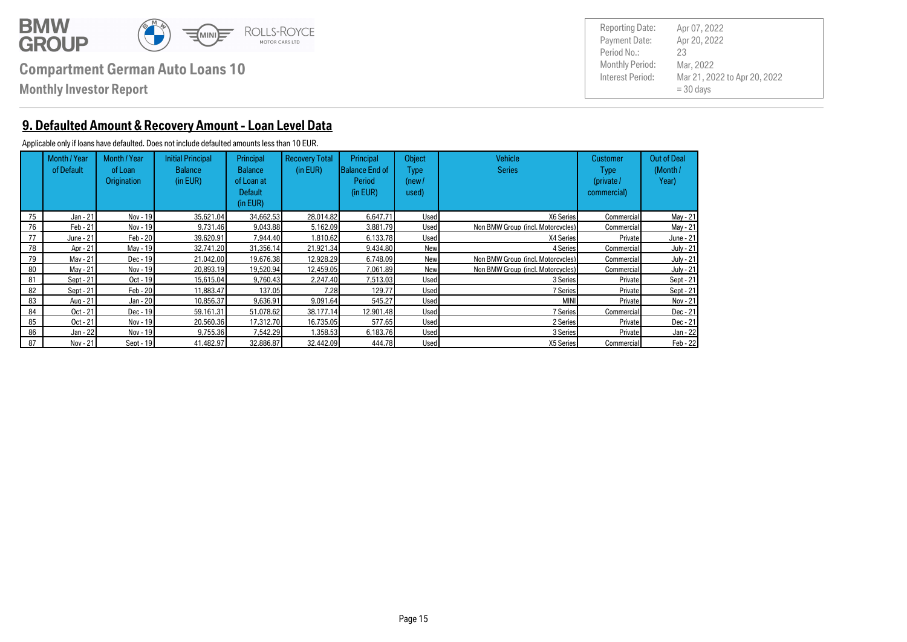# Compartment German Auto Loans 10

**Monthly Investor Report**

| | |
|---|---|
| Reporting Date: | Apr 07, 2022 |
| Payment Date: | Apr 20, 2022 |
| Period No.: | 23 |
| Monthly Period: | Mar, 2022 |
| Interest Period: | Mar 21, 2022 to Apr 20, 2022 = 30 days |

## 9. Defaulted Amount & Recovery Amount - Loan Level Data

Applicable only if loans have defaulted. Does not include defaulted amounts less than 10 EUR.

| | Month / Year of Default | Month / Year of Loan Origination | Initial Principal Balance (in EUR) | Principal Balance of Loan at Default (in EUR) | Recovery Total (in EUR) | Principal Balance End of Period (in EUR) | Object Type (new / used) | Vehicle Series | Customer Type (private / commercial) | Out of Deal (Month / Year) |
|---|---|---|---|---|---|---|---|---|---|---|
| 75 | Jan - 21 | Nov - 19 | 35,621.04 | 34,662.53 | 28,014.82 | 6,647.71 | Used | X6 Series | Commercial | May - 21 |
| 76 | Feb - 21 | Nov - 19 | 9,731.46 | 9,043.88 | 5,162.09 | 3,881.79 | Used | Non BMW Group (incl. Motorcycles) | Commercial | May - 21 |
| 77 | June - 21 | Feb - 20 | 39,620.91 | 7,944.40 | 1,810.62 | 6,133.78 | Used | X4 Series | Private | June - 21 |
| 78 | Apr - 21 | May - 19 | 32,741.20 | 31,356.14 | 21,921.34 | 9,434.80 | New | 4 Series | Commercial | July - 21 |
| 79 | May - 21 | Dec - 19 | 21,042.00 | 19,676.38 | 12,928.29 | 6,748.09 | New | Non BMW Group (incl. Motorcycles) | Commercial | July - 21 |
| 80 | May - 21 | Nov - 19 | 20,893.19 | 19,520.94 | 12,459.05 | 7,061.89 | New | Non BMW Group (incl. Motorcycles) | Commercial | July - 21 |
| 81 | Sept - 21 | Oct - 19 | 15,615.04 | 9,760.43 | 2,247.40 | 7,513.03 | Used | 3 Series | Private | Sept - 21 |
| 82 | Sept - 21 | Feb - 20 | 11,883.47 | 137.05 | 7.28 | 129.77 | Used | 7 Series | Private | Sept - 21 |
| 83 | Aug - 21 | Jan - 20 | 10,856.37 | 9,636.91 | 9,091.64 | 545.27 | Used | MINI | Private | Nov - 21 |
| 84 | Oct - 21 | Dec - 19 | 59,161.31 | 51,078.62 | 38,177.14 | 12,901.48 | Used | 7 Series | Commercial | Dec - 21 |
| 85 | Oct - 21 | Nov - 19 | 20,560.36 | 17,312.70 | 16,735.05 | 577.65 | Used | 2 Series | Private | Dec - 21 |
| 86 | Jan - 22 | Nov - 19 | 9,755.36 | 7,542.29 | 1,358.53 | 6,183.76 | Used | 3 Series | Private | Jan - 22 |
| 87 | Nov - 21 | Sept - 19 | 41,482.97 | 32,886.87 | 32,442.09 | 444.78 | Used | X5 Series | Commercial | Feb - 22 |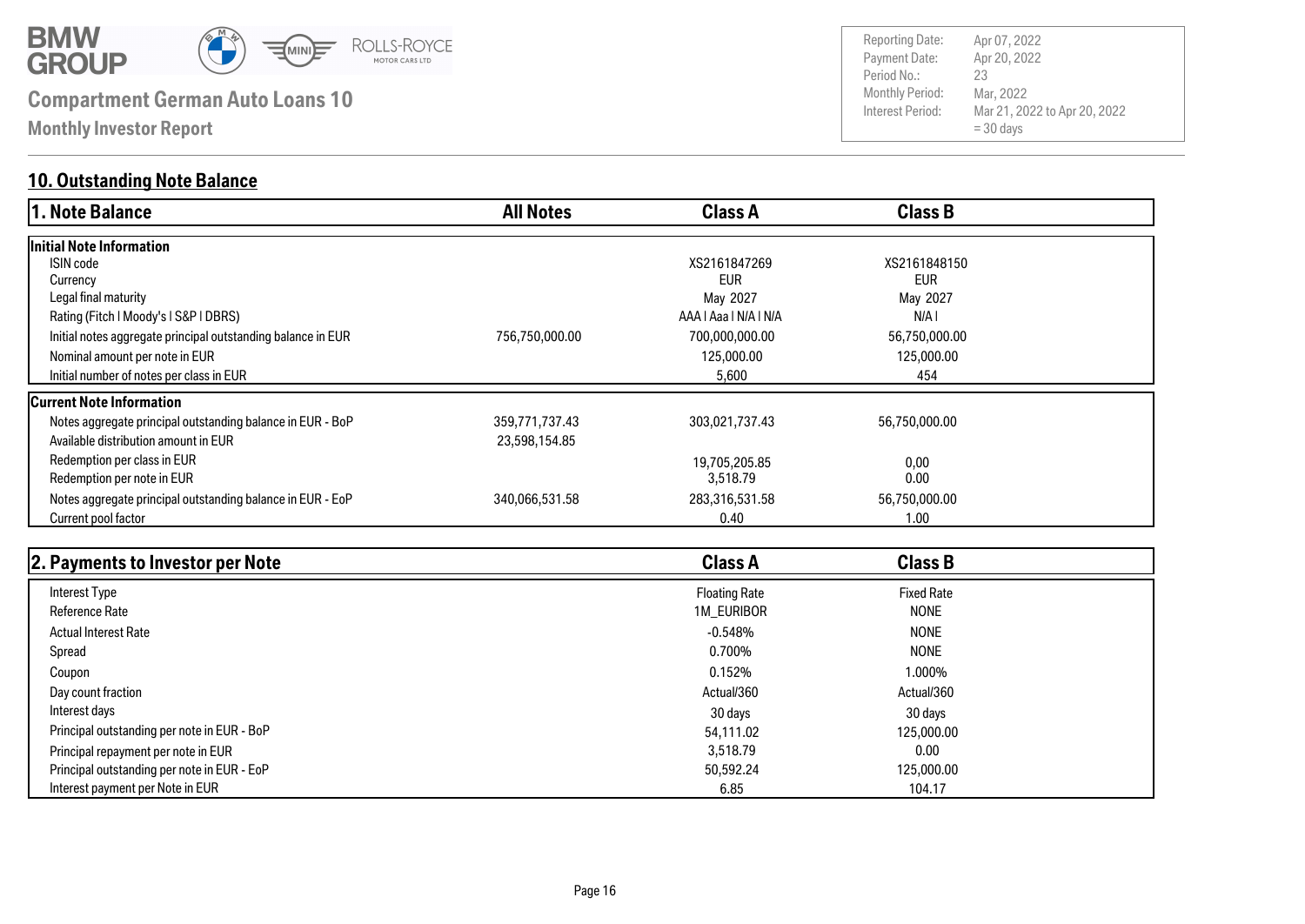# Compartment German Auto Loans 10

## Monthly Investor Report

| | |
|---|---|
| Reporting Date: | Apr 07, 2022 |
| Payment Date: | Apr 20, 2022 |
| Period No.: | 23 |
| Monthly Period: | Mar, 2022 |
| Interest Period: | Mar 21, 2022 to Apr 20, 2022 = 30 days |

## 10. Outstanding Note Balance

| 1. Note Balance | All Notes | Class A | Class B |
|---|---|---|---|
| **Initial Note Information** | | | |
| ISIN code | | XS2161847269 | XS2161848150 |
| Currency | | EUR | EUR |
| Legal final maturity | | May 2027 | May 2027 |
| Rating (Fitch I Moody's I S&P I DBRS) | | AAA I Aaa I N/A I N/A | N/A I |
| Initial notes aggregate principal outstanding balance in EUR | 756,750,000.00 | 700,000,000.00 | 56,750,000.00 |
| Nominal amount per note in EUR | | 125,000.00 | 125,000.00 |
| Initial number of notes per class in EUR | | 5,600 | 454 |
| **Current Note Information** | | | |
| Notes aggregate principal outstanding balance in EUR - BoP | 359,771,737.43 | 303,021,737.43 | 56,750,000.00 |
| Available distribution amount in EUR | 23,598,154.85 | | |
| Redemption per class in EUR | | 19,705,205.85 | 0,00 |
| Redemption per note in EUR | | 3,518.79 | 0.00 |
| Notes aggregate principal outstanding balance in EUR - EoP | 340,066,531.58 | 283,316,531.58 | 56,750,000.00 |
| Current pool factor | | 0.40 | 1.00 |

| 2. Payments to Investor per Note | Class A | Class B |
|---|---|---|
| Interest Type | Floating Rate | Fixed Rate |
| Reference Rate | 1M_EURIBOR | NONE |
| Actual Interest Rate | -0.548% | NONE |
| Spread | 0.700% | NONE |
| Coupon | 0.152% | 1.000% |
| Day count fraction | Actual/360 | Actual/360 |
| Interest days | 30 days | 30 days |
| Principal outstanding per note in EUR - BoP | 54,111.02 | 125,000.00 |
| Principal repayment per note in EUR | 3,518.79 | 0.00 |
| Principal outstanding per note in EUR - EoP | 50,592.24 | 125,000.00 |
| Interest payment per Note in EUR | 6.85 | 104.17 |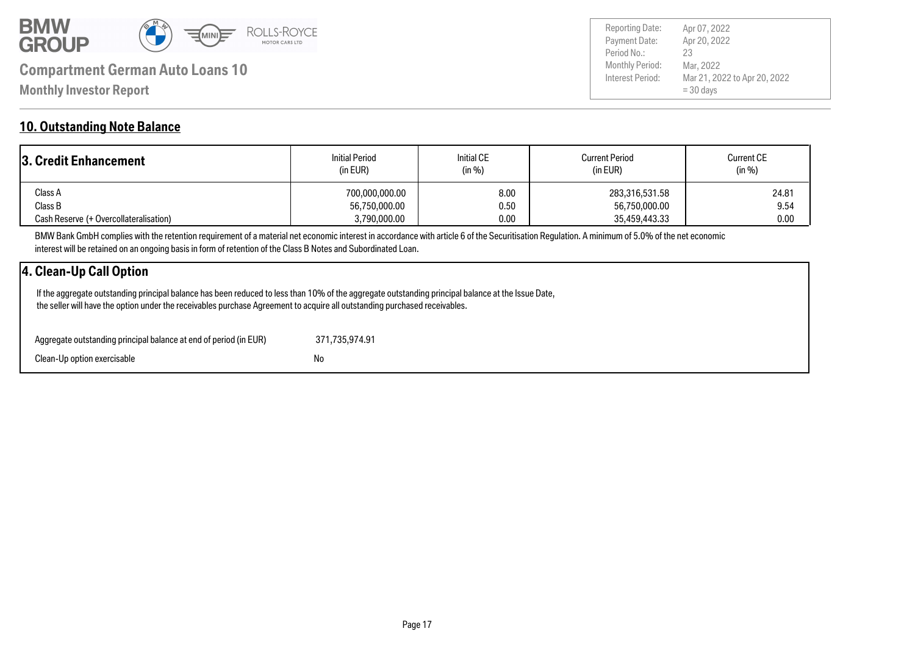## 10. Outstanding Note Balance

| 3. Credit Enhancement | Initial Period (in EUR) | Initial CE (in %) | Current Period (in EUR) | Current CE (in %) |
|---|---|---|---|---|
| Class A | 700,000,000.00 | 8.00 | 283,316,531.58 | 24.81 |
| Class B | 56,750,000.00 | 0.50 | 56,750,000.00 | 9.54 |
| Cash Reserve (+ Overcollateralisation) | 3,790,000.00 | 0.00 | 35,459,443.33 | 0.00 |

BMW Bank GmbH complies with the retention requirement of a material net economic interest in accordance with article 6 of the Securitisation Regulation. A minimum of 5.0% of the net economic interest will be retained on an ongoing basis in form of retention of the Class B Notes and Subordinated Loan.

### 4. Clean-Up Call Option

If the aggregate outstanding principal balance has been reduced to less than 10% of the aggregate outstanding principal balance at the Issue Date, the seller will have the option under the receivables purchase Agreement to acquire all outstanding purchased receivables.

| | |
|---|---|
| Aggregate outstanding principal balance at end of period (in EUR) | 371,735,974.91 |
| Clean-Up option exercisable | No |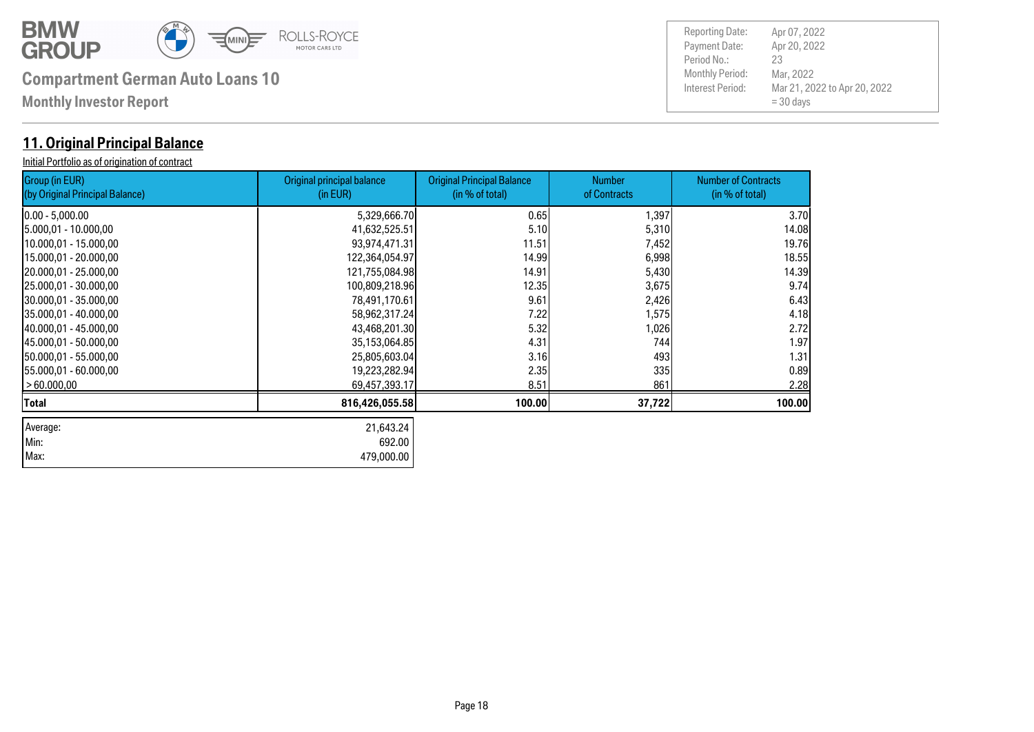## 11. Original Principal Balance

Initial Portfolio as of origination of contract

| Group (in EUR) (by Original Principal Balance) | Original principal balance (in EUR) | Original Principal Balance (in % of total) | Number of Contracts | Number of Contracts (in % of total) |
|---|---|---|---|---|
| 0.00 - 5,000.00 | 5,329,666.70 | 0.65 | 1,397 | 3.70 |
| 5.000,01 - 10.000,00 | 41,632,525.51 | 5.10 | 5,310 | 14.08 |
| 10.000,01 - 15.000,00 | 93,974,471.31 | 11.51 | 7,452 | 19.76 |
| 15.000,01 - 20.000,00 | 122,364,054.97 | 14.99 | 6,998 | 18.55 |
| 20.000,01 - 25.000,00 | 121,755,084.98 | 14.91 | 5,430 | 14.39 |
| 25.000,01 - 30.000,00 | 100,809,218.96 | 12.35 | 3,675 | 9.74 |
| 30.000,01 - 35.000,00 | 78,491,170.61 | 9.61 | 2,426 | 6.43 |
| 35.000,01 - 40.000,00 | 58,962,317.24 | 7.22 | 1,575 | 4.18 |
| 40.000,01 - 45.000,00 | 43,468,201.30 | 5.32 | 1,026 | 2.72 |
| 45.000,01 - 50.000,00 | 35,153,064.85 | 4.31 | 744 | 1.97 |
| 50.000,01 - 55.000,00 | 25,805,603.04 | 3.16 | 493 | 1.31 |
| 55.000,01 - 60.000,00 | 19,223,282.94 | 2.35 | 335 | 0.89 |
| > 60.000,00 | 69,457,393.17 | 8.51 | 861 | 2.28 |
| **Total** | **816,426,055.58** | **100.00** | **37,722** | **100.00** |

| | |
|---|---|
| Average: | 21,643.24 |
| Min: | 692.00 |
| Max: | 479,000.00 |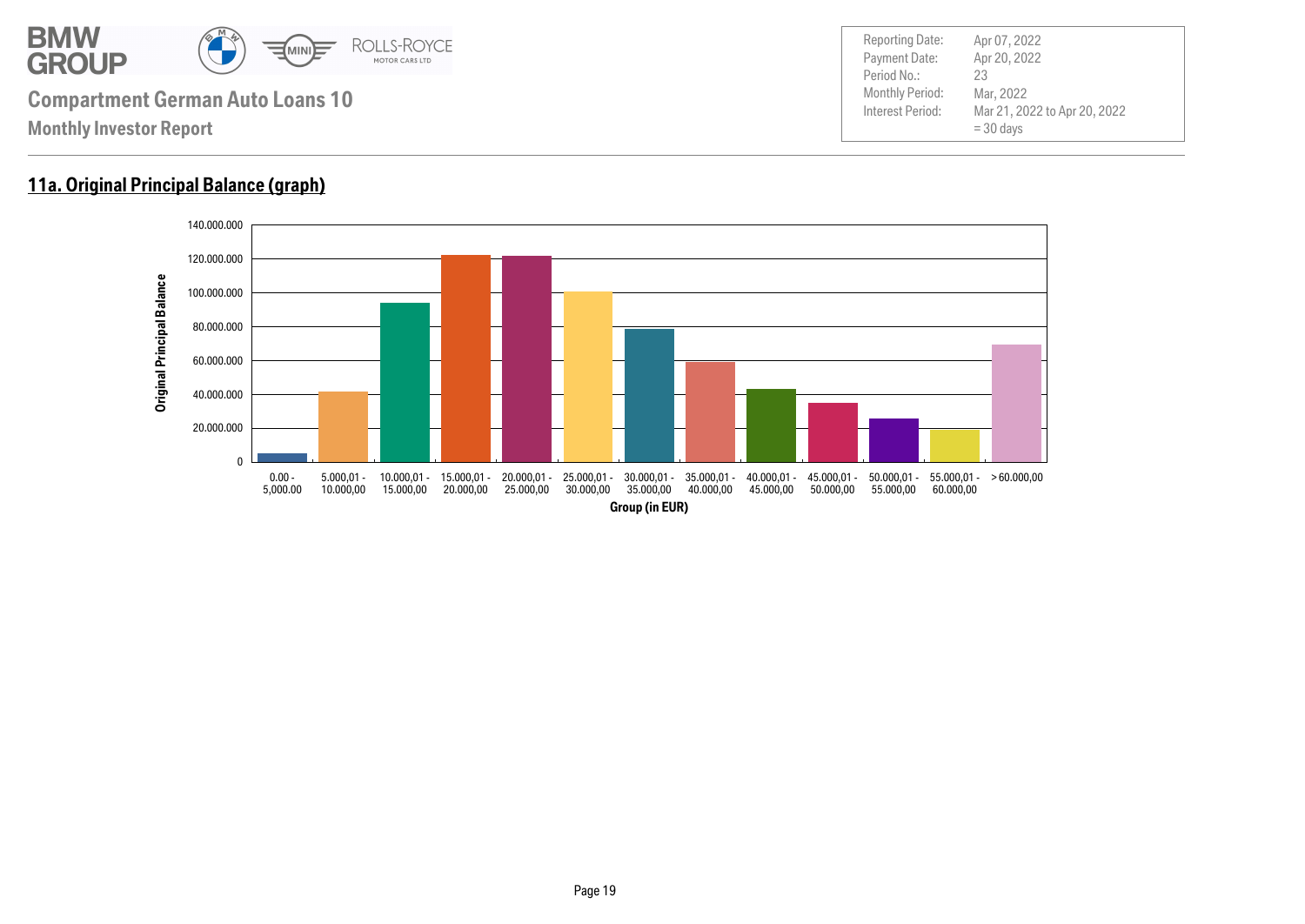# 11a. Original Principal Balance (graph)

Original Principal Balance

140.000.000
120.000.000
100.000.000
80.000.000
60.000.000
40.000.000
20.000.000
0

0.00 - 5,000.00 | 5.000,01 - 10.000,00 | 10.000,01 - 15.000,00 | 15.000,01 - 20.000,00 | 20.000,01 - 25.000,00 | 25.000,01 - 30.000,00 | 30.000,01 - 35.000,00 | 35.000,01 - 40.000,00 | 40.000,01 - 45.000,00 | 45.000,01 - 50.000,00 | 50.000,01 - 55.000,00 | 55.000,01 - 60.000,00 | > 60.000,00

Group (in EUR)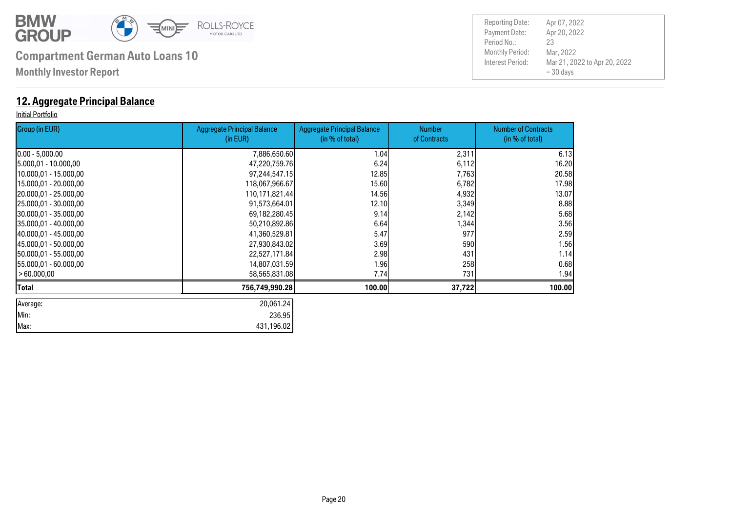**Compartment German Auto Loans 10**

**Monthly Investor Report**

| Reporting Date: | Apr 07, 2022 |
|---|---|
| Payment Date: | Apr 20, 2022 |
| Period No.: | 23 |
| Monthly Period: | Mar, 2022 |
| Interest Period: | Mar 21, 2022 to Apr 20, 2022 = 30 days |

## 12. Aggregate Principal Balance

Initial Portfolio

| Group (in EUR) | Aggregate Principal Balance (in EUR) | Aggregate Principal Balance (in % of total) | Number of Contracts | Number of Contracts (in % of total) |
|---|---|---|---|---|
| 0.00 - 5,000.00 | 7,886,650.60 | 1.04 | 2,311 | 6.13 |
| 5.000,01 - 10.000,00 | 47,220,759.76 | 6.24 | 6,112 | 16.20 |
| 10.000,01 - 15.000,00 | 97,244,547.15 | 12.85 | 7,763 | 20.58 |
| 15.000,01 - 20.000,00 | 118,067,966.67 | 15.60 | 6,782 | 17.98 |
| 20.000,01 - 25.000,00 | 110,171,821.44 | 14.56 | 4,932 | 13.07 |
| 25.000,01 - 30.000,00 | 91,573,664.01 | 12.10 | 3,349 | 8.88 |
| 30.000,01 - 35.000,00 | 69,182,280.45 | 9.14 | 2,142 | 5.68 |
| 35.000,01 - 40.000,00 | 50,210,892.86 | 6.64 | 1,344 | 3.56 |
| 40.000,01 - 45.000,00 | 41,360,529.81 | 5.47 | 977 | 2.59 |
| 45.000,01 - 50.000,00 | 27,930,843.02 | 3.69 | 590 | 1.56 |
| 50.000,01 - 55.000,00 | 22,527,171.84 | 2.98 | 431 | 1.14 |
| 55.000,01 - 60.000,00 | 14,807,031.59 | 1.96 | 258 | 0.68 |
| > 60.000,00 | 58,565,831.08 | 7.74 | 731 | 1.94 |
| **Total** | **756,749,990.28** | **100.00** | **37,722** | **100.00** |

| | |
|---|---|
| Average: | 20,061.24 |
| Min: | 236.95 |
| Max: | 431,196.02 |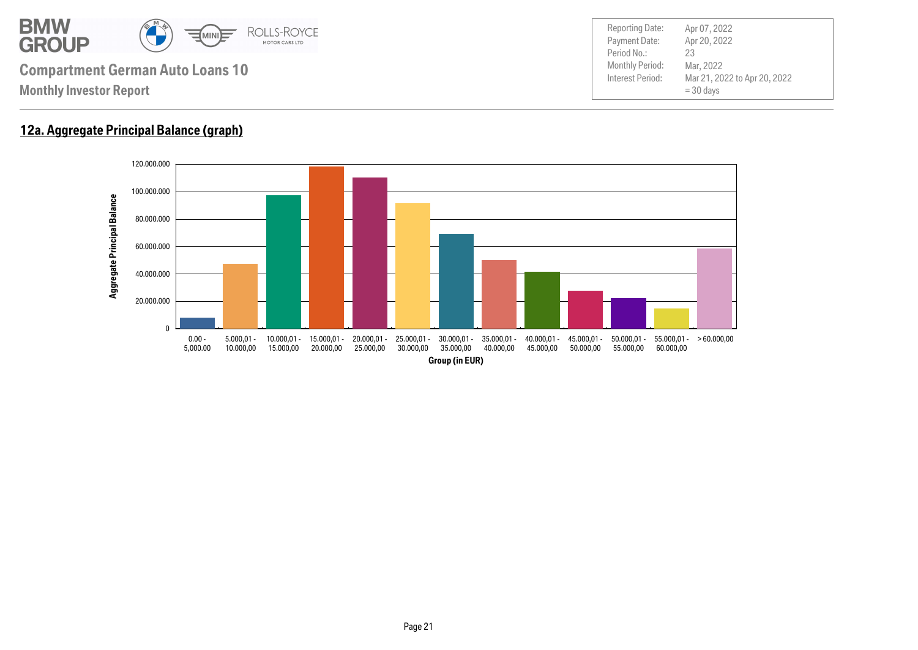Compartment German Auto Loans 10

Monthly Investor Report

| Reporting Date: | Apr 07, 2022 |
|---|---|
| Payment Date: | Apr 20, 2022 |
| Period No.: | 23 |
| Monthly Period: | Mar, 2022 |
| Interest Period: | Mar 21, 2022 to Apr 20, 2022 = 30 days |

## 12a. Aggregate Principal Balance (graph)

Aggregate Principal Balance

120.000.000
100.000.000
80.000.000
60.000.000
40.000.000
20.000.000
0

0.00 - 5,000.00 | 5.000,01 - 10.000,00 | 10.000,01 - 15.000,00 | 15.000,01 - 20.000,00 | 20.000,01 - 25.000,00 | 25.000,01 - 30.000,00 | 30.000,01 - 35.000,00 | 35.000,01 - 40.000,00 | 40.000,01 - 45.000,00 | 45.000,01 - 50.000,00 | 50.000,01 - 55.000,00 | 55.000,01 - 60.000,00 | > 60.000,00

Group (in EUR)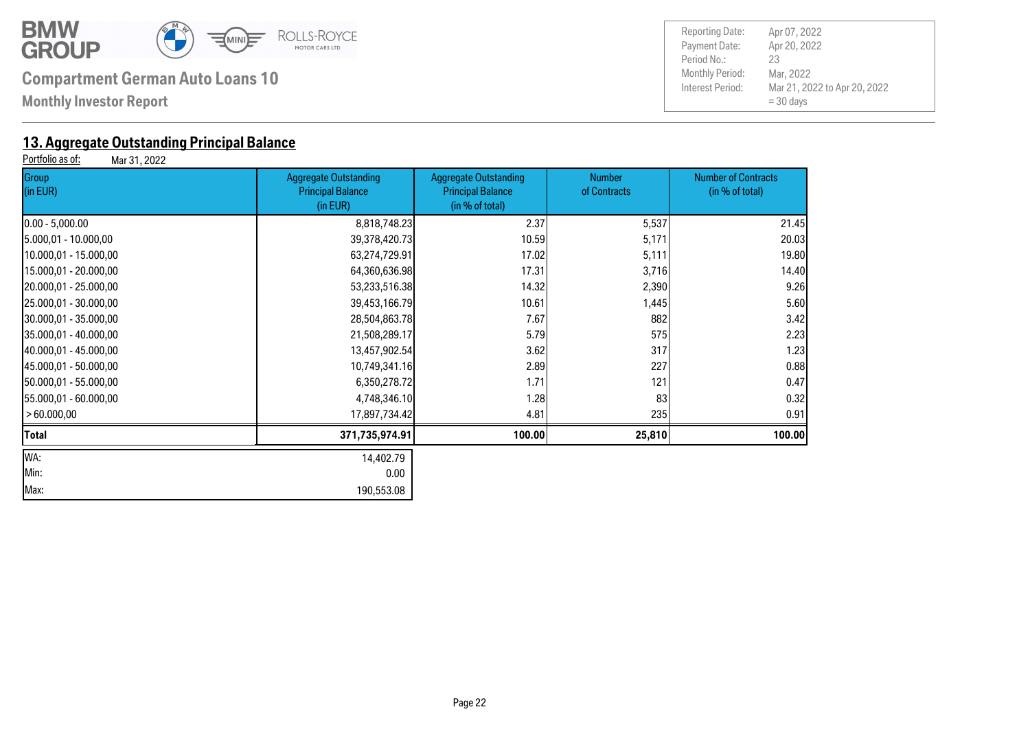**Compartment German Auto Loans 10**

**Monthly Investor Report**

| | |
|---|---|
| Reporting Date: | Apr 07, 2022 |
| Payment Date: | Apr 20, 2022 |
| Period No.: | 23 |
| Monthly Period: | Mar, 2022 |
| Interest Period: | Mar 21, 2022 to Apr 20, 2022 = 30 days |

## 13. Aggregate Outstanding Principal Balance

Portfolio as of: Mar 31, 2022

| Group (in EUR) | Aggregate Outstanding Principal Balance (in EUR) | Aggregate Outstanding Principal Balance (in % of total) | Number of Contracts | Number of Contracts (in % of total) |
|---|---|---|---|---|
| 0.00 - 5,000.00 | 8,818,748.23 | 2.37 | 5,537 | 21.45 |
| 5.000,01 - 10.000,00 | 39,378,420.73 | 10.59 | 5,171 | 20.03 |
| 10.000,01 - 15.000,00 | 63,274,729.91 | 17.02 | 5,111 | 19.80 |
| 15.000,01 - 20.000,00 | 64,360,636.98 | 17.31 | 3,716 | 14.40 |
| 20.000,01 - 25.000,00 | 53,233,516.38 | 14.32 | 2,390 | 9.26 |
| 25.000,01 - 30.000,00 | 39,453,166.79 | 10.61 | 1,445 | 5.60 |
| 30.000,01 - 35.000,00 | 28,504,863.78 | 7.67 | 882 | 3.42 |
| 35.000,01 - 40.000,00 | 21,508,289.17 | 5.79 | 575 | 2.23 |
| 40.000,01 - 45.000,00 | 13,457,902.54 | 3.62 | 317 | 1.23 |
| 45.000,01 - 50.000,00 | 10,749,341.16 | 2.89 | 227 | 0.88 |
| 50.000,01 - 55.000,00 | 6,350,278.72 | 1.71 | 121 | 0.47 |
| 55.000,01 - 60.000,00 | 4,748,346.10 | 1.28 | 83 | 0.32 |
| > 60.000,00 | 17,897,734.42 | 4.81 | 235 | 0.91 |
| **Total** | **371,735,974.91** | **100.00** | **25,810** | **100.00** |

| | |
|---|---|
| WA: | 14,402.79 |
| Min: | 0.00 |
| Max: | 190,553.08 |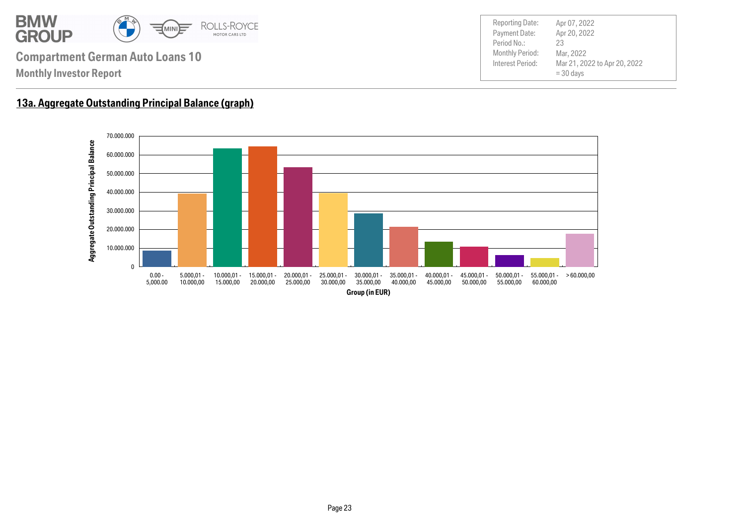Compartment German Auto Loans 10

Monthly Investor Report

| | |
|---|---|
| Reporting Date: | Apr 07, 2022 |
| Payment Date: | Apr 20, 2022 |
| Period No.: | 23 |
| Monthly Period: | Mar, 2022 |
| Interest Period: | Mar 21, 2022 to Apr 20, 2022<br>= 30 days |

## 13a. Aggregate Outstanding Principal Balance (graph)

Aggregate Outstanding Principal Balance

70.000.000
60.000.000
50.000.000
40.000.000
30.000.000
20.000.000
10.000.000
0

0.00 - 5,000.00 | 5.000,01 - 10.000,00 | 10.000,01 - 15.000,00 | 15.000,01 - 20.000,00 | 20.000,01 - 25.000,00 | 25.000,01 - 30.000,00 | 30.000,01 - 35.000,00 | 35.000,01 - 40.000,00 | 40.000,01 - 45.000,00 | 45.000,01 - 50.000,00 | 50.000,01 - 55.000,00 | 55.000,01 - 60.000,00 | > 60.000,00

Group (in EUR)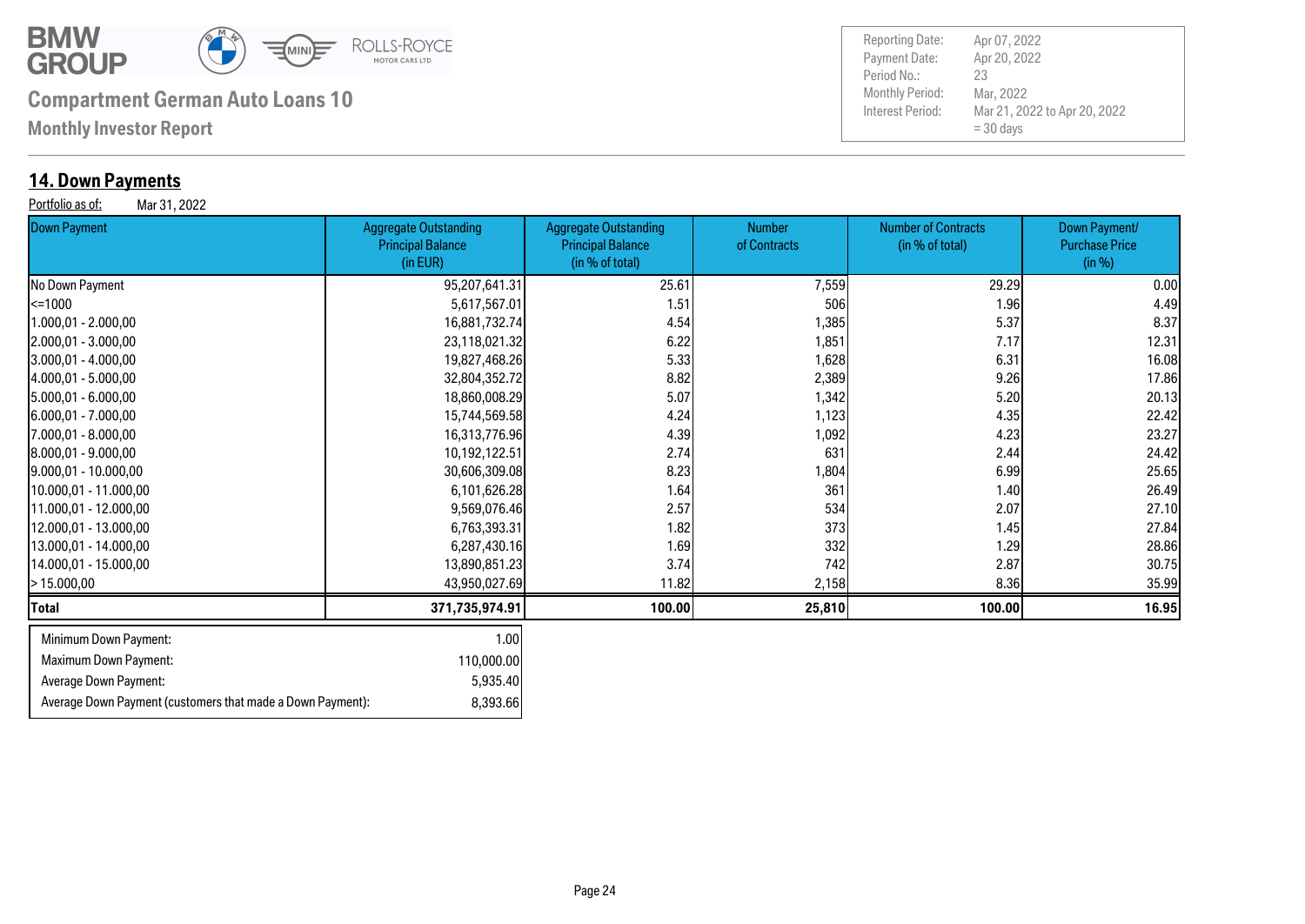BMW GROUP

**Compartment German Auto Loans 10**

**Monthly Investor Report**

| | |
|---|---|
| Reporting Date: | Apr 07, 2022 |
| Payment Date: | Apr 20, 2022 |
| Period No.: | 23 |
| Monthly Period: | Mar, 2022 |
| Interest Period: | Mar 21, 2022 to Apr 20, 2022 = 30 days |

## 14. Down Payments

Portfolio as of: Mar 31, 2022

| Down Payment | Aggregate Outstanding Principal Balance (in EUR) | Aggregate Outstanding Principal Balance (in % of total) | Number of Contracts | Number of Contracts (in % of total) | Down Payment/ Purchase Price (in %) |
|---|---|---|---|---|---|
| No Down Payment | 95,207,641.31 | 25.61 | 7,559 | 29.29 | 0.00 |
| <=1000 | 5,617,567.01 | 1.51 | 506 | 1.96 | 4.49 |
| 1.000,01 - 2.000,00 | 16,881,732.74 | 4.54 | 1,385 | 5.37 | 8.37 |
| 2.000,01 - 3.000,00 | 23,118,021.32 | 6.22 | 1,851 | 7.17 | 12.31 |
| 3.000,01 - 4.000,00 | 19,827,468.26 | 5.33 | 1,628 | 6.31 | 16.08 |
| 4.000,01 - 5.000,00 | 32,804,352.72 | 8.82 | 2,389 | 9.26 | 17.86 |
| 5.000,01 - 6.000,00 | 18,860,008.29 | 5.07 | 1,342 | 5.20 | 20.13 |
| 6.000,01 - 7.000,00 | 15,744,569.58 | 4.24 | 1,123 | 4.35 | 22.42 |
| 7.000,01 - 8.000,00 | 16,313,776.96 | 4.39 | 1,092 | 4.23 | 23.27 |
| 8.000,01 - 9.000,00 | 10,192,122.51 | 2.74 | 631 | 2.44 | 24.42 |
| 9.000,01 - 10.000,00 | 30,606,309.08 | 8.23 | 1,804 | 6.99 | 25.65 |
| 10.000,01 - 11.000,00 | 6,101,626.28 | 1.64 | 361 | 1.40 | 26.49 |
| 11.000,01 - 12.000,00 | 9,569,076.46 | 2.57 | 534 | 2.07 | 27.10 |
| 12.000,01 - 13.000,00 | 6,763,393.31 | 1.82 | 373 | 1.45 | 27.84 |
| 13.000,01 - 14.000,00 | 6,287,430.16 | 1.69 | 332 | 1.29 | 28.86 |
| 14.000,01 - 15.000,00 | 13,890,851.23 | 3.74 | 742 | 2.87 | 30.75 |
| > 15.000,00 | 43,950,027.69 | 11.82 | 2,158 | 8.36 | 35.99 |
| **Total** | **371,735,974.91** | **100.00** | **25,810** | **100.00** | **16.95** |

| | |
|---|---|
| Minimum Down Payment: | 1.00 |
| Maximum Down Payment: | 110,000.00 |
| Average Down Payment: | 5,935.40 |
| Average Down Payment (customers that made a Down Payment): | 8,393.66 |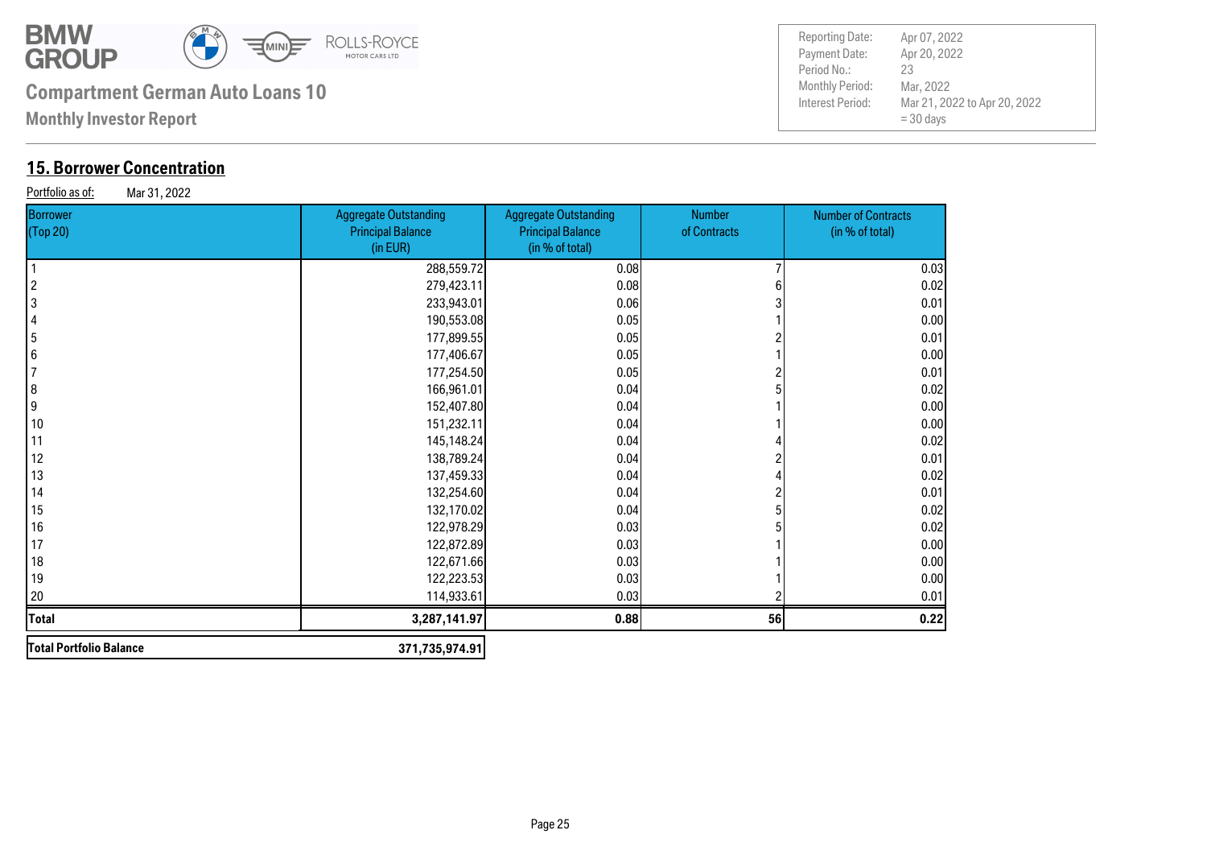# Compartment German Auto Loans 10

**Monthly Investor Report**

| | |
|---|---|
| Reporting Date: | Apr 07, 2022 |
| Payment Date: | Apr 20, 2022 |
| Period No.: | 23 |
| Monthly Period: | Mar, 2022 |
| Interest Period: | Mar 21, 2022 to Apr 20, 2022 = 30 days |

## 15. Borrower Concentration

Portfolio as of: Mar 31, 2022

| Borrower (Top 20) | Aggregate Outstanding Principal Balance (in EUR) | Aggregate Outstanding Principal Balance (in % of total) | Number of Contracts | Number of Contracts (in % of total) |
|---|---|---|---|---|
| 1 | 288,559.72 | 0.08 | 7 | 0.03 |
| 2 | 279,423.11 | 0.08 | 6 | 0.02 |
| 3 | 233,943.01 | 0.06 | 3 | 0.01 |
| 4 | 190,553.08 | 0.05 | 1 | 0.00 |
| 5 | 177,899.55 | 0.05 | 2 | 0.01 |
| 6 | 177,406.67 | 0.05 | 1 | 0.00 |
| 7 | 177,254.50 | 0.05 | 2 | 0.01 |
| 8 | 166,961.01 | 0.04 | 5 | 0.02 |
| 9 | 152,407.80 | 0.04 | 1 | 0.00 |
| 10 | 151,232.11 | 0.04 | 1 | 0.00 |
| 11 | 145,148.24 | 0.04 | 4 | 0.02 |
| 12 | 138,789.24 | 0.04 | 2 | 0.01 |
| 13 | 137,459.33 | 0.04 | 4 | 0.02 |
| 14 | 132,254.60 | 0.04 | 2 | 0.01 |
| 15 | 132,170.02 | 0.04 | 5 | 0.02 |
| 16 | 122,978.29 | 0.03 | 5 | 0.02 |
| 17 | 122,872.89 | 0.03 | 1 | 0.00 |
| 18 | 122,671.66 | 0.03 | 1 | 0.00 |
| 19 | 122,223.53 | 0.03 | 1 | 0.00 |
| 20 | 114,933.61 | 0.03 | 2 | 0.01 |
| **Total** | **3,287,141.97** | **0.88** | **56** | **0.22** |

| | |
|---|---|
| **Total Portfolio Balance** | **371,735,974.91** |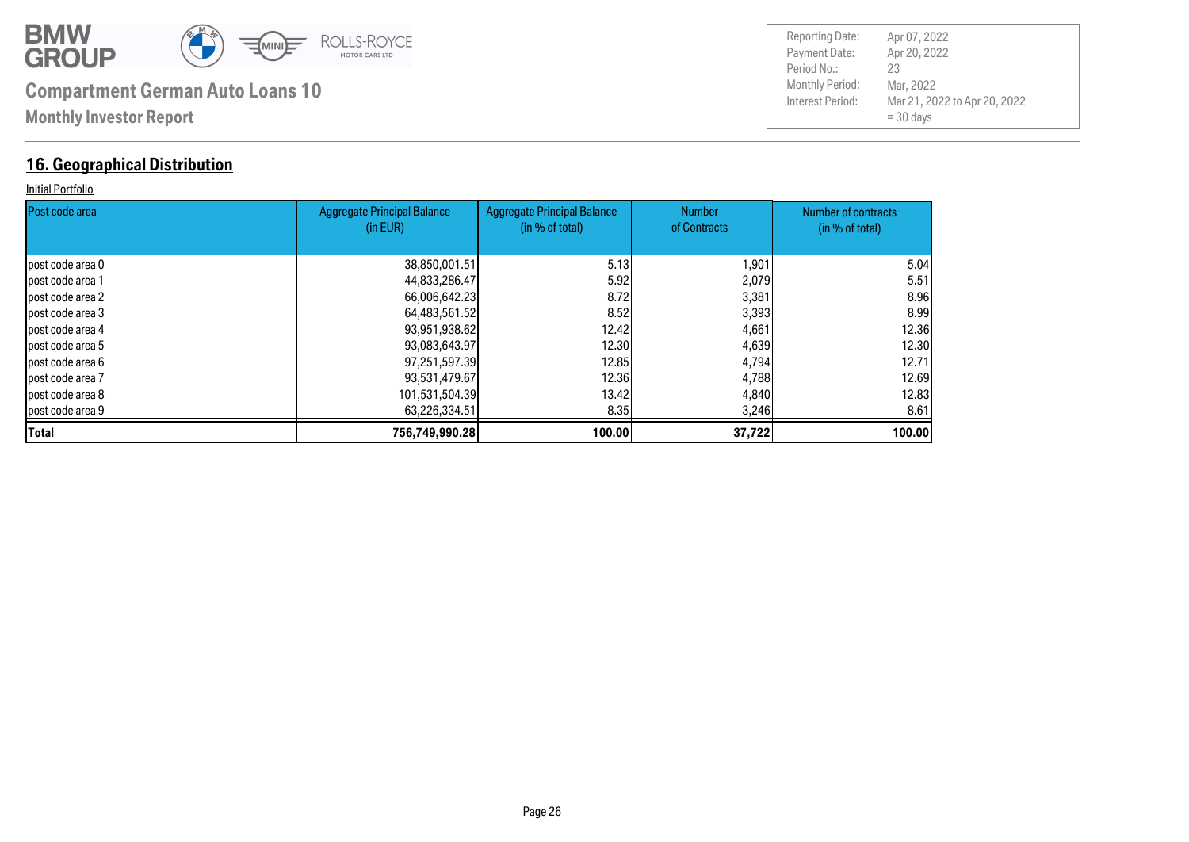**Compartment German Auto Loans 10**

**Monthly Investor Report**

| Reporting Date: | Apr 07, 2022 |
|---|---|
| Payment Date: | Apr 20, 2022 |
| Period No.: | 23 |
| Monthly Period: | Mar, 2022 |
| Interest Period: | Mar 21, 2022 to Apr 20, 2022 = 30 days |

## 16. Geographical Distribution

Initial Portfolio

| Post code area | Aggregate Principal Balance (in EUR) | Aggregate Principal Balance (in % of total) | Number of Contracts | Number of contracts (in % of total) |
|---|---|---|---|---|
| post code area 0 | 38,850,001.51 | 5.13 | 1,901 | 5.04 |
| post code area 1 | 44,833,286.47 | 5.92 | 2,079 | 5.51 |
| post code area 2 | 66,006,642.23 | 8.72 | 3,381 | 8.96 |
| post code area 3 | 64,483,561.52 | 8.52 | 3,393 | 8.99 |
| post code area 4 | 93,951,938.62 | 12.42 | 4,661 | 12.36 |
| post code area 5 | 93,083,643.97 | 12.30 | 4,639 | 12.30 |
| post code area 6 | 97,251,597.39 | 12.85 | 4,794 | 12.71 |
| post code area 7 | 93,531,479.67 | 12.36 | 4,788 | 12.69 |
| post code area 8 | 101,531,504.39 | 13.42 | 4,840 | 12.83 |
| post code area 9 | 63,226,334.51 | 8.35 | 3,246 | 8.61 |
| **Total** | **756,749,990.28** | **100.00** | **37,722** | **100.00** |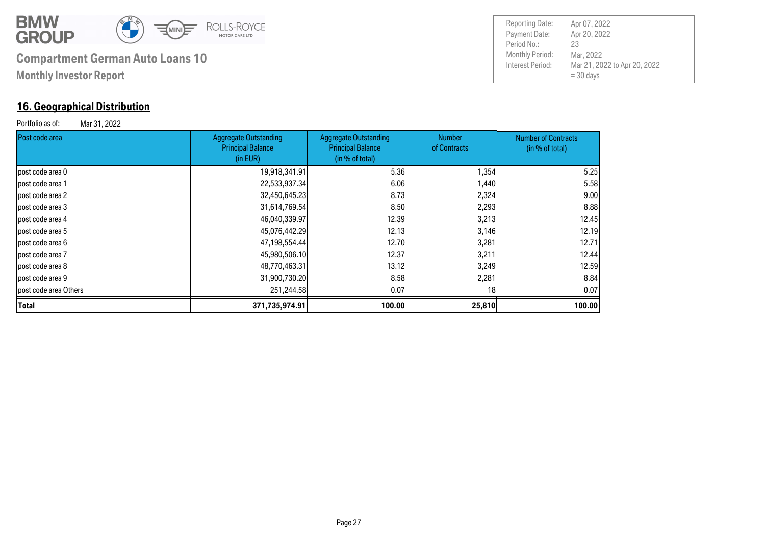# Compartment German Auto Loans 10

**Monthly Investor Report**

| Reporting Date: | Apr 07, 2022 |
|---|---|
| Payment Date: | Apr 20, 2022 |
| Period No.: | 23 |
| Monthly Period: | Mar, 2022 |
| Interest Period: | Mar 21, 2022 to Apr 20, 2022 = 30 days |

## 16. Geographical Distribution

Portfolio as of: Mar 31, 2022

| Post code area | Aggregate Outstanding Principal Balance (in EUR) | Aggregate Outstanding Principal Balance (in % of total) | Number of Contracts | Number of Contracts (in % of total) |
|---|---|---|---|---|
| post code area 0 | 19,918,341.91 | 5.36 | 1,354 | 5.25 |
| post code area 1 | 22,533,937.34 | 6.06 | 1,440 | 5.58 |
| post code area 2 | 32,450,645.23 | 8.73 | 2,324 | 9.00 |
| post code area 3 | 31,614,769.54 | 8.50 | 2,293 | 8.88 |
| post code area 4 | 46,040,339.97 | 12.39 | 3,213 | 12.45 |
| post code area 5 | 45,076,442.29 | 12.13 | 3,146 | 12.19 |
| post code area 6 | 47,198,554.44 | 12.70 | 3,281 | 12.71 |
| post code area 7 | 45,980,506.10 | 12.37 | 3,211 | 12.44 |
| post code area 8 | 48,770,463.31 | 13.12 | 3,249 | 12.59 |
| post code area 9 | 31,900,730.20 | 8.58 | 2,281 | 8.84 |
| post code area Others | 251,244.58 | 0.07 | 18 | 0.07 |
| **Total** | **371,735,974.91** | **100.00** | **25,810** | **100.00** |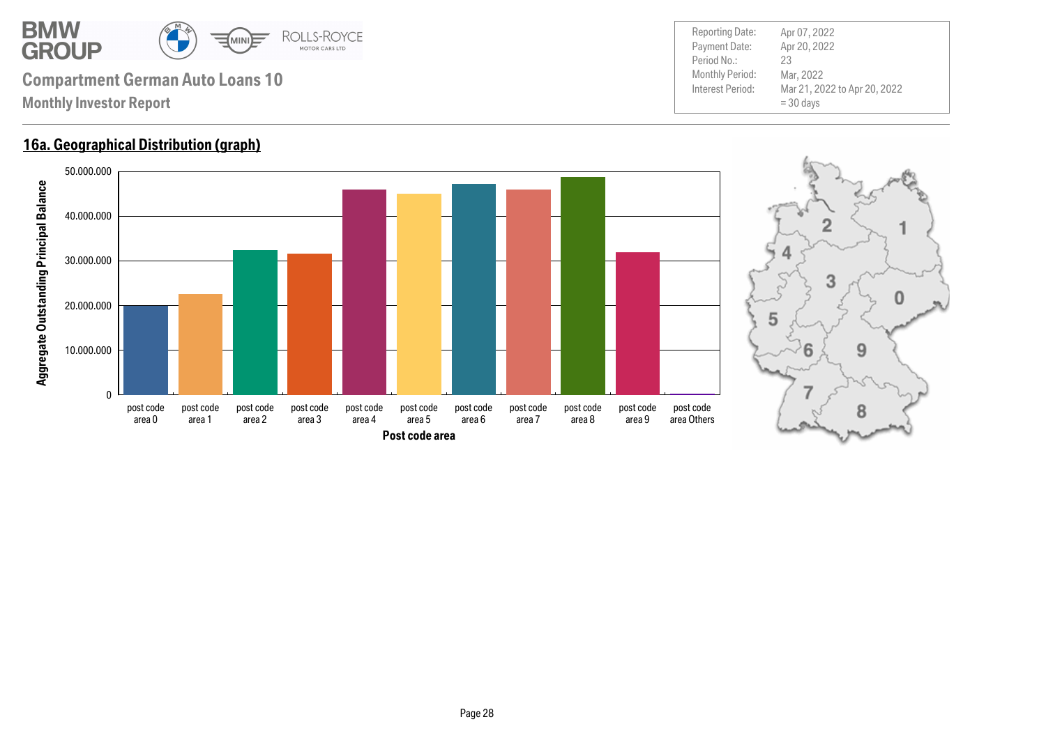# Compartment German Auto Loans 10

**Monthly Investor Report**

| | |
|---|---|
| Reporting Date: | Apr 07, 2022 |
| Payment Date: | Apr 20, 2022 |
| Period No.: | 23 |
| Monthly Period: | Mar, 2022 |
| Interest Period: | Mar 21, 2022 to Apr 20, 2022 = 30 days |

## 16a. Geographical Distribution (graph)

Aggregate Outstanding Principal Balance

50.000.000
40.000.000
30.000.000
20.000.000
10.000.000
0

post code area 0 | post code area 1 | post code area 2 | post code area 3 | post code area 4 | post code area 5 | post code area 6 | post code area 7 | post code area 8 | post code area 9 | post code area Others

**Post code area**

2 1 4 3 0 5 6 9 7 8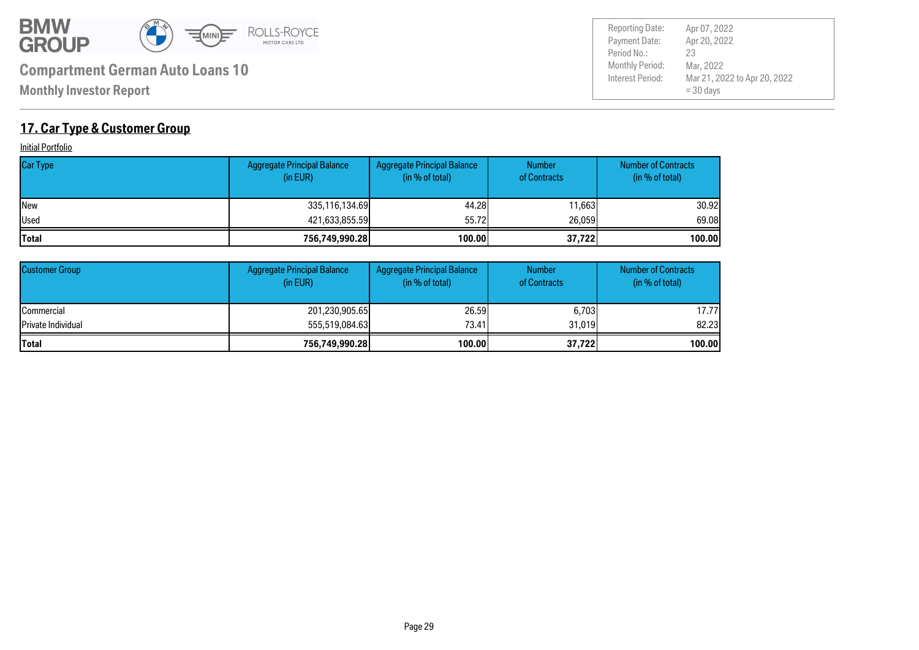# Compartment German Auto Loans 10

**Monthly Investor Report**

| | |
|---|---|
| Reporting Date: | Apr 07, 2022 |
| Payment Date: | Apr 20, 2022 |
| Period No.: | 23 |
| Monthly Period: | Mar, 2022 |
| Interest Period: | Mar 21, 2022 to Apr 20, 2022 = 30 days |

## 17. Car Type & Customer Group

Initial Portfolio

| Car Type | Aggregate Principal Balance (in EUR) | Aggregate Principal Balance (in % of total) | Number of Contracts | Number of Contracts (in % of total) |
|---|---|---|---|---|
| New | 335,116,134.69 | 44.28 | 11,663 | 30.92 |
| Used | 421,633,855.59 | 55.72 | 26,059 | 69.08 |
| **Total** | **756,749,990.28** | **100.00** | **37,722** | **100.00** |

| Customer Group | Aggregate Principal Balance (in EUR) | Aggregate Principal Balance (in % of total) | Number of Contracts | Number of Contracts (in % of total) |
|---|---|---|---|---|
| Commercial | 201,230,905.65 | 26.59 | 6,703 | 17.77 |
| Private Individual | 555,519,084.63 | 73.41 | 31,019 | 82.23 |
| **Total** | **756,749,990.28** | **100.00** | **37,722** | **100.00** |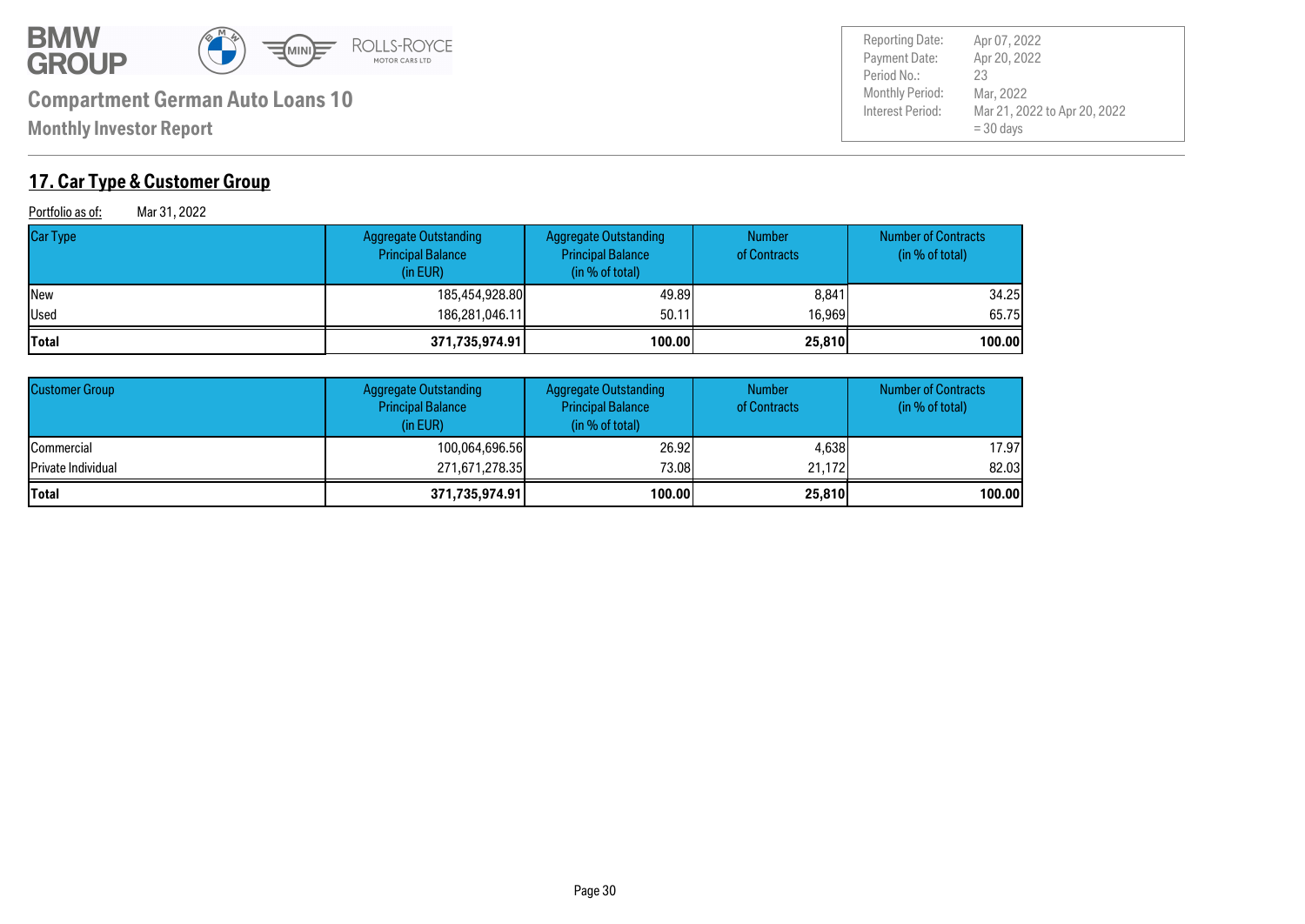**Compartment German Auto Loans 10**

**Monthly Investor Report**

| | |
|---|---|
| Reporting Date: | Apr 07, 2022 |
| Payment Date: | Apr 20, 2022 |
| Period No.: | 23 |
| Monthly Period: | Mar, 2022 |
| Interest Period: | Mar 21, 2022 to Apr 20, 2022 = 30 days |

## 17. Car Type & Customer Group

Portfolio as of: Mar 31, 2022

| Car Type | Aggregate Outstanding Principal Balance (in EUR) | Aggregate Outstanding Principal Balance (in % of total) | Number of Contracts | Number of Contracts (in % of total) |
|---|---|---|---|---|
| New | 185,454,928.80 | 49.89 | 8,841 | 34.25 |
| Used | 186,281,046.11 | 50.11 | 16,969 | 65.75 |
| **Total** | **371,735,974.91** | **100.00** | **25,810** | **100.00** |

| Customer Group | Aggregate Outstanding Principal Balance (in EUR) | Aggregate Outstanding Principal Balance (in % of total) | Number of Contracts | Number of Contracts (in % of total) |
|---|---|---|---|---|
| Commercial | 100,064,696.56 | 26.92 | 4,638 | 17.97 |
| Private Individual | 271,671,278.35 | 73.08 | 21,172 | 82.03 |
| **Total** | **371,735,974.91** | **100.00** | **25,810** | **100.00** |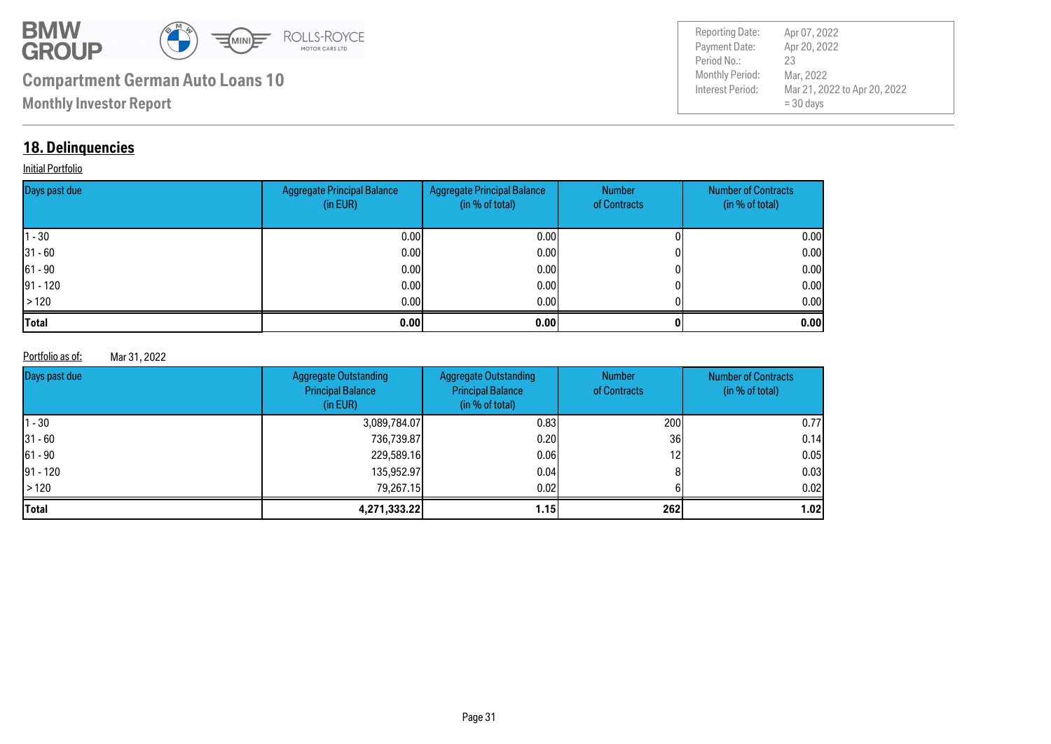**Compartment German Auto Loans 10**

**Monthly Investor Report**

| Reporting Date: | Apr 07, 2022 |
|---|---|
| Payment Date: | Apr 20, 2022 |
| Period No.: | 23 |
| Monthly Period: | Mar, 2022 |
| Interest Period: | Mar 21, 2022 to Apr 20, 2022 = 30 days |

## 18. Delinquencies

Initial Portfolio

| Days past due | Aggregate Principal Balance (in EUR) | Aggregate Principal Balance (in % of total) | Number of Contracts | Number of Contracts (in % of total) |
|---|---|---|---|---|
| 1 - 30 | 0.00 | 0.00 | 0 | 0.00 |
| 31 - 60 | 0.00 | 0.00 | 0 | 0.00 |
| 61 - 90 | 0.00 | 0.00 | 0 | 0.00 |
| 91 - 120 | 0.00 | 0.00 | 0 | 0.00 |
| > 120 | 0.00 | 0.00 | 0 | 0.00 |
| **Total** | **0.00** | **0.00** | **0** | **0.00** |

Portfolio as of: Mar 31, 2022

| Days past due | Aggregate Outstanding Principal Balance (in EUR) | Aggregate Outstanding Principal Balance (in % of total) | Number of Contracts | Number of Contracts (in % of total) |
|---|---|---|---|---|
| 1 - 30 | 3,089,784.07 | 0.83 | 200 | 0.77 |
| 31 - 60 | 736,739.87 | 0.20 | 36 | 0.14 |
| 61 - 90 | 229,589.16 | 0.06 | 12 | 0.05 |
| 91 - 120 | 135,952.97 | 0.04 | 8 | 0.03 |
| > 120 | 79,267.15 | 0.02 | 6 | 0.02 |
| **Total** | **4,271,333.22** | **1.15** | **262** | **1.02** |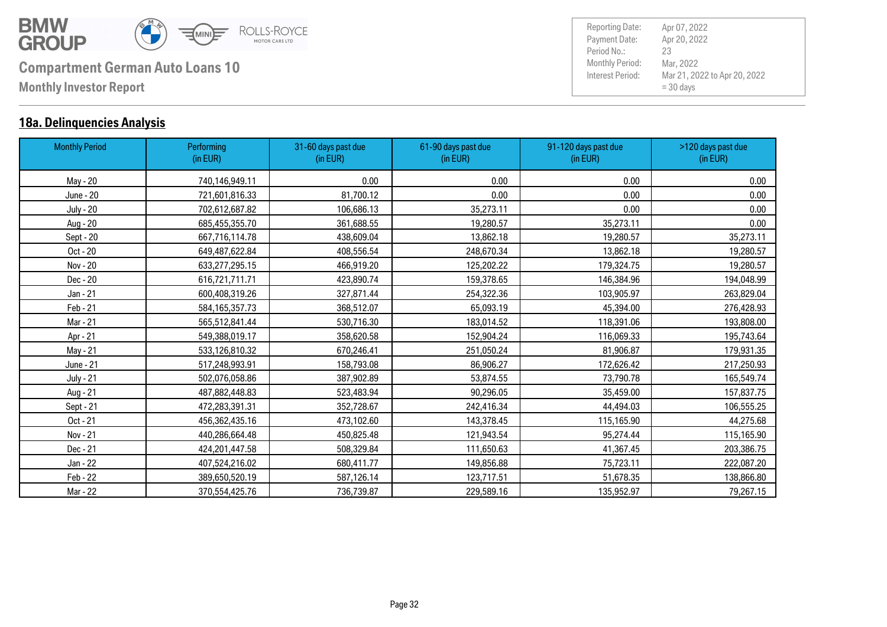**Compartment German Auto Loans 10**

**Monthly Investor Report**

| | |
|---|---|
| Reporting Date: | Apr 07, 2022 |
| Payment Date: | Apr 20, 2022 |
| Period No.: | 23 |
| Monthly Period: | Mar, 2022 |
| Interest Period: | Mar 21, 2022 to Apr 20, 2022 = 30 days |

## 18a. Delinquencies Analysis

| Monthly Period | Performing (in EUR) | 31-60 days past due (in EUR) | 61-90 days past due (in EUR) | 91-120 days past due (in EUR) | >120 days past due (in EUR) |
|---|---|---|---|---|---|
| May - 20 | 740,146,949.11 | 0.00 | 0.00 | 0.00 | 0.00 |
| June - 20 | 721,601,816.33 | 81,700.12 | 0.00 | 0.00 | 0.00 |
| July - 20 | 702,612,687.82 | 106,686.13 | 35,273.11 | 0.00 | 0.00 |
| Aug - 20 | 685,455,355.70 | 361,688.55 | 19,280.57 | 35,273.11 | 0.00 |
| Sept - 20 | 667,716,114.78 | 438,609.04 | 13,862.18 | 19,280.57 | 35,273.11 |
| Oct - 20 | 649,487,622.84 | 408,556.54 | 248,670.34 | 13,862.18 | 19,280.57 |
| Nov - 20 | 633,277,295.15 | 466,919.20 | 125,202.22 | 179,324.75 | 19,280.57 |
| Dec - 20 | 616,721,711.71 | 423,890.74 | 159,378.65 | 146,384.96 | 194,048.99 |
| Jan - 21 | 600,408,319.26 | 327,871.44 | 254,322.36 | 103,905.97 | 263,829.04 |
| Feb - 21 | 584,165,357.73 | 368,512.07 | 65,093.19 | 45,394.00 | 276,428.93 |
| Mar - 21 | 565,512,841.44 | 530,716.30 | 183,014.52 | 118,391.06 | 193,808.00 |
| Apr - 21 | 549,388,019.17 | 358,620.58 | 152,904.24 | 116,069.33 | 195,743.64 |
| May - 21 | 533,126,810.32 | 670,246.41 | 251,050.24 | 81,906.87 | 179,931.35 |
| June - 21 | 517,248,993.91 | 158,793.08 | 86,906.27 | 172,626.42 | 217,250.93 |
| July - 21 | 502,076,058.86 | 387,902.89 | 53,874.55 | 73,790.78 | 165,549.74 |
| Aug - 21 | 487,882,448.83 | 523,483.94 | 90,296.05 | 35,459.00 | 157,837.75 |
| Sept - 21 | 472,283,391.31 | 352,728.67 | 242,416.34 | 44,494.03 | 106,555.25 |
| Oct - 21 | 456,362,435.16 | 473,102.60 | 143,378.45 | 115,165.90 | 44,275.68 |
| Nov - 21 | 440,286,664.48 | 450,825.48 | 121,943.54 | 95,274.44 | 115,165.90 |
| Dec - 21 | 424,201,447.58 | 508,329.84 | 111,650.63 | 41,367.45 | 203,386.75 |
| Jan - 22 | 407,524,216.02 | 680,411.77 | 149,856.88 | 75,723.11 | 222,087.20 |
| Feb - 22 | 389,650,520.19 | 587,126.14 | 123,717.51 | 51,678.35 | 138,866.80 |
| Mar - 22 | 370,554,425.76 | 736,739.87 | 229,589.16 | 135,952.97 | 79,267.15 |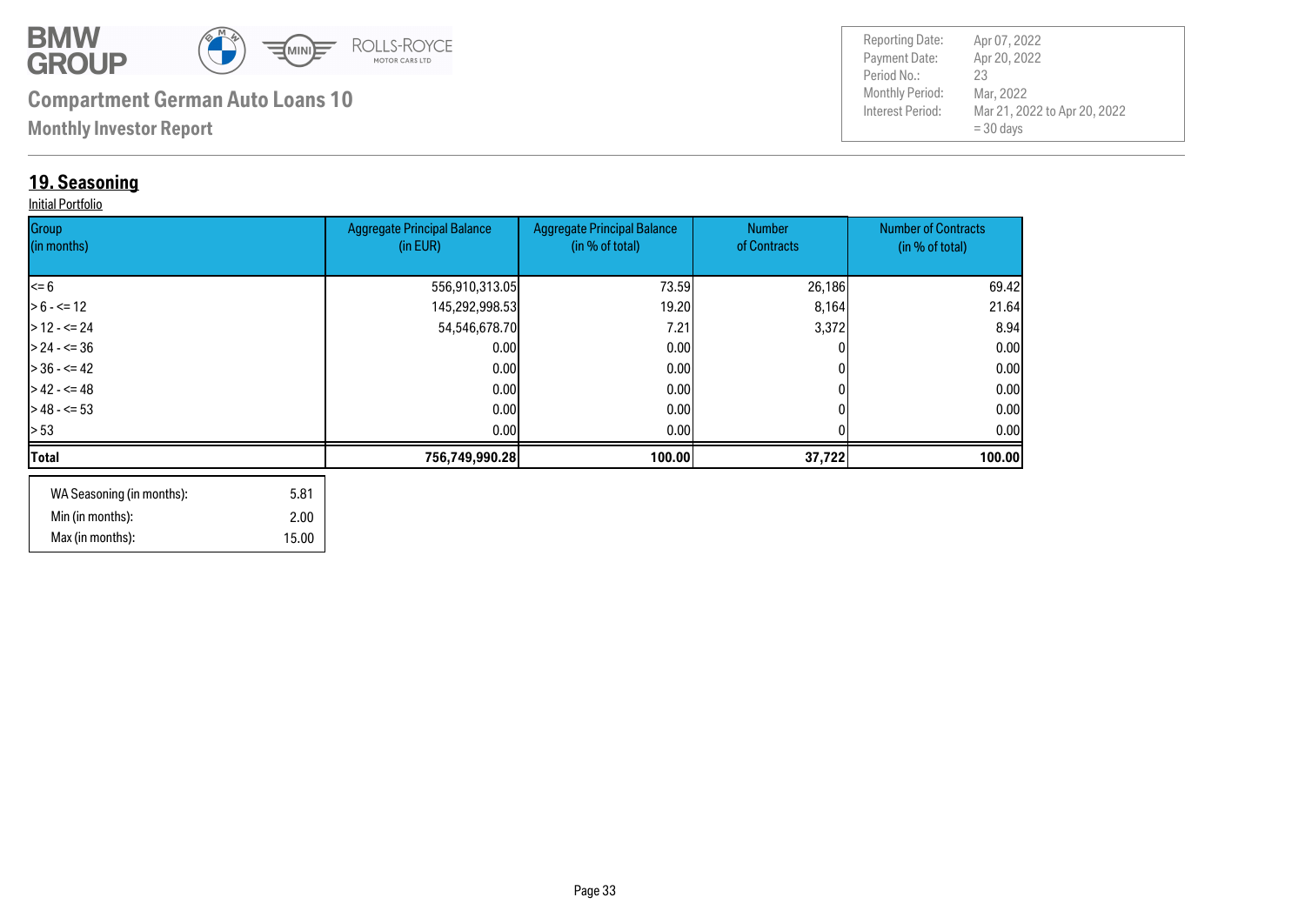**Compartment German Auto Loans 10**

**Monthly Investor Report**

| | |
|---|---|
| Reporting Date: | Apr 07, 2022 |
| Payment Date: | Apr 20, 2022 |
| Period No.: | 23 |
| Monthly Period: | Mar, 2022 |
| Interest Period: | Mar 21, 2022 to Apr 20, 2022 = 30 days |

## 19. Seasoning

Initial Portfolio

| Group (in months) | Aggregate Principal Balance (in EUR) | Aggregate Principal Balance (in % of total) | Number of Contracts | Number of Contracts (in % of total) |
|---|---|---|---|---|
| <= 6 | 556,910,313.05 | 73.59 | 26,186 | 69.42 |
| > 6 - <= 12 | 145,292,998.53 | 19.20 | 8,164 | 21.64 |
| > 12 - <= 24 | 54,546,678.70 | 7.21 | 3,372 | 8.94 |
| > 24 - <= 36 | 0.00 | 0.00 | 0 | 0.00 |
| > 36 - <= 42 | 0.00 | 0.00 | 0 | 0.00 |
| > 42 - <= 48 | 0.00 | 0.00 | 0 | 0.00 |
| > 48 - <= 53 | 0.00 | 0.00 | 0 | 0.00 |
| > 53 | 0.00 | 0.00 | 0 | 0.00 |
| **Total** | **756,749,990.28** | **100.00** | **37,722** | **100.00** |

| | |
|---|---|
| WA Seasoning (in months): | 5.81 |
| Min (in months): | 2.00 |
| Max (in months): | 15.00 |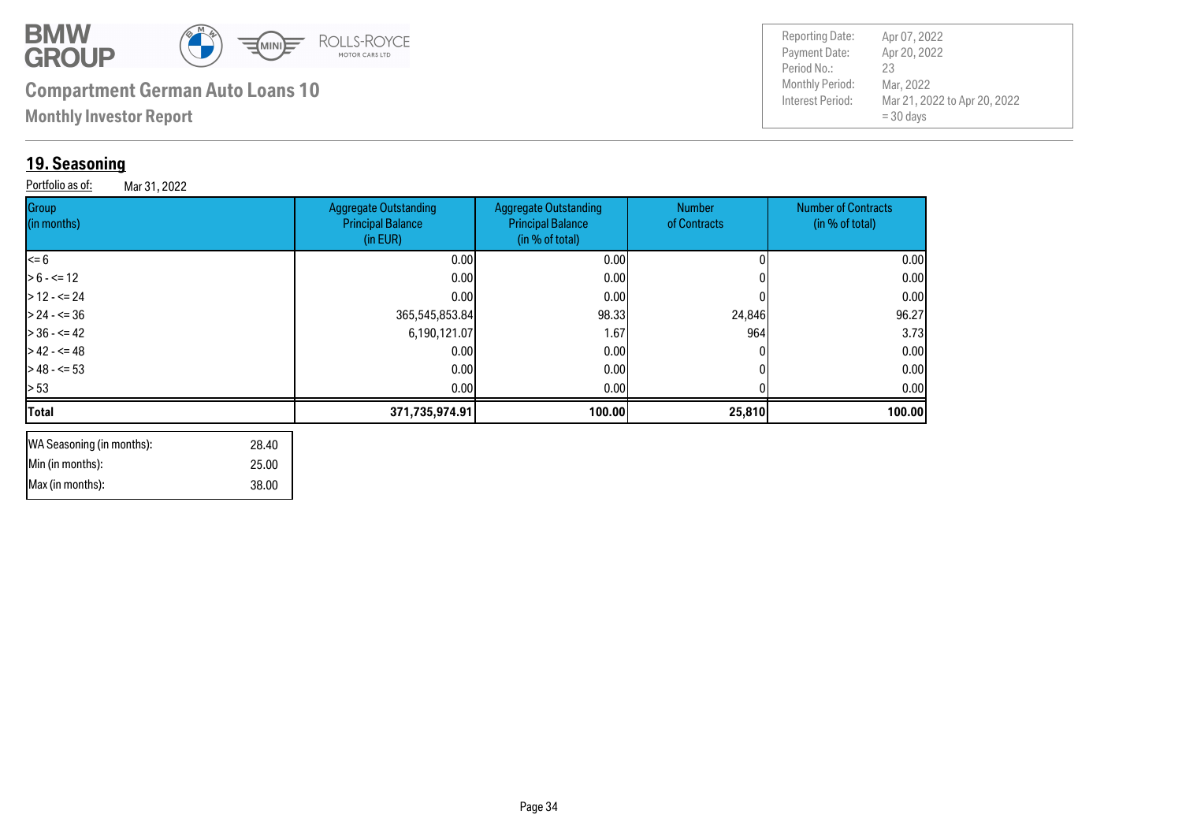**Compartment German Auto Loans 10**

**Monthly Investor Report**

| | |
|---|---|
| Reporting Date: | Apr 07, 2022 |
| Payment Date: | Apr 20, 2022 |
| Period No.: | 23 |
| Monthly Period: | Mar, 2022 |
| Interest Period: | Mar 21, 2022 to Apr 20, 2022 = 30 days |

## 19. Seasoning

Portfolio as of: Mar 31, 2022

| Group (in months) | Aggregate Outstanding Principal Balance (in EUR) | Aggregate Outstanding Principal Balance (in % of total) | Number of Contracts | Number of Contracts (in % of total) |
|---|---:|---:|---:|---:|
| <= 6 | 0.00 | 0.00 | 0 | 0.00 |
| > 6 - <= 12 | 0.00 | 0.00 | 0 | 0.00 |
| > 12 - <= 24 | 0.00 | 0.00 | 0 | 0.00 |
| > 24 - <= 36 | 365,545,853.84 | 98.33 | 24,846 | 96.27 |
| > 36 - <= 42 | 6,190,121.07 | 1.67 | 964 | 3.73 |
| > 42 - <= 48 | 0.00 | 0.00 | 0 | 0.00 |
| > 48 - <= 53 | 0.00 | 0.00 | 0 | 0.00 |
| > 53 | 0.00 | 0.00 | 0 | 0.00 |
| **Total** | **371,735,974.91** | **100.00** | **25,810** | **100.00** |

| | |
|---|---:|
| WA Seasoning (in months): | 28.40 |
| Min (in months): | 25.00 |
| Max (in months): | 38.00 |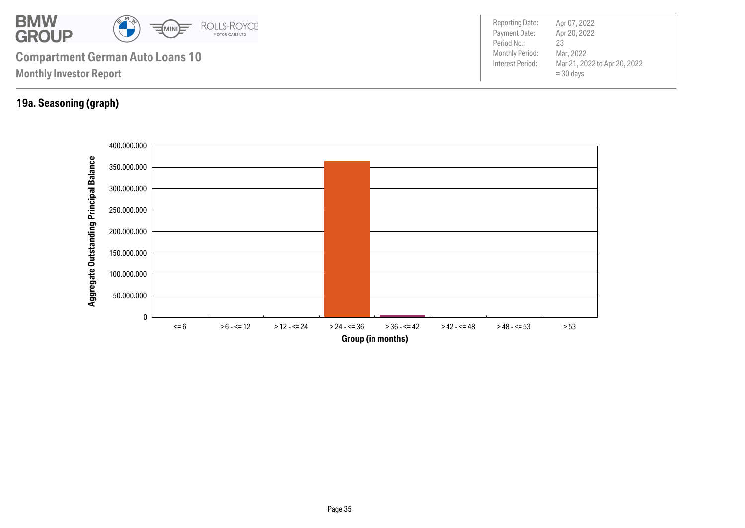Compartment German Auto Loans 10

Monthly Investor Report

| | |
|---|---|
| Reporting Date: | Apr 07, 2022 |
| Payment Date: | Apr 20, 2022 |
| Period No.: | 23 |
| Monthly Period: | Mar, 2022 |
| Interest Period: | Mar 21, 2022 to Apr 20, 2022 = 30 days |

## 19a. Seasoning (graph)

Aggregate Outstanding Principal Balance

400.000.000
350.000.000
300.000.000
250.000.000
200.000.000
150.000.000
100.000.000
50.000.000
0

<= 6 | > 6 - <= 12 | > 12 - <= 24 | > 24 - <= 36 | > 36 - <= 42 | > 42 - <= 48 | > 48 - <= 53 | > 53

Group (in months)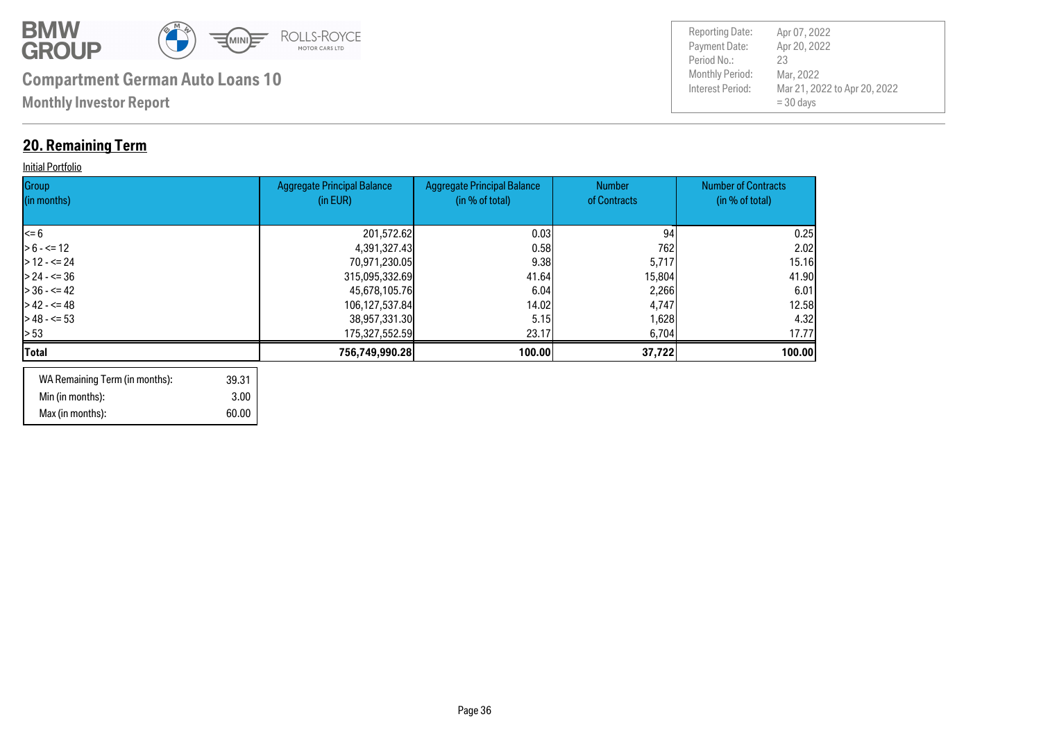# Compartment German Auto Loans 10

**Monthly Investor Report**

| | |
|---|---|
| Reporting Date: | Apr 07, 2022 |
| Payment Date: | Apr 20, 2022 |
| Period No.: | 23 |
| Monthly Period: | Mar, 2022 |
| Interest Period: | Mar 21, 2022 to Apr 20, 2022 = 30 days |

## 20. Remaining Term

Initial Portfolio

| Group (in months) | Aggregate Principal Balance (in EUR) | Aggregate Principal Balance (in % of total) | Number of Contracts | Number of Contracts (in % of total) |
|---|---|---|---|---|
| <= 6 | 201,572.62 | 0.03 | 94 | 0.25 |
| > 6 - <= 12 | 4,391,327.43 | 0.58 | 762 | 2.02 |
| > 12 - <= 24 | 70,971,230.05 | 9.38 | 5,717 | 15.16 |
| > 24 - <= 36 | 315,095,332.69 | 41.64 | 15,804 | 41.90 |
| > 36 - <= 42 | 45,678,105.76 | 6.04 | 2,266 | 6.01 |
| > 42 - <= 48 | 106,127,537.84 | 14.02 | 4,747 | 12.58 |
| > 48 - <= 53 | 38,957,331.30 | 5.15 | 1,628 | 4.32 |
| > 53 | 175,327,552.59 | 23.17 | 6,704 | 17.77 |
| **Total** | **756,749,990.28** | **100.00** | **37,722** | **100.00** |

| | |
|---|---|
| WA Remaining Term (in months): | 39.31 |
| Min (in months): | 3.00 |
| Max (in months): | 60.00 |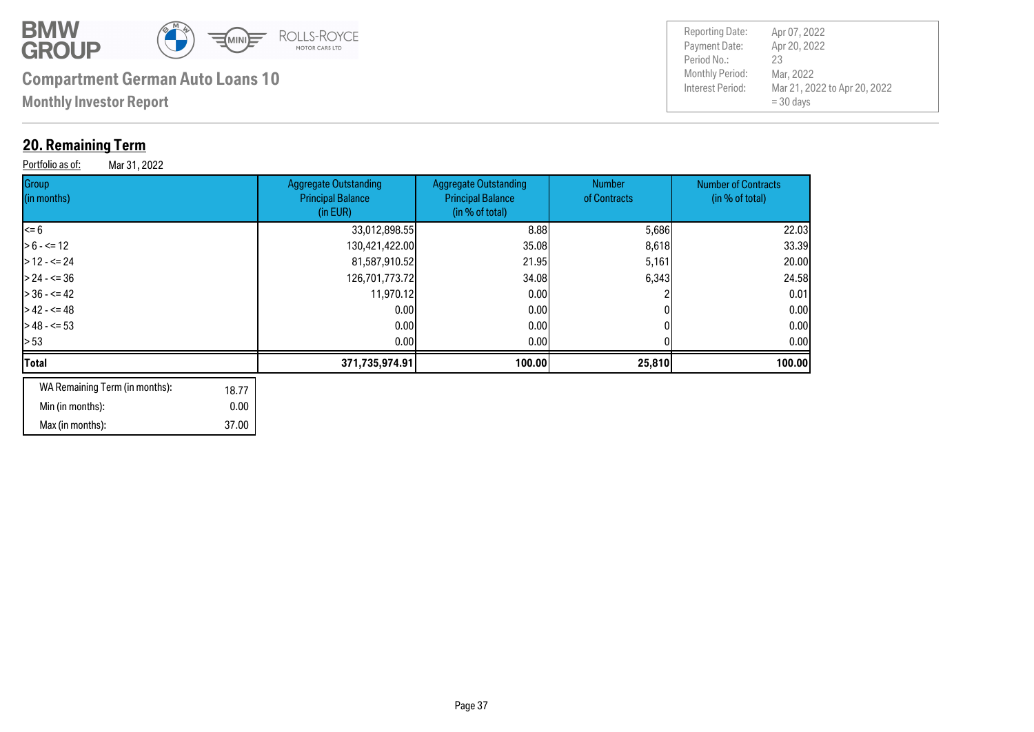## 20. Remaining Term

Portfolio as of: Mar 31, 2022

| Group (in months) | Aggregate Outstanding Principal Balance (in EUR) | Aggregate Outstanding Principal Balance (in % of total) | Number of Contracts | Number of Contracts (in % of total) |
|---|---|---|---|---|
| <= 6 | 33,012,898.55 | 8.88 | 5,686 | 22.03 |
| > 6 - <= 12 | 130,421,422.00 | 35.08 | 8,618 | 33.39 |
| > 12 - <= 24 | 81,587,910.52 | 21.95 | 5,161 | 20.00 |
| > 24 - <= 36 | 126,701,773.72 | 34.08 | 6,343 | 24.58 |
| > 36 - <= 42 | 11,970.12 | 0.00 | 2 | 0.01 |
| > 42 - <= 48 | 0.00 | 0.00 | 0 | 0.00 |
| > 48 - <= 53 | 0.00 | 0.00 | 0 | 0.00 |
| > 53 | 0.00 | 0.00 | 0 | 0.00 |
| **Total** | **371,735,974.91** | **100.00** | **25,810** | **100.00** |

| | |
|---|---|
| WA Remaining Term (in months): | 18.77 |
| Min (in months): | 0.00 |
| Max (in months): | 37.00 |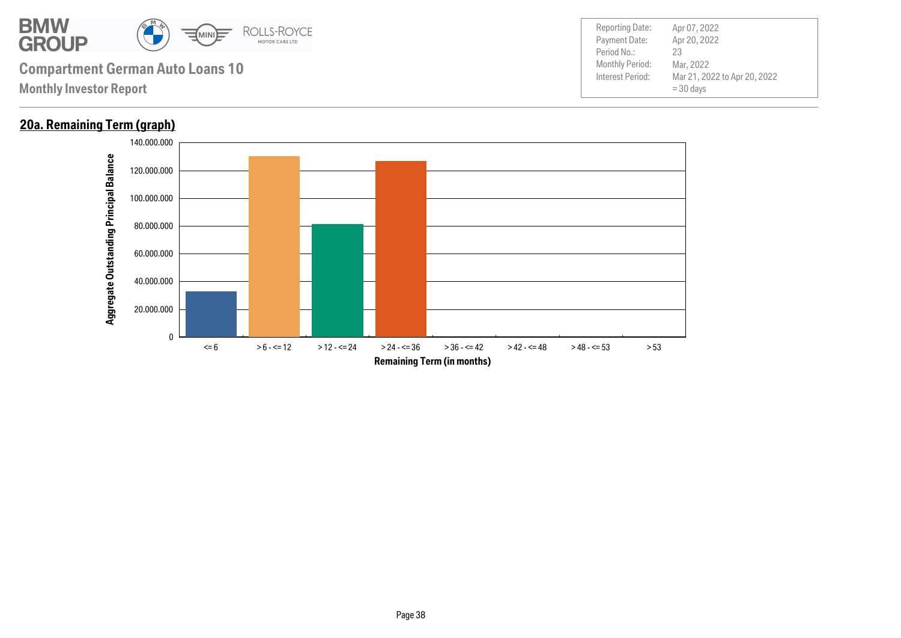**Compartment German Auto Loans 10**

**Monthly Investor Report**

| | |
|---|---|
| Reporting Date: | Apr 07, 2022 |
| Payment Date: | Apr 20, 2022 |
| Period No.: | 23 |
| Monthly Period: | Mar, 2022 |
| Interest Period: | Mar 21, 2022 to Apr 20, 2022 = 30 days |

## 20a. Remaining Term (graph)

Aggregate Outstanding Principal Balance

140.000.000
120.000.000
100.000.000
80.000.000
60.000.000
40.000.000
20.000.000
0

<= 6 | > 6 - <= 12 | > 12 - <= 24 | > 24 - <= 36 | > 36 - <= 42 | > 42 - <= 48 | > 48 - <= 53 | > 53

Remaining Term (in months)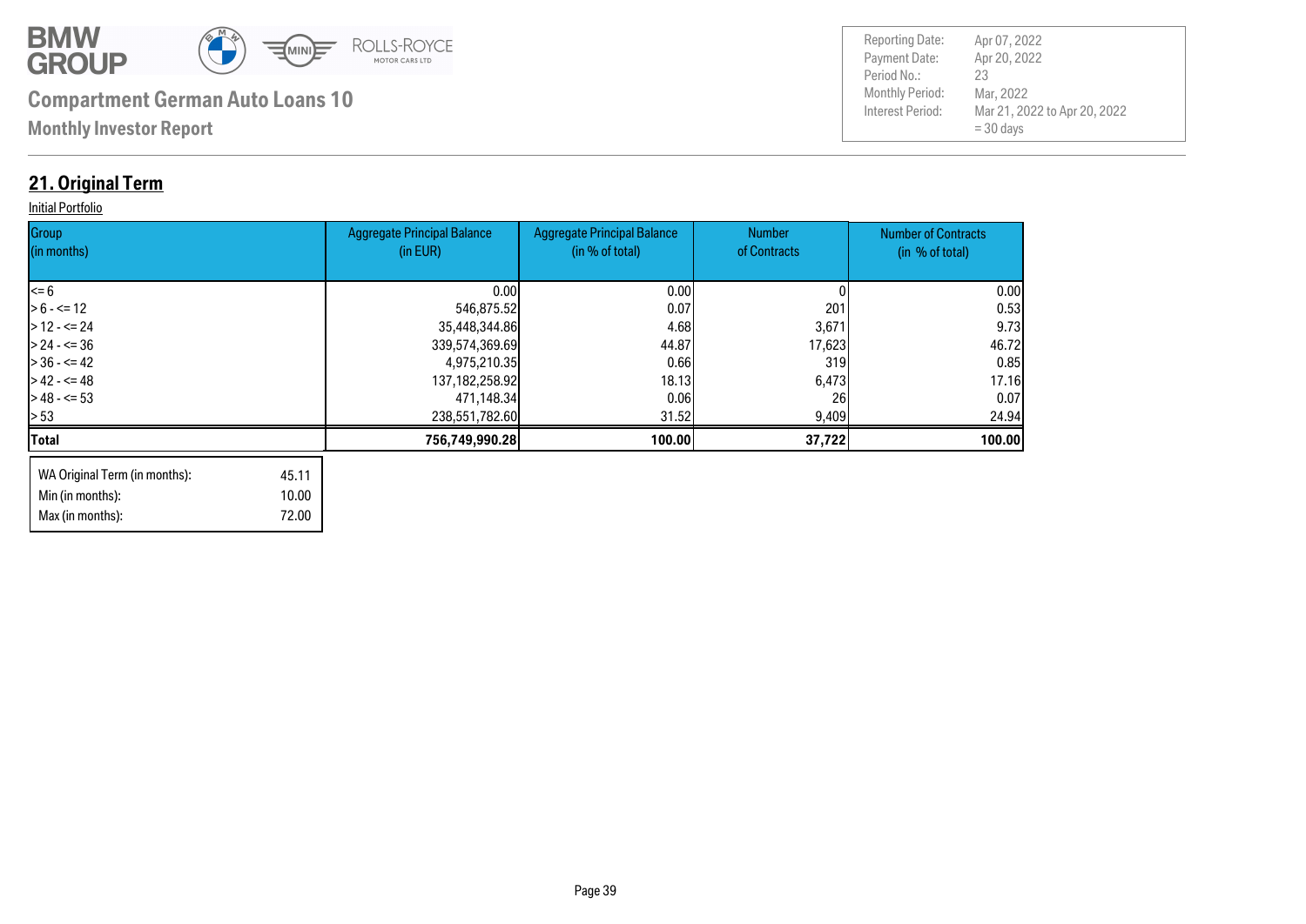## 21. Original Term

Initial Portfolio

| Group (in months) | Aggregate Principal Balance (in EUR) | Aggregate Principal Balance (in % of total) | Number of Contracts | Number of Contracts (in % of total) |
|---|---|---|---|---|
| <= 6 | 0.00 | 0.00 | 0 | 0.00 |
| > 6 - <= 12 | 546,875.52 | 0.07 | 201 | 0.53 |
| > 12 - <= 24 | 35,448,344.86 | 4.68 | 3,671 | 9.73 |
| > 24 - <= 36 | 339,574,369.69 | 44.87 | 17,623 | 46.72 |
| > 36 - <= 42 | 4,975,210.35 | 0.66 | 319 | 0.85 |
| > 42 - <= 48 | 137,182,258.92 | 18.13 | 6,473 | 17.16 |
| > 48 - <= 53 | 471,148.34 | 0.06 | 26 | 0.07 |
| > 53 | 238,551,782.60 | 31.52 | 9,409 | 24.94 |
| **Total** | **756,749,990.28** | **100.00** | **37,722** | **100.00** |

| | |
|---|---|
| WA Original Term (in months): | 45.11 |
| Min (in months): | 10.00 |
| Max (in months): | 72.00 |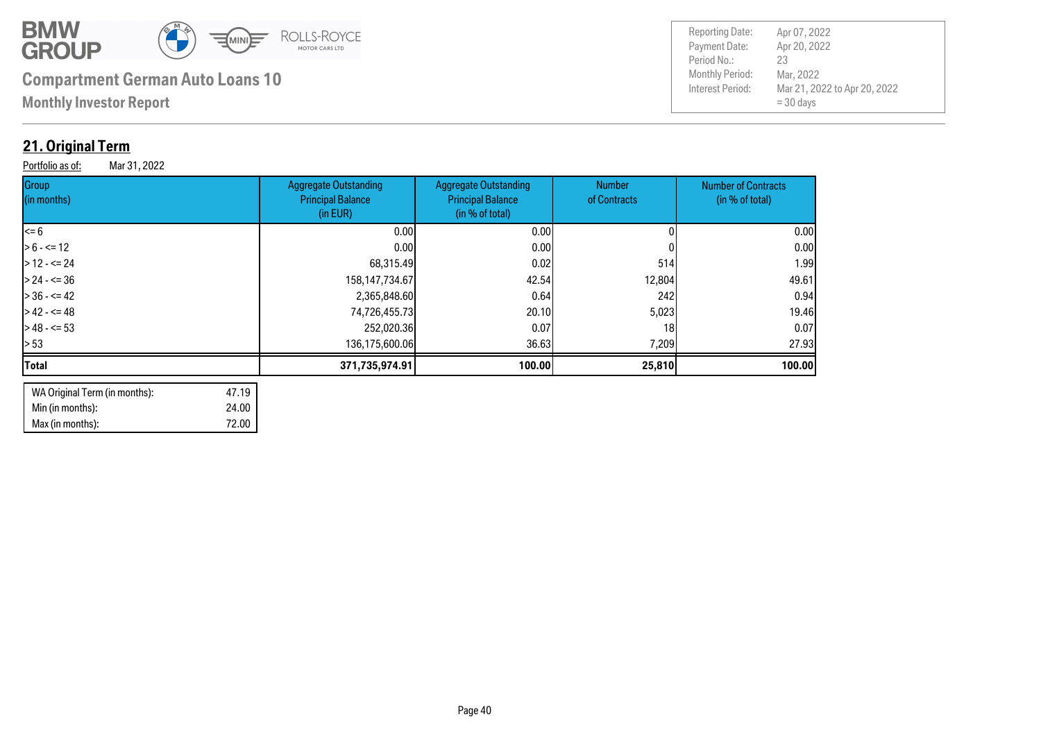## 21. Original Term

Portfolio as of: Mar 31, 2022

| Group (in months) | Aggregate Outstanding Principal Balance (in EUR) | Aggregate Outstanding Principal Balance (in % of total) | Number of Contracts | Number of Contracts (in % of total) |
|---|---|---|---|---|
| <= 6 | 0.00 | 0.00 | 0 | 0.00 |
| > 6 - <= 12 | 0.00 | 0.00 | 0 | 0.00 |
| > 12 - <= 24 | 68,315.49 | 0.02 | 514 | 1.99 |
| > 24 - <= 36 | 158,147,734.67 | 42.54 | 12,804 | 49.61 |
| > 36 - <= 42 | 2,365,848.60 | 0.64 | 242 | 0.94 |
| > 42 - <= 48 | 74,726,455.73 | 20.10 | 5,023 | 19.46 |
| > 48 - <= 53 | 252,020.36 | 0.07 | 18 | 0.07 |
| > 53 | 136,175,600.06 | 36.63 | 7,209 | 27.93 |
| **Total** | **371,735,974.91** | **100.00** | **25,810** | **100.00** |

| | |
|---|---|
| WA Original Term (in months): | 47.19 |
| Min (in months): | 24.00 |
| Max (in months): | 72.00 |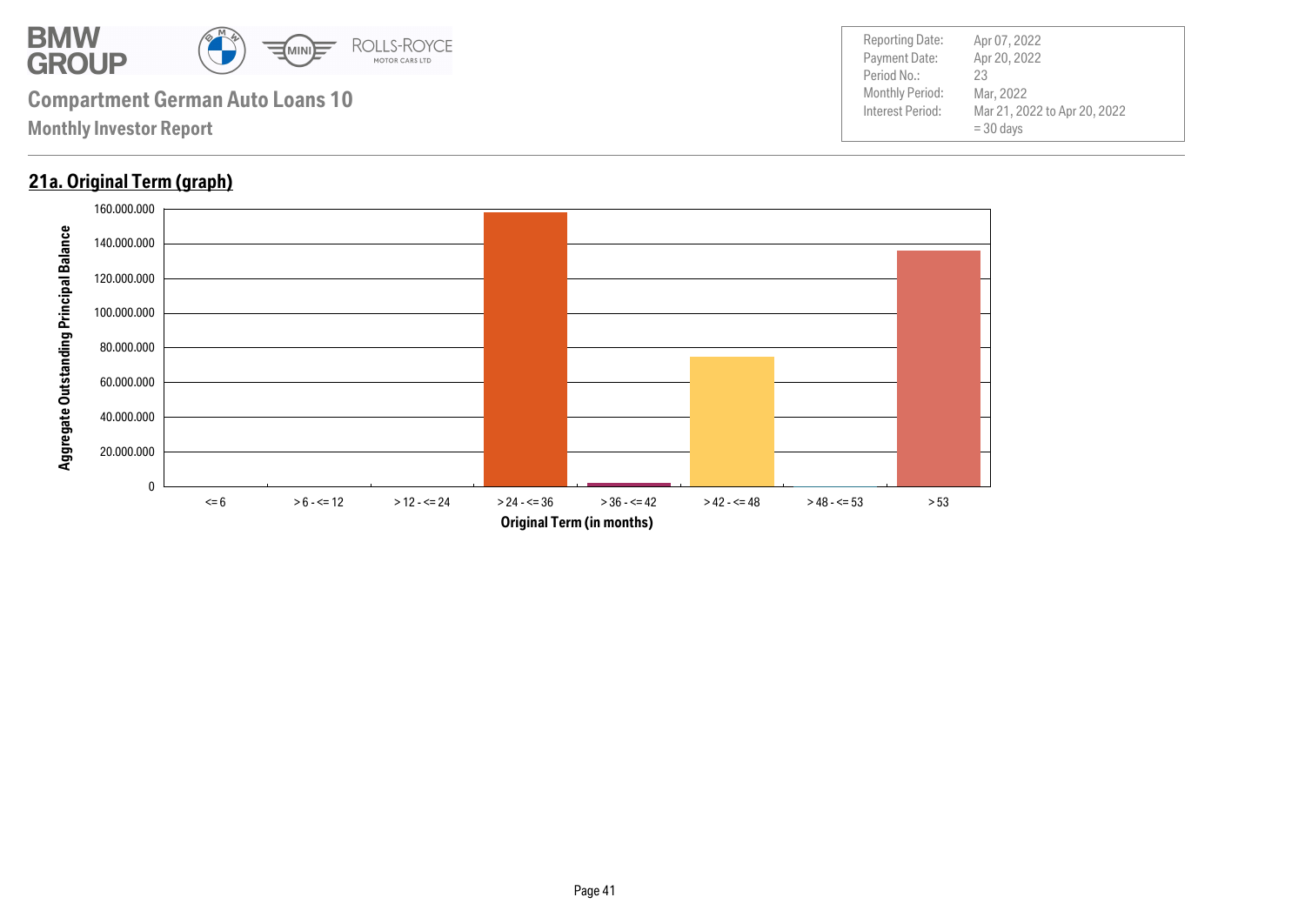## 21a. Original Term (graph)

Aggregate Outstanding Principal Balance

160.000.000
140.000.000
120.000.000
100.000.000
80.000.000
60.000.000
40.000.000
20.000.000
0

<= 6 | > 6 - <= 12 | > 12 - <= 24 | > 24 - <= 36 | > 36 - <= 42 | > 42 - <= 48 | > 48 - <= 53 | > 53

Original Term (in months)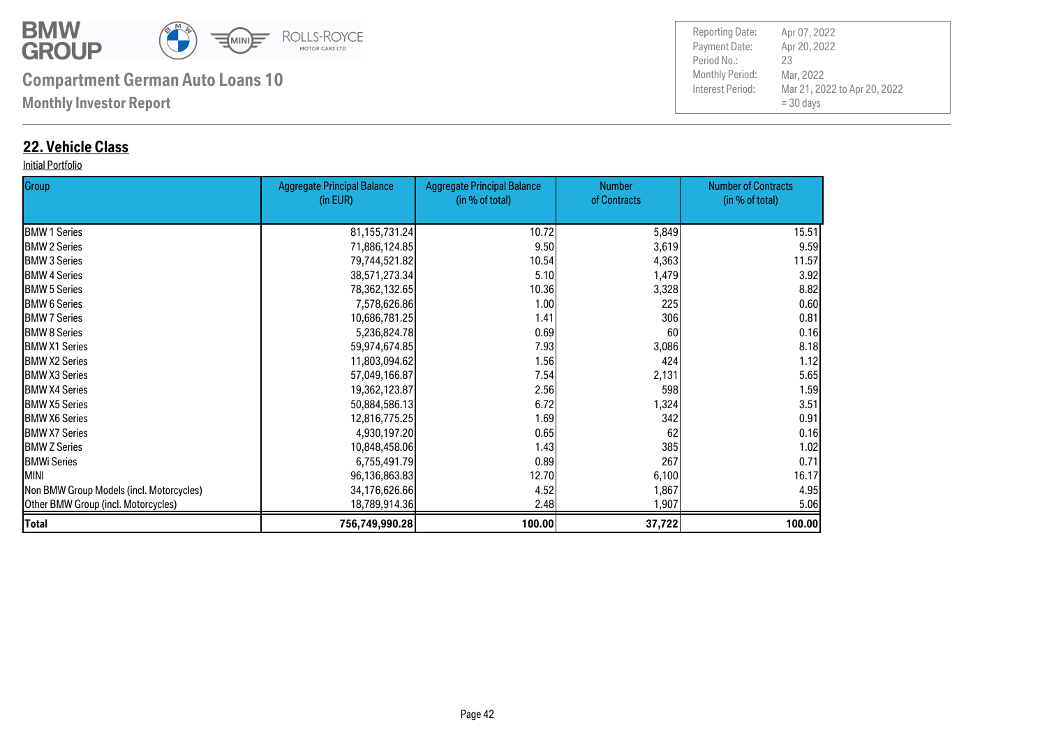**Compartment German Auto Loans 10**

**Monthly Investor Report**

| | |
|---|---|
| Reporting Date: | Apr 07, 2022 |
| Payment Date: | Apr 20, 2022 |
| Period No.: | 23 |
| Monthly Period: | Mar, 2022 |
| Interest Period: | Mar 21, 2022 to Apr 20, 2022 = 30 days |

## 22. Vehicle Class

Initial Portfolio

| Group | Aggregate Principal Balance (in EUR) | Aggregate Principal Balance (in % of total) | Number of Contracts | Number of Contracts (in % of total) |
|---|---|---|---|---|
| BMW 1 Series | 81,155,731.24 | 10.72 | 5,849 | 15.51 |
| BMW 2 Series | 71,886,124.85 | 9.50 | 3,619 | 9.59 |
| BMW 3 Series | 79,744,521.82 | 10.54 | 4,363 | 11.57 |
| BMW 4 Series | 38,571,273.34 | 5.10 | 1,479 | 3.92 |
| BMW 5 Series | 78,362,132.65 | 10.36 | 3,328 | 8.82 |
| BMW 6 Series | 7,578,626.86 | 1.00 | 225 | 0.60 |
| BMW 7 Series | 10,686,781.25 | 1.41 | 306 | 0.81 |
| BMW 8 Series | 5,236,824.78 | 0.69 | 60 | 0.16 |
| BMW X1 Series | 59,974,674.85 | 7.93 | 3,086 | 8.18 |
| BMW X2 Series | 11,803,094.62 | 1.56 | 424 | 1.12 |
| BMW X3 Series | 57,049,166.87 | 7.54 | 2,131 | 5.65 |
| BMW X4 Series | 19,362,123.87 | 2.56 | 598 | 1.59 |
| BMW X5 Series | 50,884,586.13 | 6.72 | 1,324 | 3.51 |
| BMW X6 Series | 12,816,775.25 | 1.69 | 342 | 0.91 |
| BMW X7 Series | 4,930,197.20 | 0.65 | 62 | 0.16 |
| BMW Z Series | 10,848,458.06 | 1.43 | 385 | 1.02 |
| BMWi Series | 6,755,491.79 | 0.89 | 267 | 0.71 |
| MINI | 96,136,863.83 | 12.70 | 6,100 | 16.17 |
| Non BMW Group Models (incl. Motorcycles) | 34,176,626.66 | 4.52 | 1,867 | 4.95 |
| Other BMW Group (incl. Motorcycles) | 18,789,914.36 | 2.48 | 1,907 | 5.06 |
| **Total** | **756,749,990.28** | **100.00** | **37,722** | **100.00** |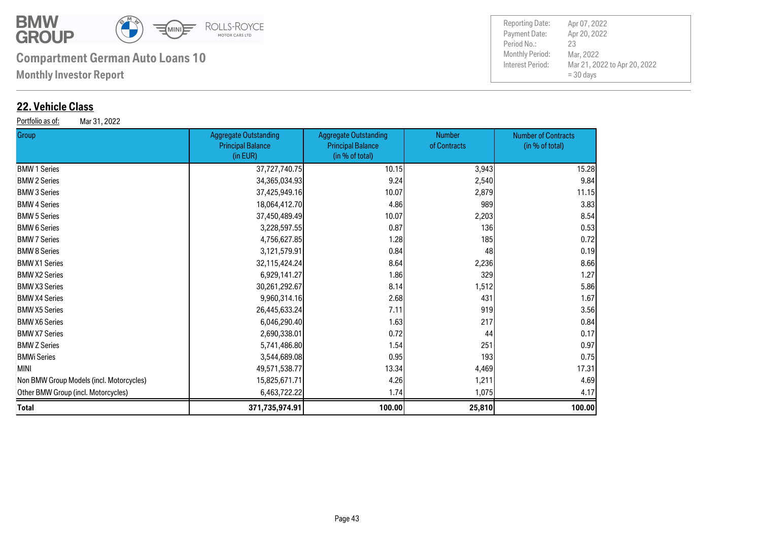# Compartment German Auto Loans 10

**Monthly Investor Report**

| | |
|---|---|
| Reporting Date: | Apr 07, 2022 |
| Payment Date: | Apr 20, 2022 |
| Period No.: | 23 |
| Monthly Period: | Mar, 2022 |
| Interest Period: | Mar 21, 2022 to Apr 20, 2022<br>= 30 days |

## 22. Vehicle Class

Portfolio as of: Mar 31, 2022

| Group | Aggregate Outstanding Principal Balance (in EUR) | Aggregate Outstanding Principal Balance (in % of total) | Number of Contracts | Number of Contracts (in % of total) |
|---|---|---|---|---|
| BMW 1 Series | 37,727,740.75 | 10.15 | 3,943 | 15.28 |
| BMW 2 Series | 34,365,034.93 | 9.24 | 2,540 | 9.84 |
| BMW 3 Series | 37,425,949.16 | 10.07 | 2,879 | 11.15 |
| BMW 4 Series | 18,064,412.70 | 4.86 | 989 | 3.83 |
| BMW 5 Series | 37,450,489.49 | 10.07 | 2,203 | 8.54 |
| BMW 6 Series | 3,228,597.55 | 0.87 | 136 | 0.53 |
| BMW 7 Series | 4,756,627.85 | 1.28 | 185 | 0.72 |
| BMW 8 Series | 3,121,579.91 | 0.84 | 48 | 0.19 |
| BMW X1 Series | 32,115,424.24 | 8.64 | 2,236 | 8.66 |
| BMW X2 Series | 6,929,141.27 | 1.86 | 329 | 1.27 |
| BMW X3 Series | 30,261,292.67 | 8.14 | 1,512 | 5.86 |
| BMW X4 Series | 9,960,314.16 | 2.68 | 431 | 1.67 |
| BMW X5 Series | 26,445,633.24 | 7.11 | 919 | 3.56 |
| BMW X6 Series | 6,046,290.40 | 1.63 | 217 | 0.84 |
| BMW X7 Series | 2,690,338.01 | 0.72 | 44 | 0.17 |
| BMW Z Series | 5,741,486.80 | 1.54 | 251 | 0.97 |
| BMWi Series | 3,544,689.08 | 0.95 | 193 | 0.75 |
| MINI | 49,571,538.77 | 13.34 | 4,469 | 17.31 |
| Non BMW Group Models (incl. Motorcycles) | 15,825,671.71 | 4.26 | 1,211 | 4.69 |
| Other BMW Group (incl. Motorcycles) | 6,463,722.22 | 1.74 | 1,075 | 4.17 |
| **Total** | **371,735,974.91** | **100.00** | **25,810** | **100.00** |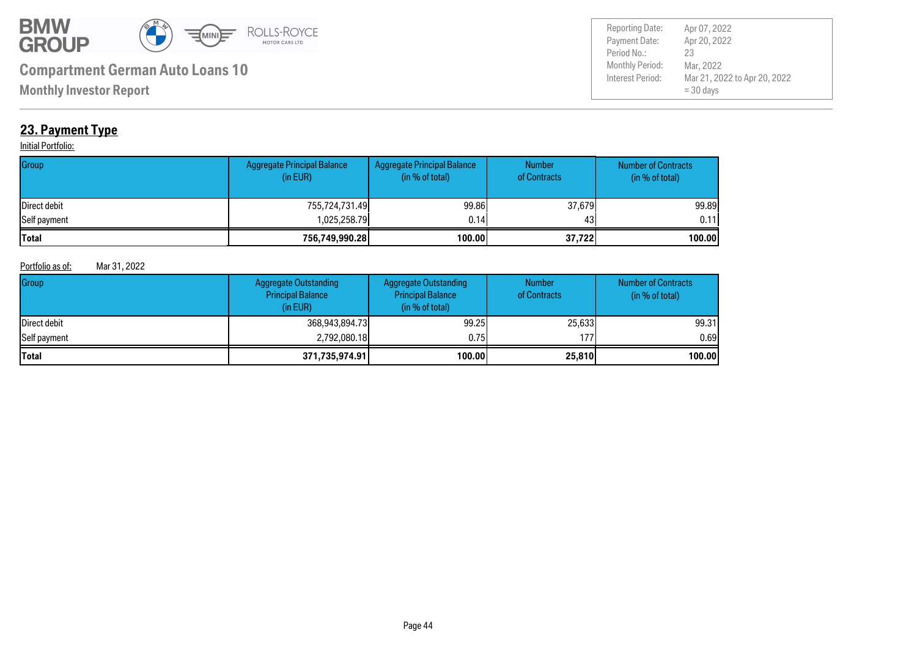## 23. Payment Type

Initial Portfolio:

| Group | Aggregate Principal Balance (in EUR) | Aggregate Principal Balance (in % of total) | Number of Contracts | Number of Contracts (in % of total) |
|---|---|---|---|---|
| Direct debit | 755,724,731.49 | 99.86 | 37,679 | 99.89 |
| Self payment | 1,025,258.79 | 0.14 | 43 | 0.11 |
| **Total** | **756,749,990.28** | **100.00** | **37,722** | **100.00** |

Portfolio as of: Mar 31, 2022

| Group | Aggregate Outstanding Principal Balance (in EUR) | Aggregate Outstanding Principal Balance (in % of total) | Number of Contracts | Number of Contracts (in % of total) |
|---|---|---|---|---|
| Direct debit | 368,943,894.73 | 99.25 | 25,633 | 99.31 |
| Self payment | 2,792,080.18 | 0.75 | 177 | 0.69 |
| **Total** | **371,735,974.91** | **100.00** | **25,810** | **100.00** |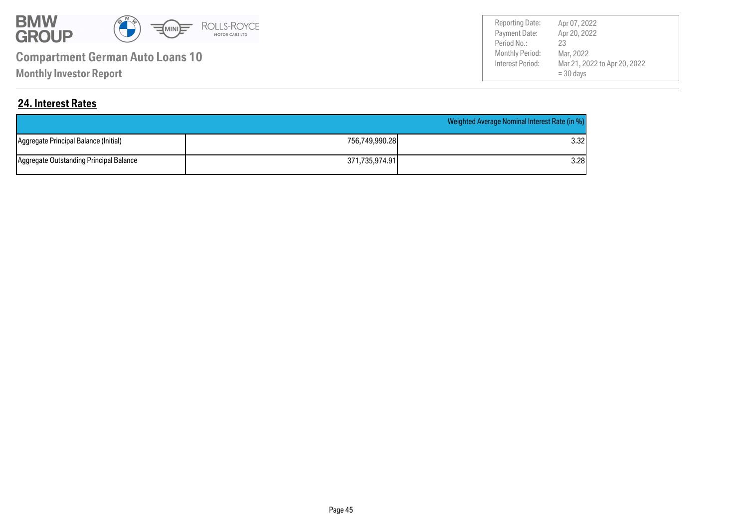**Compartment German Auto Loans 10**

**Monthly Investor Report**

| | |
|---|---|
| Reporting Date: | Apr 07, 2022 |
| Payment Date: | Apr 20, 2022 |
| Period No.: | 23 |
| Monthly Period: | Mar, 2022 |
| Interest Period: | Mar 21, 2022 to Apr 20, 2022 = 30 days |

## 24. Interest Rates

| | | Weighted Average Nominal Interest Rate (in %) |
|---|---|---|
| Aggregate Principal Balance (Initial) | 756,749,990.28 | 3.32 |
| Aggregate Outstanding Principal Balance | 371,735,974.91 | 3.28 |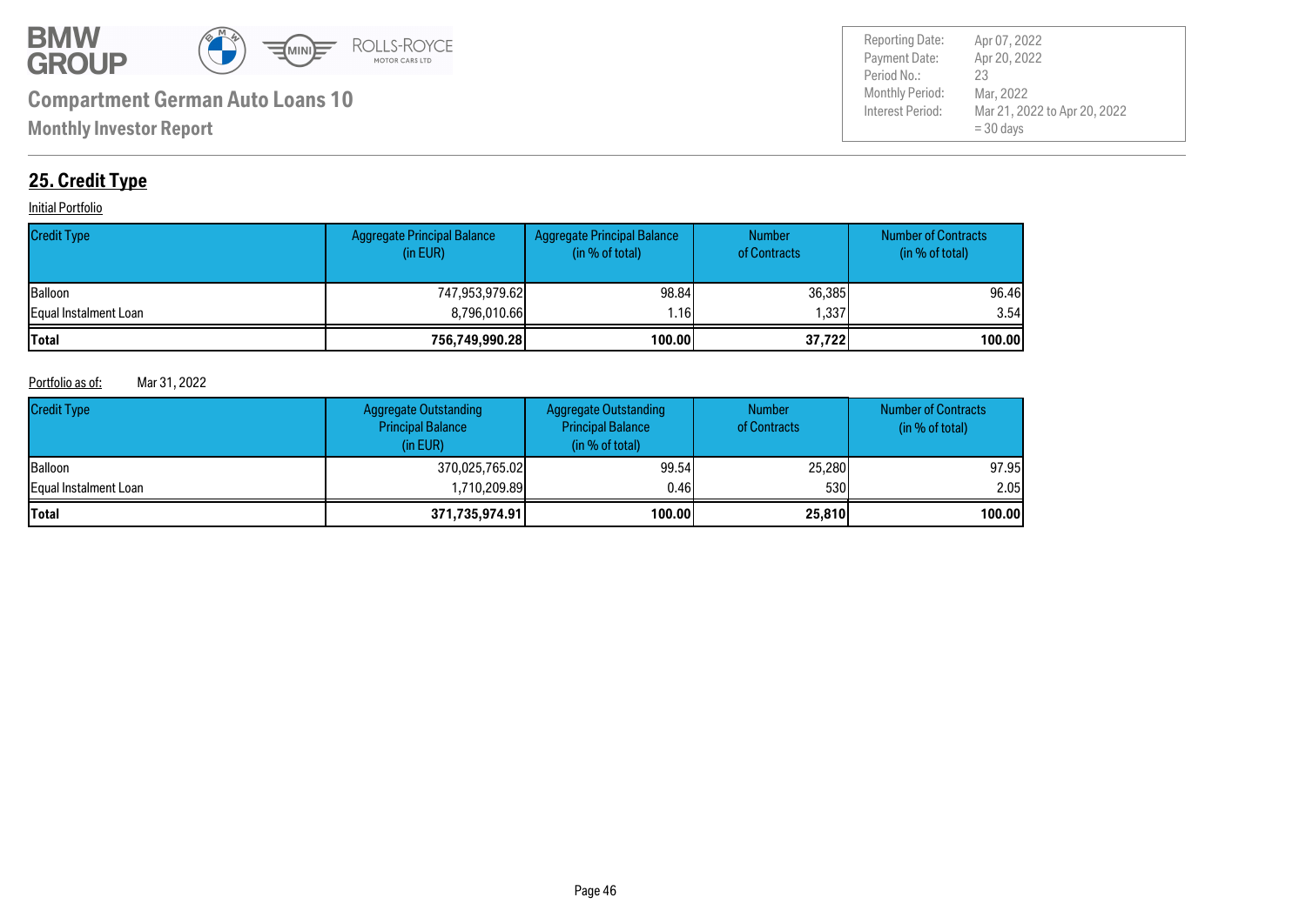# Compartment German Auto Loans 10

**Monthly Investor Report**

| | |
|---|---|
| Reporting Date: | Apr 07, 2022 |
| Payment Date: | Apr 20, 2022 |
| Period No.: | 23 |
| Monthly Period: | Mar, 2022 |
| Interest Period: | Mar 21, 2022 to Apr 20, 2022 = 30 days |

## 25. Credit Type

Initial Portfolio

| Credit Type | Aggregate Principal Balance (in EUR) | Aggregate Principal Balance (in % of total) | Number of Contracts | Number of Contracts (in % of total) |
|---|---|---|---|---|
| Balloon | 747,953,979.62 | 98.84 | 36,385 | 96.46 |
| Equal Instalment Loan | 8,796,010.66 | 1.16 | 1,337 | 3.54 |
| **Total** | **756,749,990.28** | **100.00** | **37,722** | **100.00** |

Portfolio as of: Mar 31, 2022

| Credit Type | Aggregate Outstanding Principal Balance (in EUR) | Aggregate Outstanding Principal Balance (in % of total) | Number of Contracts | Number of Contracts (in % of total) |
|---|---|---|---|---|
| Balloon | 370,025,765.02 | 99.54 | 25,280 | 97.95 |
| Equal Instalment Loan | 1,710,209.89 | 0.46 | 530 | 2.05 |
| **Total** | **371,735,974.91** | **100.00** | **25,810** | **100.00** |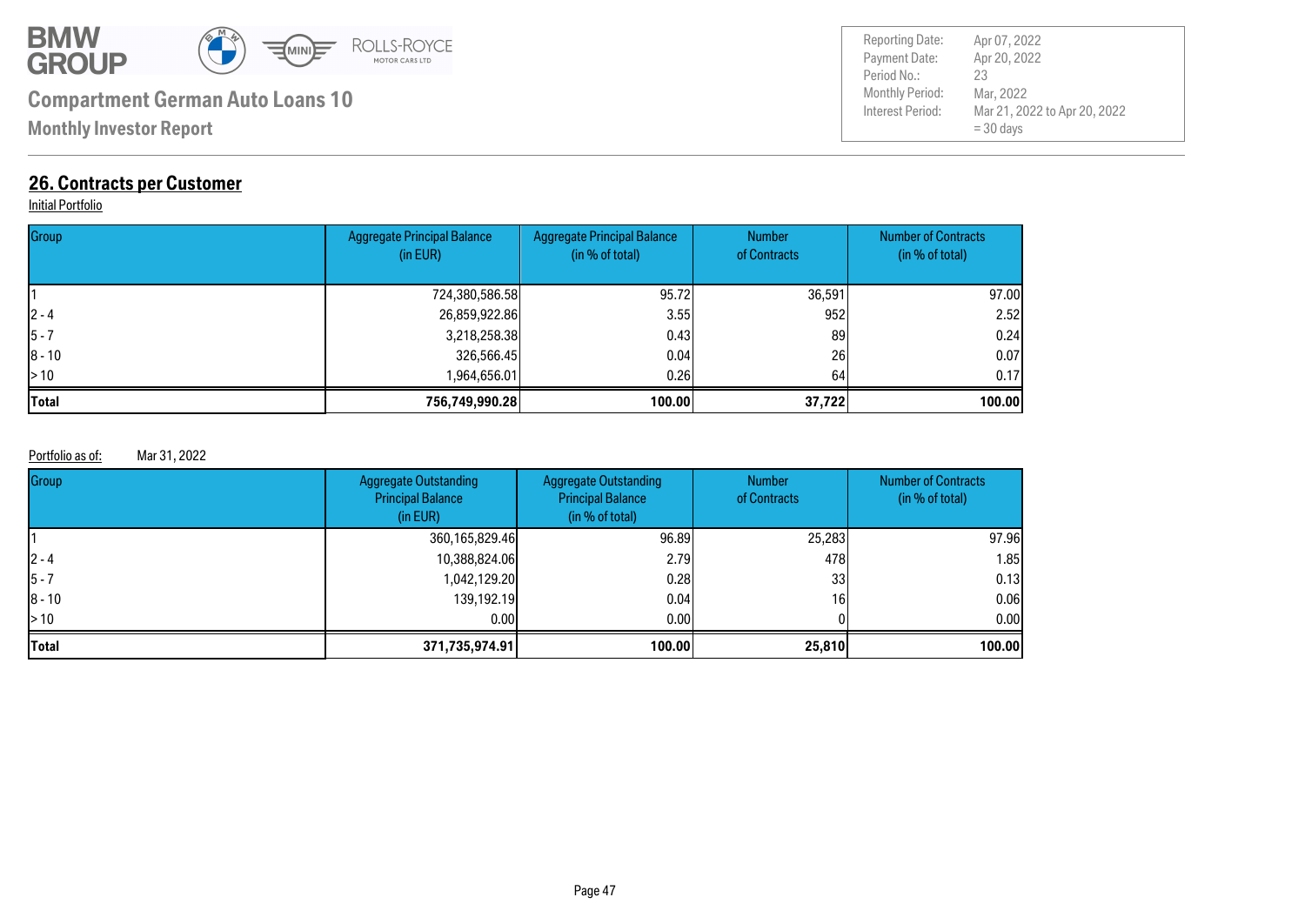## 26. Contracts per Customer

Initial Portfolio

| Group | Aggregate Principal Balance (in EUR) | Aggregate Principal Balance (in % of total) | Number of Contracts | Number of Contracts (in % of total) |
|---|---|---|---|---|
| 1 | 724,380,586.58 | 95.72 | 36,591 | 97.00 |
| 2 - 4 | 26,859,922.86 | 3.55 | 952 | 2.52 |
| 5 - 7 | 3,218,258.38 | 0.43 | 89 | 0.24 |
| 8 - 10 | 326,566.45 | 0.04 | 26 | 0.07 |
| > 10 | 1,964,656.01 | 0.26 | 64 | 0.17 |
| **Total** | **756,749,990.28** | **100.00** | **37,722** | **100.00** |

Portfolio as of: Mar 31, 2022

| Group | Aggregate Outstanding Principal Balance (in EUR) | Aggregate Outstanding Principal Balance (in % of total) | Number of Contracts | Number of Contracts (in % of total) |
|---|---|---|---|---|
| 1 | 360,165,829.46 | 96.89 | 25,283 | 97.96 |
| 2 - 4 | 10,388,824.06 | 2.79 | 478 | 1.85 |
| 5 - 7 | 1,042,129.20 | 0.28 | 33 | 0.13 |
| 8 - 10 | 139,192.19 | 0.04 | 16 | 0.06 |
| > 10 | 0.00 | 0.00 | 0 | 0.00 |
| **Total** | **371,735,974.91** | **100.00** | **25,810** | **100.00** |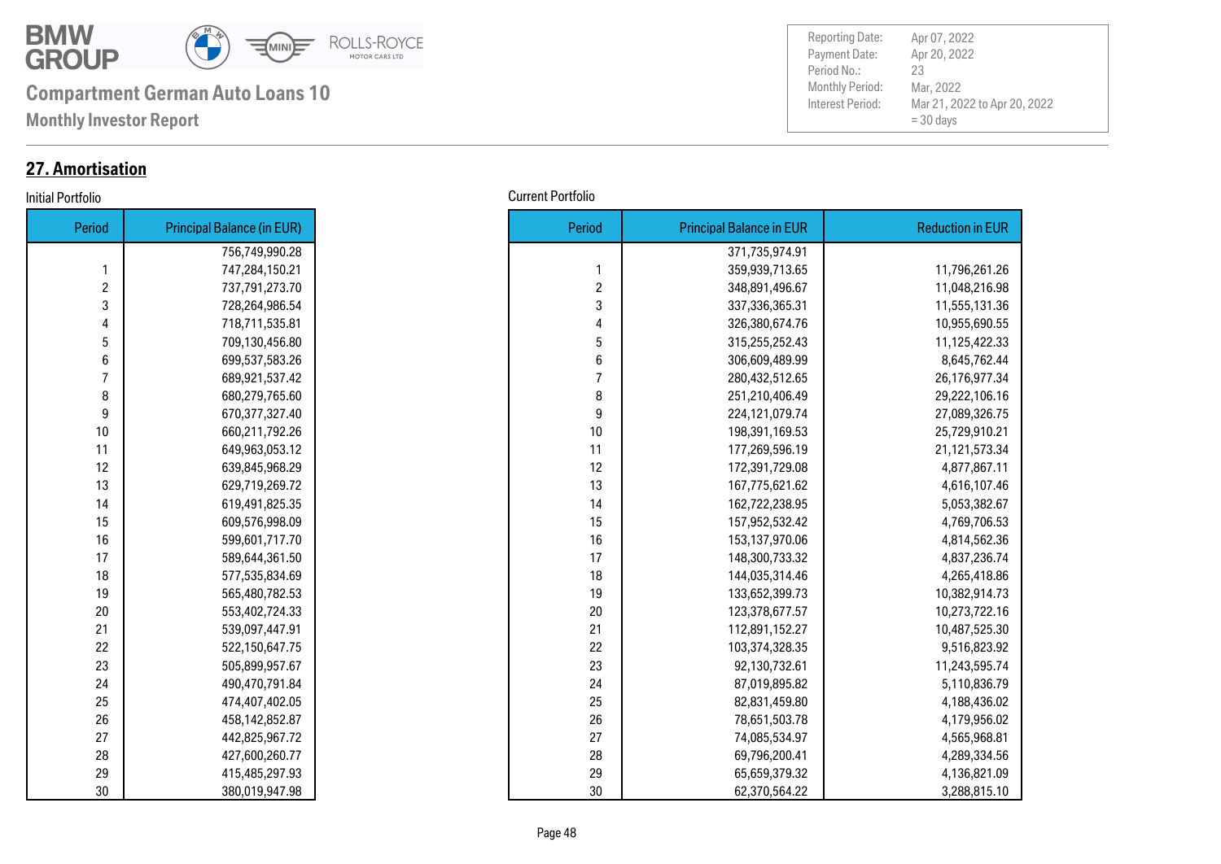## 27. Amortisation

Initial Portfolio

| Period | Principal Balance (in EUR) |
|---|---|
| | 756,749,990.28 |
| 1 | 747,284,150.21 |
| 2 | 737,791,273.70 |
| 3 | 728,264,986.54 |
| 4 | 718,711,535.81 |
| 5 | 709,130,456.80 |
| 6 | 699,537,583.26 |
| 7 | 689,921,537.42 |
| 8 | 680,279,765.60 |
| 9 | 670,377,327.40 |
| 10 | 660,211,792.26 |
| 11 | 649,963,053.12 |
| 12 | 639,845,968.29 |
| 13 | 629,719,269.72 |
| 14 | 619,491,825.35 |
| 15 | 609,576,998.09 |
| 16 | 599,601,717.70 |
| 17 | 589,644,361.50 |
| 18 | 577,535,834.69 |
| 19 | 565,480,782.53 |
| 20 | 553,402,724.33 |
| 21 | 539,097,447.91 |
| 22 | 522,150,647.75 |
| 23 | 505,899,957.67 |
| 24 | 490,470,791.84 |
| 25 | 474,407,402.05 |
| 26 | 458,142,852.87 |
| 27 | 442,825,967.72 |
| 28 | 427,600,260.77 |
| 29 | 415,485,297.93 |
| 30 | 380,019,947.98 |

Current Portfolio

| Period | Principal Balance in EUR | Reduction in EUR |
|---|---|---|
| | 371,735,974.91 | |
| 1 | 359,939,713.65 | 11,796,261.26 |
| 2 | 348,891,496.67 | 11,048,216.98 |
| 3 | 337,336,365.31 | 11,555,131.36 |
| 4 | 326,380,674.76 | 10,955,690.55 |
| 5 | 315,255,252.43 | 11,125,422.33 |
| 6 | 306,609,489.99 | 8,645,762.44 |
| 7 | 280,432,512.65 | 26,176,977.34 |
| 8 | 251,210,406.49 | 29,222,106.16 |
| 9 | 224,121,079.74 | 27,089,326.75 |
| 10 | 198,391,169.53 | 25,729,910.21 |
| 11 | 177,269,596.19 | 21,121,573.34 |
| 12 | 172,391,729.08 | 4,877,867.11 |
| 13 | 167,775,621.62 | 4,616,107.46 |
| 14 | 162,722,238.95 | 5,053,382.67 |
| 15 | 157,952,532.42 | 4,769,706.53 |
| 16 | 153,137,970.06 | 4,814,562.36 |
| 17 | 148,300,733.32 | 4,837,236.74 |
| 18 | 144,035,314.46 | 4,265,418.86 |
| 19 | 133,652,399.73 | 10,382,914.73 |
| 20 | 123,378,677.57 | 10,273,722.16 |
| 21 | 112,891,152.27 | 10,487,525.30 |
| 22 | 103,374,328.35 | 9,516,823.92 |
| 23 | 92,130,732.61 | 11,243,595.74 |
| 24 | 87,019,895.82 | 5,110,836.79 |
| 25 | 82,831,459.80 | 4,188,436.02 |
| 26 | 78,651,503.78 | 4,179,956.02 |
| 27 | 74,085,534.97 | 4,565,968.81 |
| 28 | 69,796,200.41 | 4,289,334.56 |
| 29 | 65,659,379.32 | 4,136,821.09 |
| 30 | 62,370,564.22 | 3,288,815.10 |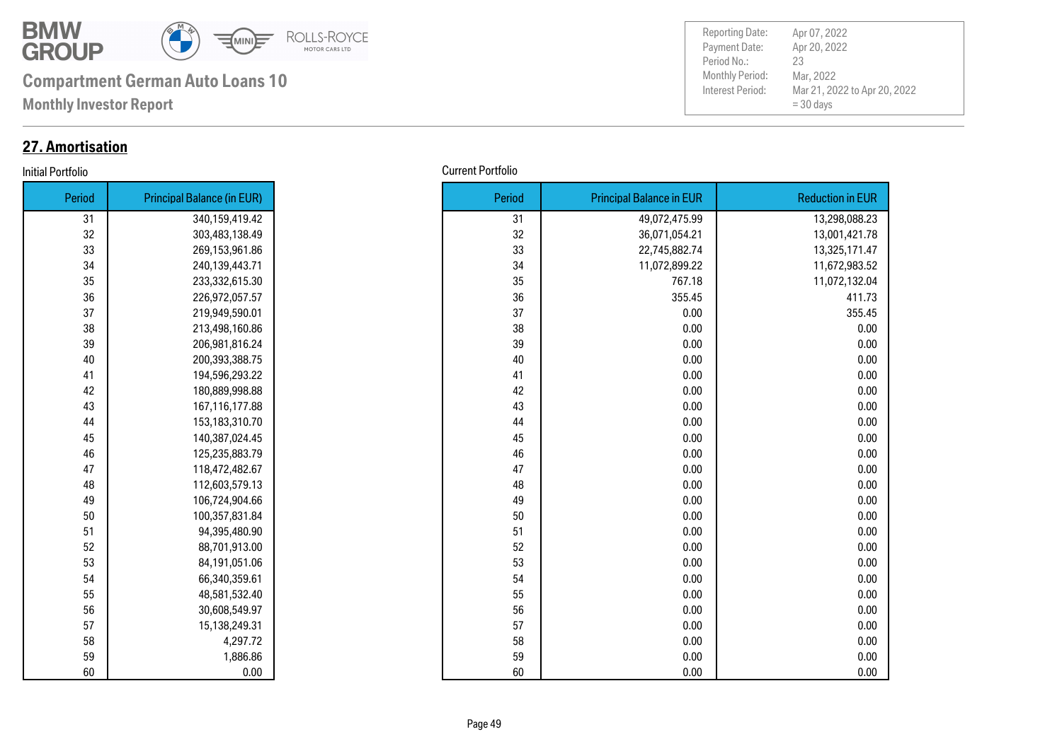**Compartment German Auto Loans 10**

**Monthly Investor Report**

| | |
|---|---|
| Reporting Date: | Apr 07, 2022 |
| Payment Date: | Apr 20, 2022 |
| Period No.: | 23 |
| Monthly Period: | Mar, 2022 |
| Interest Period: | Mar 21, 2022 to Apr 20, 2022 = 30 days |

## 27. Amortisation

Initial Portfolio

| Period | Principal Balance (in EUR) |
|---|---|
| 31 | 340,159,419.42 |
| 32 | 303,483,138.49 |
| 33 | 269,153,961.86 |
| 34 | 240,139,443.71 |
| 35 | 233,332,615.30 |
| 36 | 226,972,057.57 |
| 37 | 219,949,590.01 |
| 38 | 213,498,160.86 |
| 39 | 206,981,816.24 |
| 40 | 200,393,388.75 |
| 41 | 194,596,293.22 |
| 42 | 180,889,998.88 |
| 43 | 167,116,177.88 |
| 44 | 153,183,310.70 |
| 45 | 140,387,024.45 |
| 46 | 125,235,883.79 |
| 47 | 118,472,482.67 |
| 48 | 112,603,579.13 |
| 49 | 106,724,904.66 |
| 50 | 100,357,831.84 |
| 51 | 94,395,480.90 |
| 52 | 88,701,913.00 |
| 53 | 84,191,051.06 |
| 54 | 66,340,359.61 |
| 55 | 48,581,532.40 |
| 56 | 30,608,549.97 |
| 57 | 15,138,249.31 |
| 58 | 4,297.72 |
| 59 | 1,886.86 |
| 60 | 0.00 |

Current Portfolio

| Period | Principal Balance in EUR | Reduction in EUR |
|---|---|---|
| 31 | 49,072,475.99 | 13,298,088.23 |
| 32 | 36,071,054.21 | 13,001,421.78 |
| 33 | 22,745,882.74 | 13,325,171.47 |
| 34 | 11,072,899.22 | 11,672,983.52 |
| 35 | 767.18 | 11,072,132.04 |
| 36 | 355.45 | 411.73 |
| 37 | 0.00 | 355.45 |
| 38 | 0.00 | 0.00 |
| 39 | 0.00 | 0.00 |
| 40 | 0.00 | 0.00 |
| 41 | 0.00 | 0.00 |
| 42 | 0.00 | 0.00 |
| 43 | 0.00 | 0.00 |
| 44 | 0.00 | 0.00 |
| 45 | 0.00 | 0.00 |
| 46 | 0.00 | 0.00 |
| 47 | 0.00 | 0.00 |
| 48 | 0.00 | 0.00 |
| 49 | 0.00 | 0.00 |
| 50 | 0.00 | 0.00 |
| 51 | 0.00 | 0.00 |
| 52 | 0.00 | 0.00 |
| 53 | 0.00 | 0.00 |
| 54 | 0.00 | 0.00 |
| 55 | 0.00 | 0.00 |
| 56 | 0.00 | 0.00 |
| 57 | 0.00 | 0.00 |
| 58 | 0.00 | 0.00 |
| 59 | 0.00 | 0.00 |
| 60 | 0.00 | 0.00 |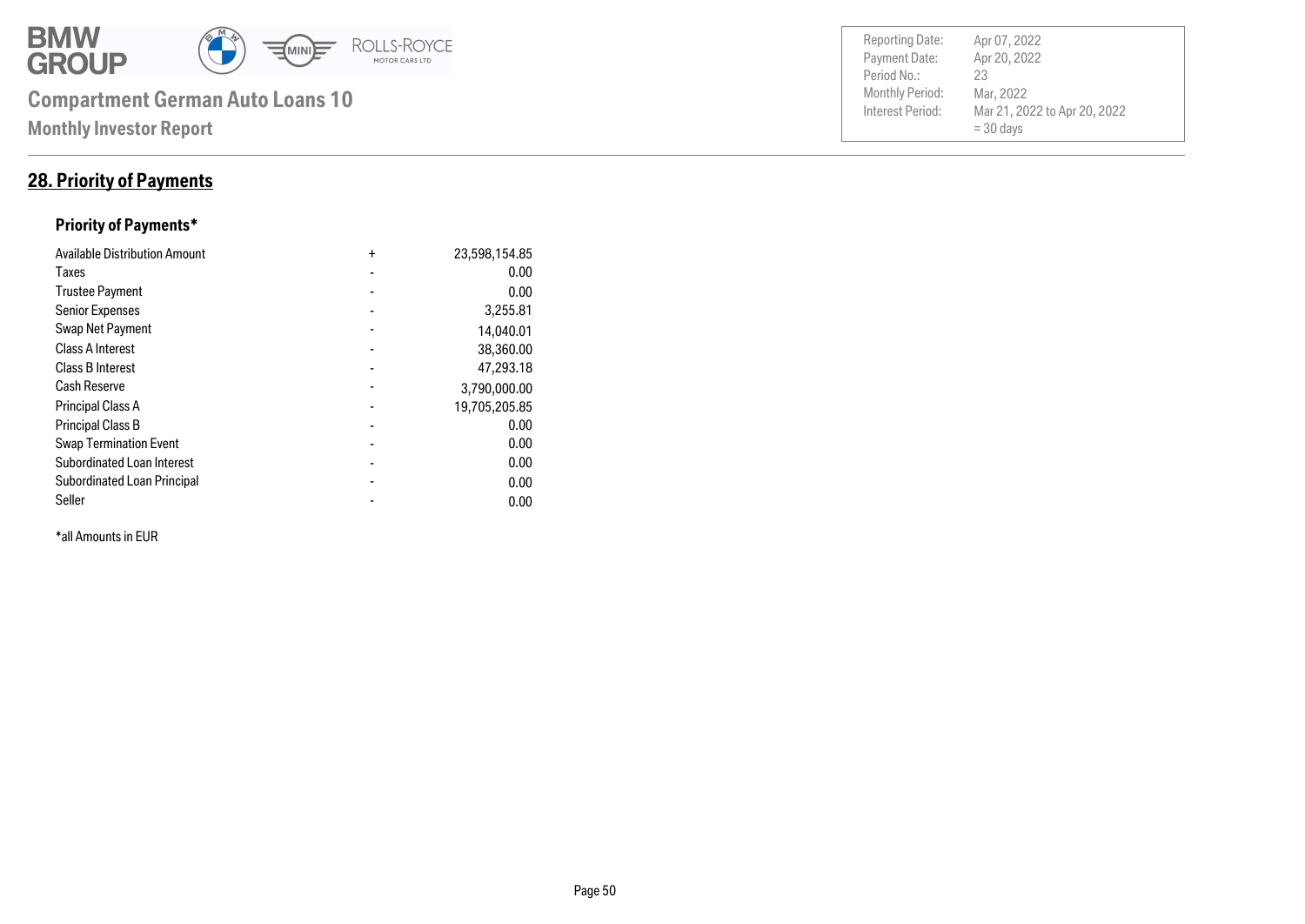## 28. Priority of Payments

### Priority of Payments*

| | | |
|---|---|---|
| Available Distribution Amount | + | 23,598,154.85 |
| Taxes | - | 0.00 |
| Trustee Payment | - | 0.00 |
| Senior Expenses | - | 3,255.81 |
| Swap Net Payment | - | 14,040.01 |
| Class A Interest | - | 38,360.00 |
| Class B Interest | - | 47,293.18 |
| Cash Reserve | - | 3,790,000.00 |
| Principal Class A | - | 19,705,205.85 |
| Principal Class B | - | 0.00 |
| Swap Termination Event | - | 0.00 |
| Subordinated Loan Interest | - | 0.00 |
| Subordinated Loan Principal | - | 0.00 |
| Seller | - | 0.00 |

*all Amounts in EUR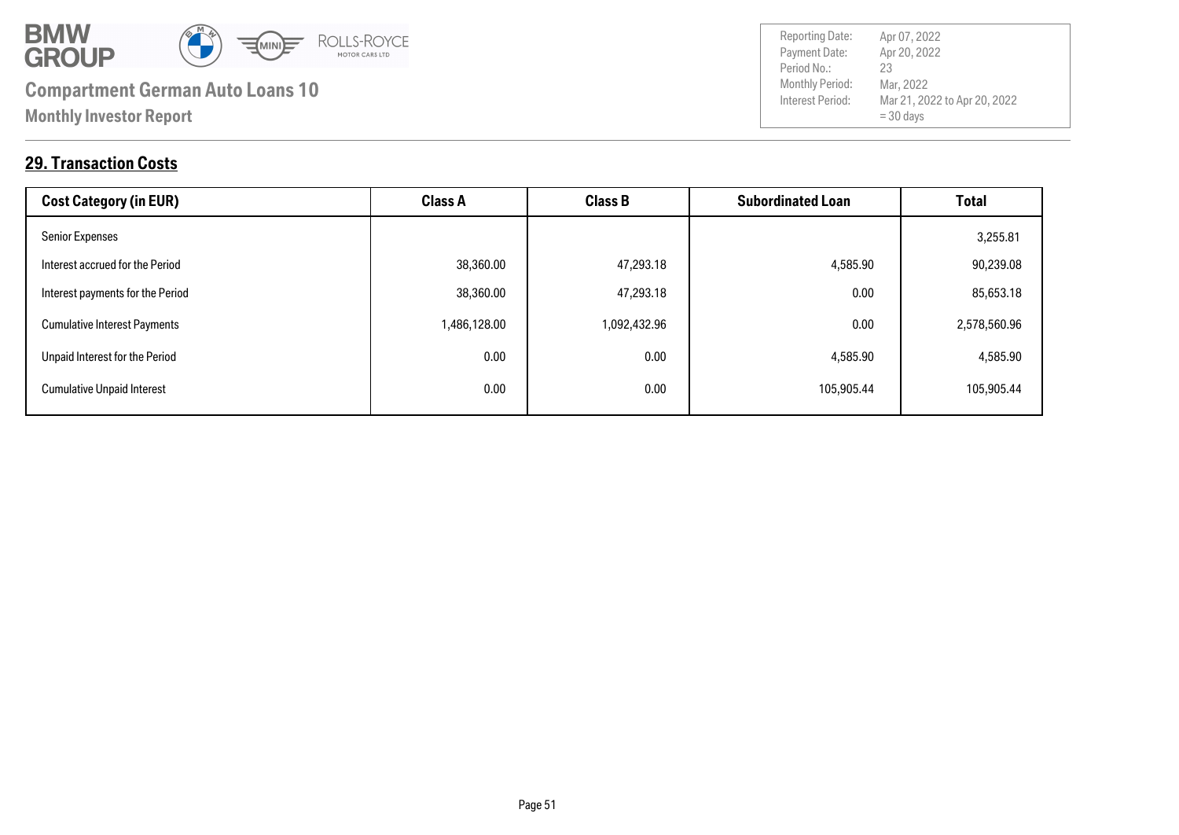## 29. Transaction Costs

| Cost Category (in EUR) | Class A | Class B | Subordinated Loan | Total |
|---|---|---|---|---|
| Senior Expenses | | | | 3,255.81 |
| Interest accrued for the Period | 38,360.00 | 47,293.18 | 4,585.90 | 90,239.08 |
| Interest payments for the Period | 38,360.00 | 47,293.18 | 0.00 | 85,653.18 |
| Cumulative Interest Payments | 1,486,128.00 | 1,092,432.96 | 0.00 | 2,578,560.96 |
| Unpaid Interest for the Period | 0.00 | 0.00 | 4,585.90 | 4,585.90 |
| Cumulative Unpaid Interest | 0.00 | 0.00 | 105,905.44 | 105,905.44 |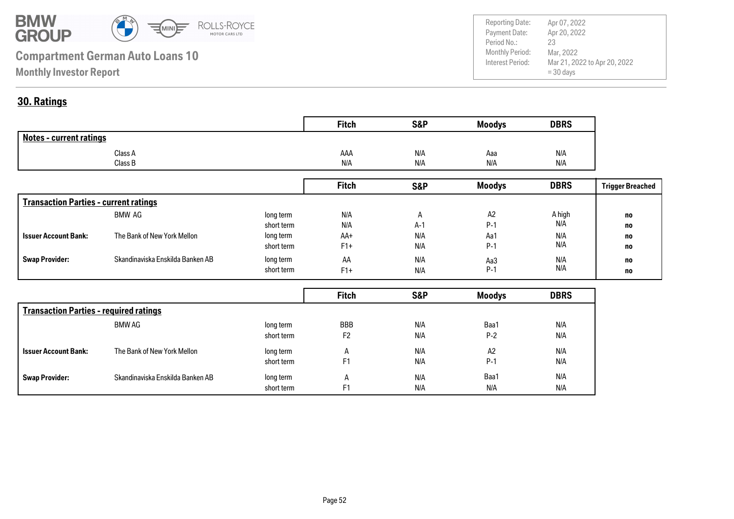# Compartment German Auto Loans 10

**Monthly Investor Report**

| | |
|---|---|
| Reporting Date: | Apr 07, 2022 |
| Payment Date: | Apr 20, 2022 |
| Period No.: | 23 |
| Monthly Period: | Mar, 2022 |
| Interest Period: | Mar 21, 2022 to Apr 20, 2022 = 30 days |

## 30. Ratings

| Notes - current ratings | Fitch | S&P | Moodys | DBRS |
|---|---|---|---|---|
| Class A | AAA | N/A | Aaa | N/A |
| Class B | N/A | N/A | N/A | N/A |

| Transaction Parties - current ratings | | | Fitch | S&P | Moodys | DBRS | Trigger Breached |
|---|---|---|---|---|---|---|---|
| | BMW AG | long term | N/A | A | A2 | A high | no |
| | | short term | N/A | A-1 | P-1 | N/A | no |
| **Issuer Account Bank:** | The Bank of New York Mellon | long term | AA+ | N/A | Aa1 | N/A | no |
| | | short term | F1+ | N/A | P-1 | N/A | no |
| **Swap Provider:** | Skandinaviska Enskilda Banken AB | long term | AA | N/A | Aa3 | N/A | no |
| | | short term | F1+ | N/A | P-1 | N/A | no |

| Transaction Parties - required ratings | | | Fitch | S&P | Moodys | DBRS |
|---|---|---|---|---|---|---|
| | BMW AG | long term | BBB | N/A | Baa1 | N/A |
| | | short term | F2 | N/A | P-2 | N/A |
| **Issuer Account Bank:** | The Bank of New York Mellon | long term | A | N/A | A2 | N/A |
| | | short term | F1 | N/A | P-1 | N/A |
| **Swap Provider:** | Skandinaviska Enskilda Banken AB | long term | A | N/A | Baa1 | N/A |
| | | short term | F1 | N/A | N/A | N/A |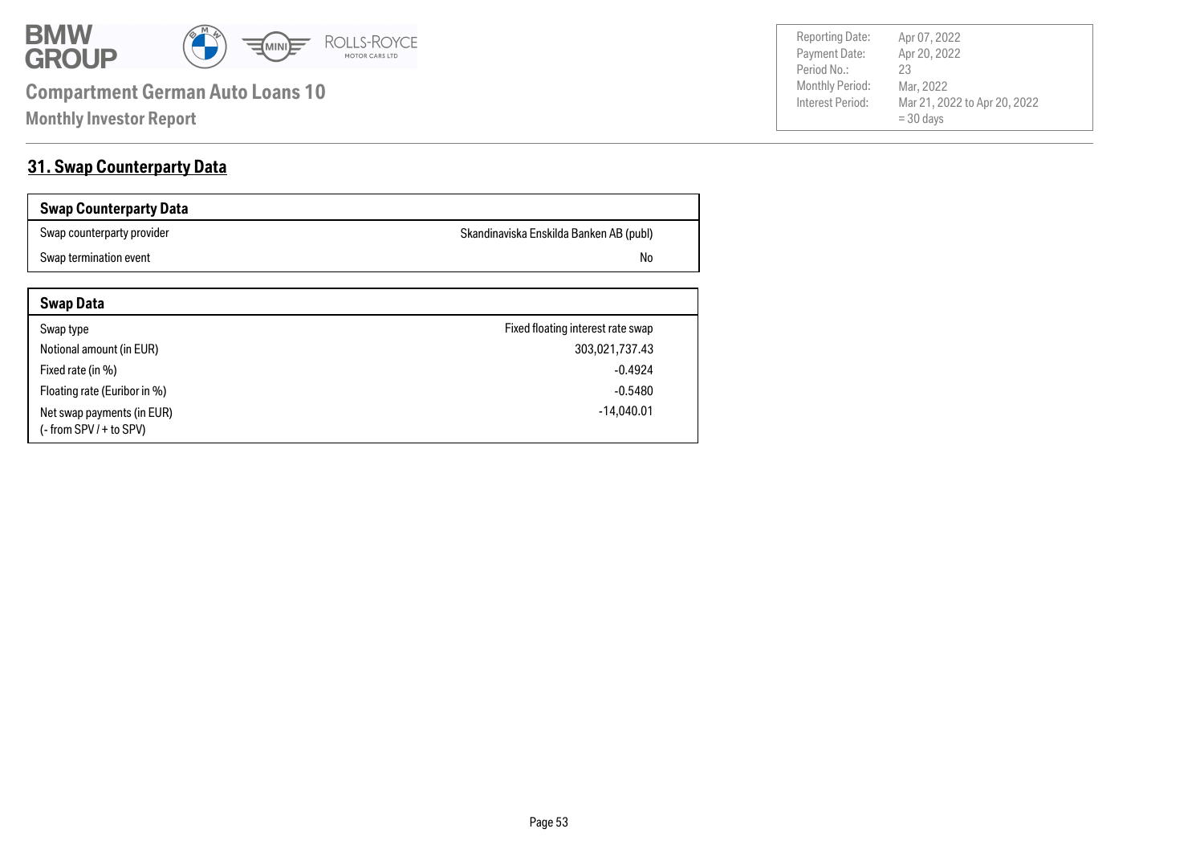## 31. Swap Counterparty Data

| Swap Counterparty Data | |
|---|---|
| Swap counterparty provider | Skandinaviska Enskilda Banken AB (publ) |
| Swap termination event | No |

| Swap Data | |
|---|---|
| Swap type | Fixed floating interest rate swap |
| Notional amount (in EUR) | 303,021,737.43 |
| Fixed rate (in %) | -0.4924 |
| Floating rate (Euribor in %) | -0.5480 |
| Net swap payments (in EUR) (- from SPV / + to SPV) | -14,040.01 |